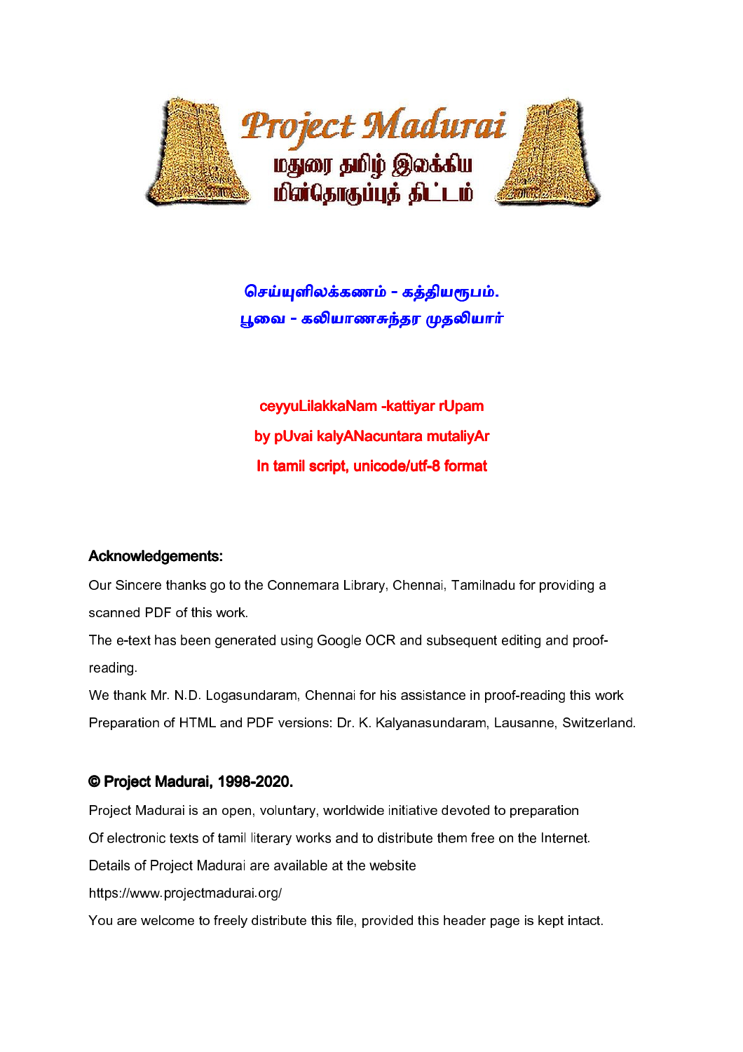# Project Madurai

மதுரை தமிழ் இலக்கிய மின்தொகுப்புத் திட்டம்

## செய்யுளிலக்கணம் - கத்தியரூபம்.
## பூவை - கலியாணசுந்தர முதலியார்

**ceyyuLilakkaNam -kattiyar rUpam**

**by pUvai kalyANacuntara mutaliyAr**

**In tamil script, unicode/utf-8 format**

### Acknowledgements:

Our Sincere thanks go to the Connemara Library, Chennai, Tamilnadu for providing a scanned PDF of this work.

The e-text has been generated using Google OCR and subsequent editing and proof-reading.

We thank Mr. N.D. Logasundaram, Chennai for his assistance in proof-reading this work

Preparation of HTML and PDF versions: Dr. K. Kalyanasundaram, Lausanne, Switzerland.

### © Project Madurai, 1998-2020.

Project Madurai is an open, voluntary, worldwide initiative devoted to preparation
Of electronic texts of tamil literary works and to distribute them free on the Internet.
Details of Project Madurai are available at the website
https://www.projectmadurai.org/
You are welcome to freely distribute this file, provided this header page is kept intact.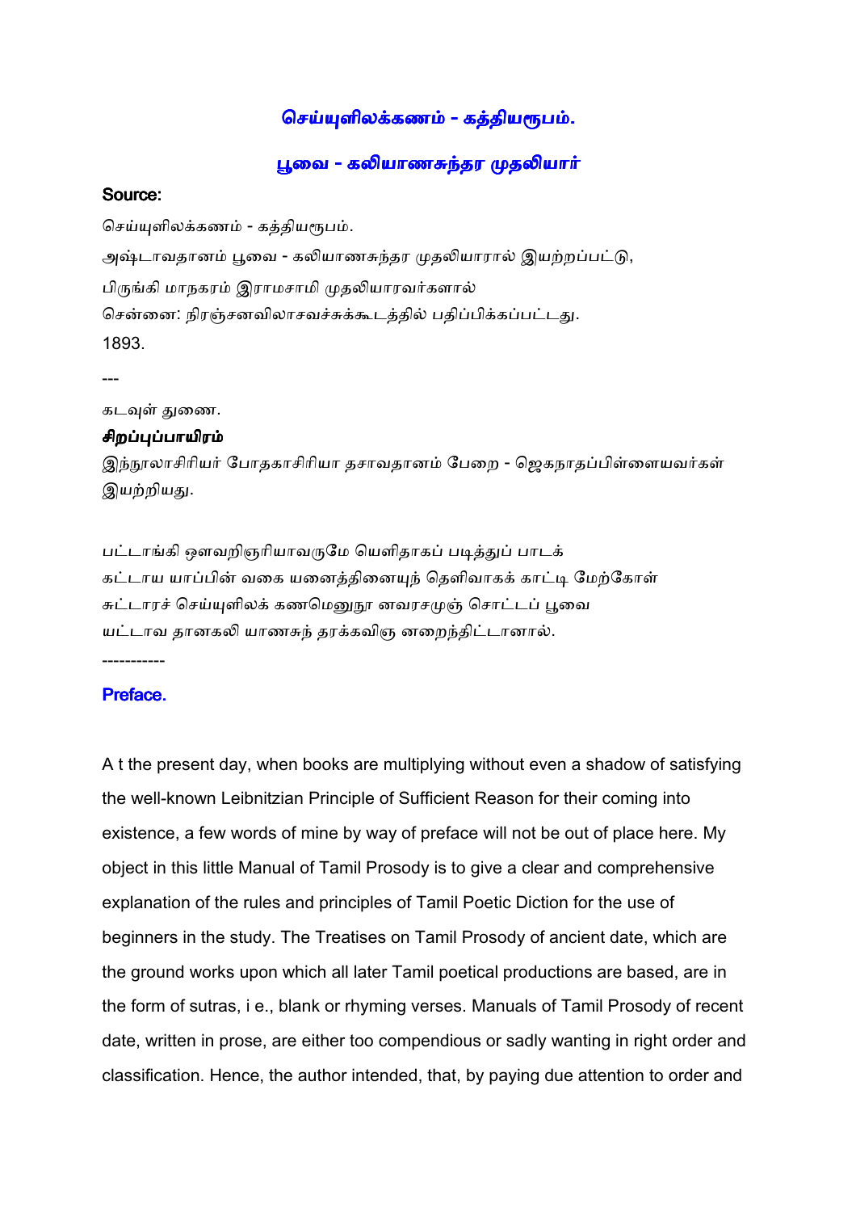## செய்யுளிலக்கணம் - கத்தியரூபம்.

## பூவை - கலியாணசுந்தர முதலியார்

**Source:**

செய்யுளிலக்கணம் - கத்தியரூபம்.

அஷ்டாவதானம் பூவை - கலியாணசுந்தர முதலியாரால் இயற்றப்பட்டு,

பிருங்கி மாநகரம் இராமசாமி முதலியாரவர்களால்

சென்னை: நிரஞ்சனவிலாசவச்சுக்கூடத்தில் பதிப்பிக்கப்பட்டது.

1893.

---

கடவுள் துணை.

**சிறப்புப்பாயிரம்**

இந்நூலாசிரியர் போதகாசிரியா தசாவதானம் பேறை - ஜெகநாதப்பிள்ளையவர்கள் இயற்றியது.

பட்டாங்கி ஔவறிஞரியாவருமே யெளிதாகப் படித்துப் பாடக்
கட்டாய யாப்பின் வகை யனைத்தினையுந் தெளிவாகக் காட்டி மேற்கோள்
சுட்டாரச் செய்யுளிலக் கணமெனுநூ னவரசமுஞ் சொட்டப் பூவை
யட்டாவ தானகலி யாணசுந் தரக்கவிஞ னறைந்திட்டானால்.

-----------

### Preface.

At the present day, when books are multiplying without even a shadow of satisfying the well-known Leibnitzian Principle of Sufficient Reason for their coming into existence, a few words of mine by way of preface will not be out of place here. My object in this little Manual of Tamil Prosody is to give a clear and comprehensive explanation of the rules and principles of Tamil Poetic Diction for the use of beginners in the study. The Treatises on Tamil Prosody of ancient date, which are the ground works upon which all later Tamil poetical productions are based, are in the form of sutras, i e., blank or rhyming verses. Manuals of Tamil Prosody of recent date, written in prose, are either too compendious or sadly wanting in right order and classification. Hence, the author intended, that, by paying due attention to order and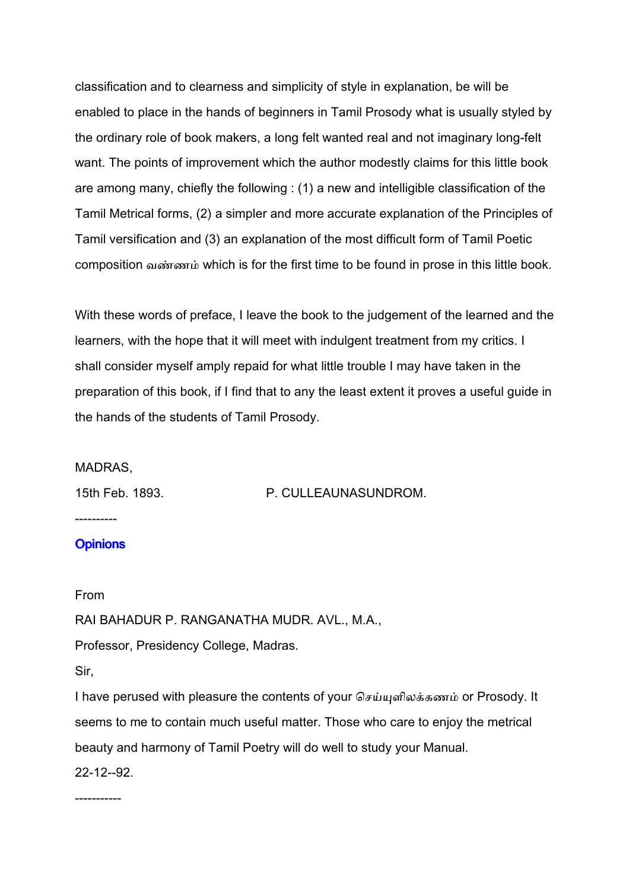classification and to clearness and simplicity of style in explanation, be will be enabled to place in the hands of beginners in Tamil Prosody what is usually styled by the ordinary role of book makers, a long felt wanted real and not imaginary long-felt want. The points of improvement which the author modestly claims for this little book are among many, chiefly the following : (1) a new and intelligible classification of the Tamil Metrical forms, (2) a simpler and more accurate explanation of the Principles of Tamil versification and (3) an explanation of the most difficult form of Tamil Poetic composition வண்ணம் which is for the first time to be found in prose in this little book.

With these words of preface, I leave the book to the judgement of the learned and the learners, with the hope that it will meet with indulgent treatment from my critics. I shall consider myself amply repaid for what little trouble I may have taken in the preparation of this book, if I find that to any the least extent it proves a useful guide in the hands of the students of Tamil Prosody.

MADRAS,

15th Feb. 1893. P. CULLEAUNASUNDROM.

----------

## Opinions

From

RAI BAHADUR P. RANGANATHA MUDR. AVL., M.A.,

Professor, Presidency College, Madras.

Sir,

I have perused with pleasure the contents of your செய்யுளிலக்கணம் or Prosody. It seems to me to contain much useful matter. Those who care to enjoy the metrical beauty and harmony of Tamil Poetry will do well to study your Manual.

22-12--92.

-----------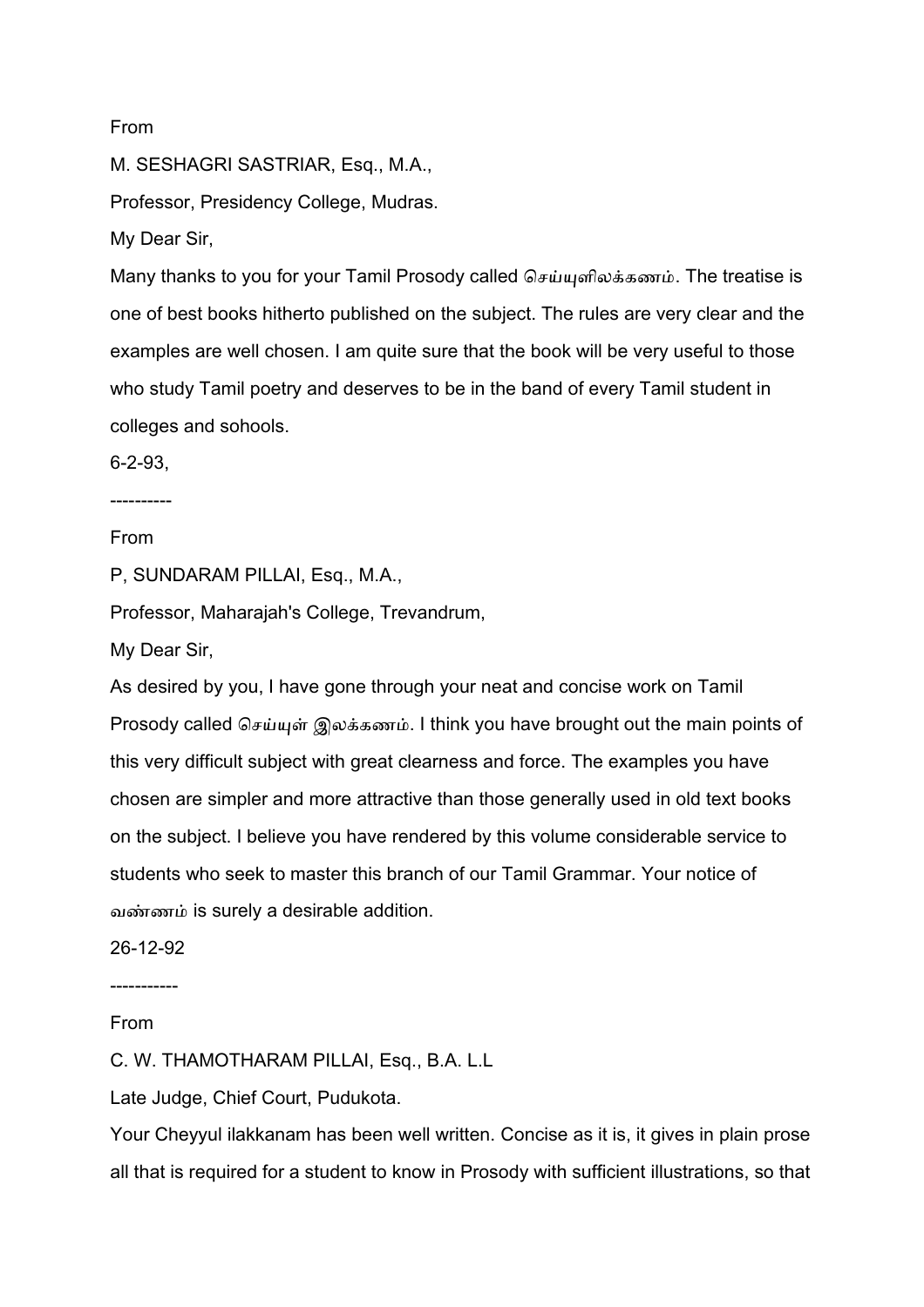From

M. SESHAGRI SASTRIAR, Esq., M.A.,

Professor, Presidency College, Mudras.

My Dear Sir,

Many thanks to you for your Tamil Prosody called செய்யுளிலக்கணம். The treatise is one of best books hitherto published on the subject. The rules are very clear and the examples are well chosen. I am quite sure that the book will be very useful to those who study Tamil poetry and deserves to be in the band of every Tamil student in colleges and sohools.

6-2-93,

----------

From

P, SUNDARAM PILLAI, Esq., M.A.,

Professor, Maharajah's College, Trevandrum,

My Dear Sir,

As desired by you, I have gone through your neat and concise work on Tamil Prosody called செய்யுள் இலக்கணம். I think you have brought out the main points of this very difficult subject with great clearness and force. The examples you have chosen are simpler and more attractive than those generally used in old text books on the subject. I believe you have rendered by this volume considerable service to students who seek to master this branch of our Tamil Grammar. Your notice of வண்ணம் is surely a desirable addition.

26-12-92

-----------

From

C. W. THAMOTHARAM PILLAI, Esq., B.A. L.L

Late Judge, Chief Court, Pudukota.

Your Cheyyul ilakkanam has been well written. Concise as it is, it gives in plain prose all that is required for a student to know in Prosody with sufficient illustrations, so that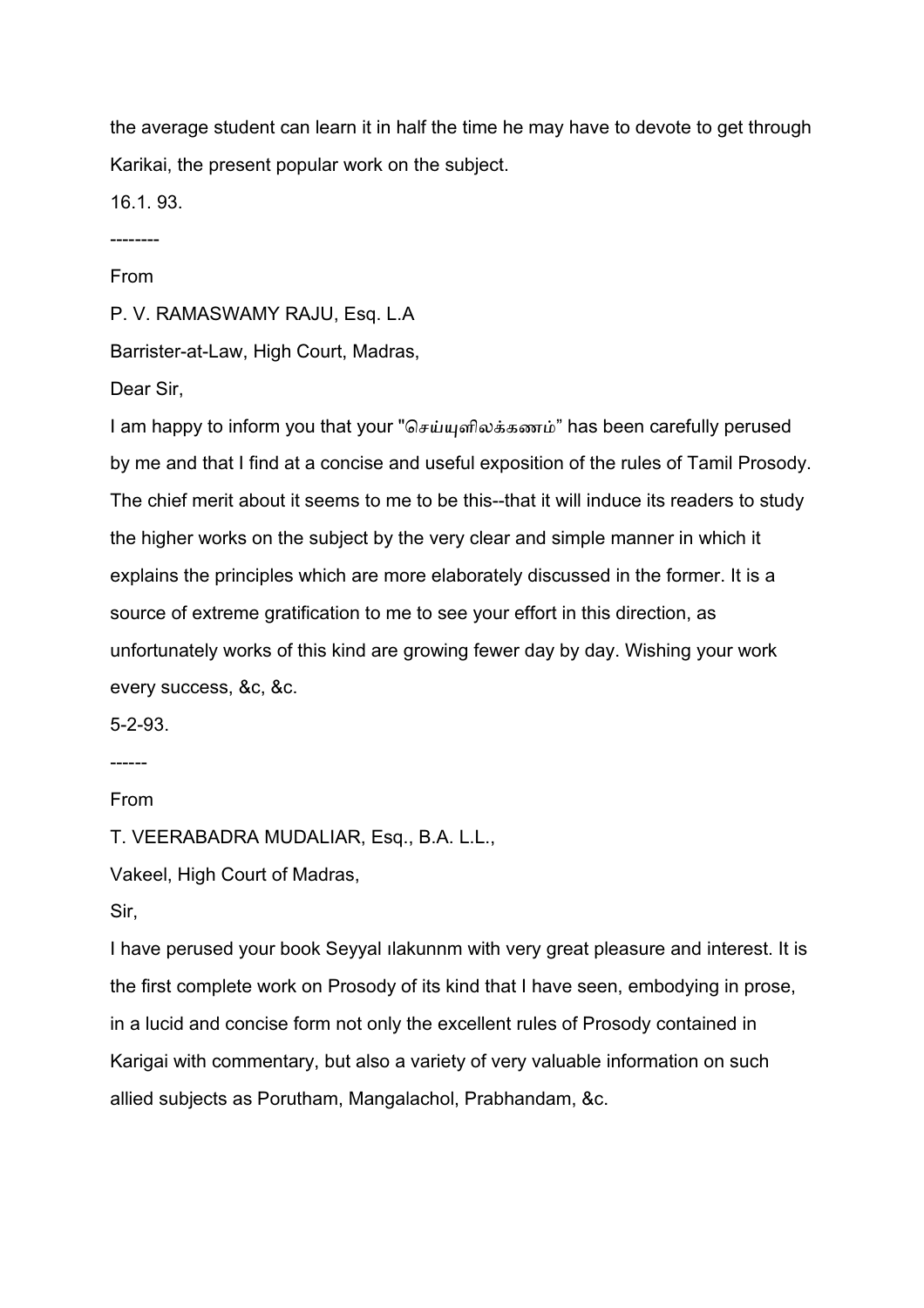the average student can learn it in half the time he may have to devote to get through Karikai, the present popular work on the subject.

16.1. 93.

--------

From

P. V. RAMASWAMY RAJU, Esq. L.A

Barrister-at-Law, High Court, Madras,

Dear Sir,

I am happy to inform you that your "செய்யுளிலக்கணம்" has been carefully perused by me and that I find at a concise and useful exposition of the rules of Tamil Prosody. The chief merit about it seems to me to be this--that it will induce its readers to study the higher works on the subject by the very clear and simple manner in which it explains the principles which are more elaborately discussed in the former. It is a source of extreme gratification to me to see your effort in this direction, as unfortunately works of this kind are growing fewer day by day. Wishing your work every success, &c, &c.

5-2-93.

------

From

T. VEERABADRA MUDALIAR, Esq., B.A. L.L.,

Vakeel, High Court of Madras,

Sir,

I have perused your book Seyyal ılakunnm with very great pleasure and interest. It is the first complete work on Prosody of its kind that I have seen, embodying in prose, in a lucid and concise form not only the excellent rules of Prosody contained in Karigai with commentary, but also a variety of very valuable information on such allied subjects as Porutham, Mangalachol, Prabhandam, &c.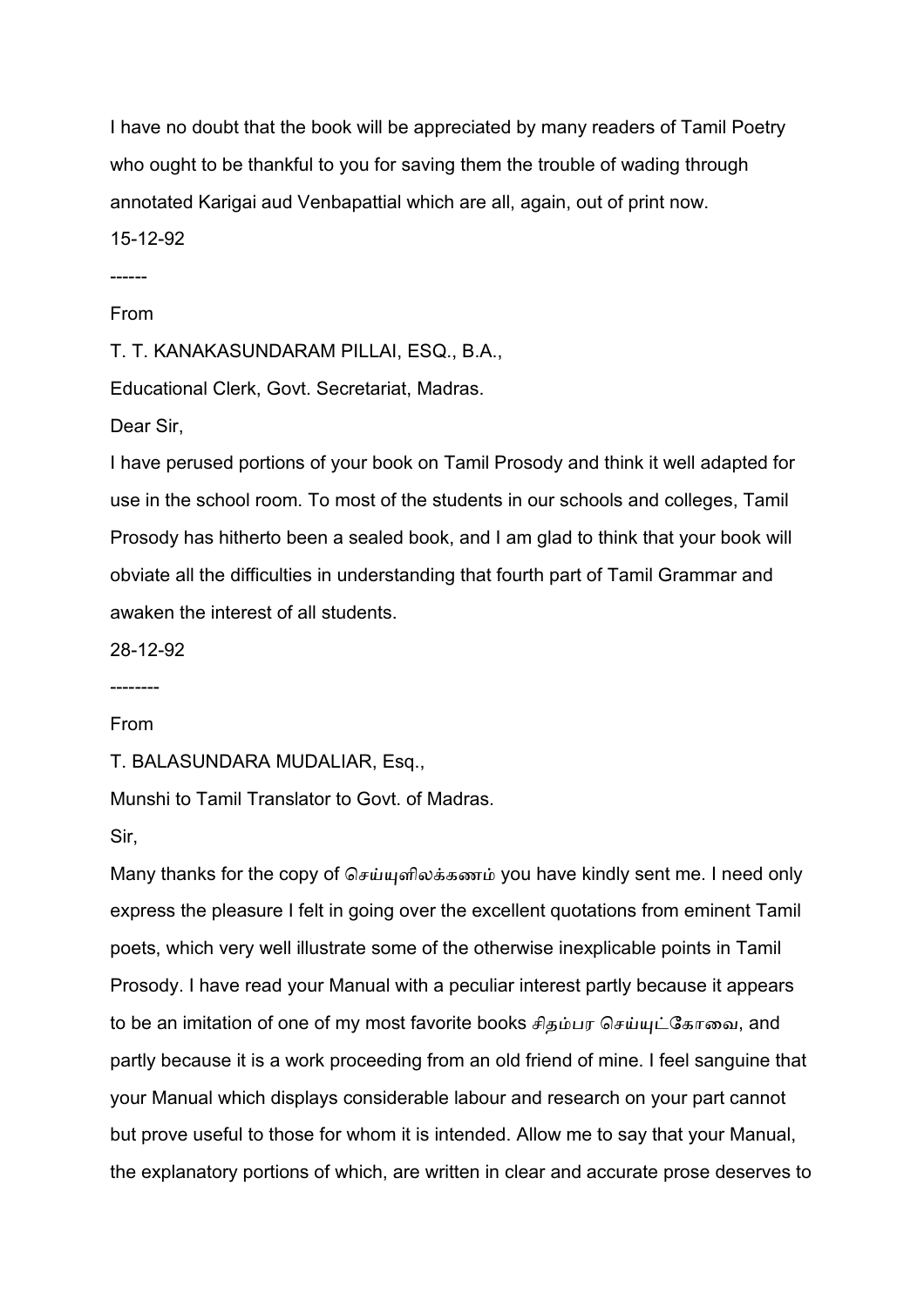I have no doubt that the book will be appreciated by many readers of Tamil Poetry who ought to be thankful to you for saving them the trouble of wading through annotated Karigai aud Venbapattial which are all, again, out of print now.

15-12-92

------

From

T. T. KANAKASUNDARAM PILLAI, ESQ., B.A.,

Educational Clerk, Govt. Secretariat, Madras.

Dear Sir,

I have perused portions of your book on Tamil Prosody and think it well adapted for use in the school room. To most of the students in our schools and colleges, Tamil Prosody has hitherto been a sealed book, and I am glad to think that your book will obviate all the difficulties in understanding that fourth part of Tamil Grammar and awaken the interest of all students.

28-12-92

--------

From

T. BALASUNDARA MUDALIAR, Esq.,

Munshi to Tamil Translator to Govt. of Madras.

Sir,

Many thanks for the copy of செய்யுளிலக்கணம் you have kindly sent me. I need only express the pleasure I felt in going over the excellent quotations from eminent Tamil poets, which very well illustrate some of the otherwise inexplicable points in Tamil Prosody. I have read your Manual with a peculiar interest partly because it appears to be an imitation of one of my most favorite books சிதம்பர செய்யுட்கோவை, and partly because it is a work proceeding from an old friend of mine. I feel sanguine that your Manual which displays considerable labour and research on your part cannot but prove useful to those for whom it is intended. Allow me to say that your Manual, the explanatory portions of which, are written in clear and accurate prose deserves to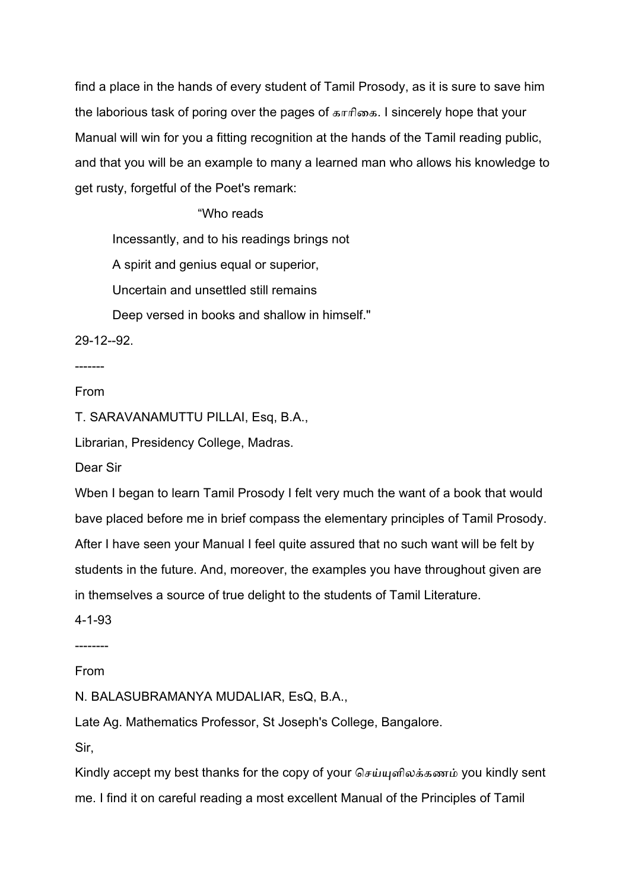find a place in the hands of every student of Tamil Prosody, as it is sure to save him the laborious task of poring over the pages of காரிகை. I sincerely hope that your Manual will win for you a fitting recognition at the hands of the Tamil reading public, and that you will be an example to many a learned man who allows his knowledge to get rusty, forgetful of the Poet's remark:

> "Who reads
> Incessantly, and to his readings brings not
> A spirit and genius equal or superior,
> Uncertain and unsettled still remains
> Deep versed in books and shallow in himself."

29-12--92.

-------

From

T. SARAVANAMUTTU PILLAI, Esq, B.A.,

Librarian, Presidency College, Madras.

Dear Sir

Wben I began to learn Tamil Prosody I felt very much the want of a book that would bave placed before me in brief compass the elementary principles of Tamil Prosody. After I have seen your Manual I feel quite assured that no such want will be felt by students in the future. And, moreover, the examples you have throughout given are in themselves a source of true delight to the students of Tamil Literature.

4-1-93

--------

From

N. BALASUBRAMANYA MUDALIAR, EsQ, B.A.,

Late Ag. Mathematics Professor, St Joseph's College, Bangalore.

Sir,

Kindly accept my best thanks for the copy of your செய்யுளிலக்கணம் you kindly sent me. I find it on careful reading a most excellent Manual of the Principles of Tamil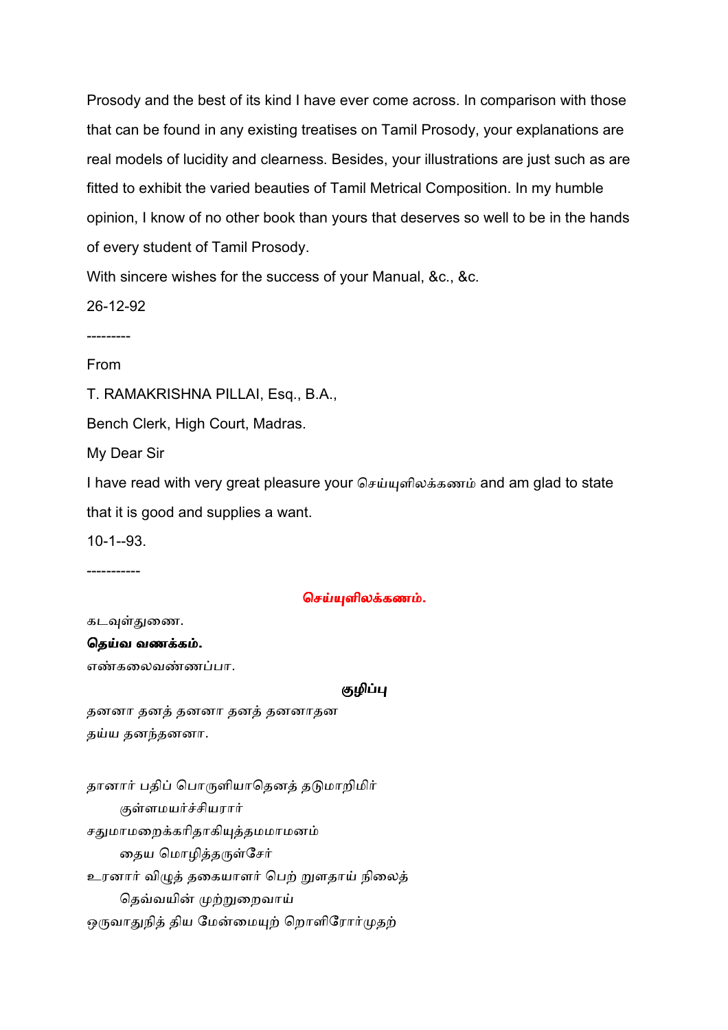Prosody and the best of its kind I have ever come across. In comparison with those that can be found in any existing treatises on Tamil Prosody, your explanations are real models of lucidity and clearness. Besides, your illustrations are just such as are fitted to exhibit the varied beauties of Tamil Metrical Composition. In my humble opinion, I know of no other book than yours that deserves so well to be in the hands of every student of Tamil Prosody.

With sincere wishes for the success of your Manual, &c., &c.

26-12-92

---------

From

T. RAMAKRISHNA PILLAI, Esq., B.A.,

Bench Clerk, High Court, Madras.

My Dear Sir

I have read with very great pleasure your செய்யுளிலக்கணம் and am glad to state that it is good and supplies a want.

10-1--93.

-----------

## செய்யுளிலக்கணம்.

கடவுள்துணை.

**தெய்வ வணக்கம்.**

எண்கலைவண்ணப்பா.

### குழிப்பு

தனனா தனத் தனனா தனத் தனனாதன
தய்ய தனந்தனனா.

தானார் பதிப் பொருளியாதெனத் தடுமாறிமிர்
    குள்ளமயர்ச்சியரார்
சதுமாமறைக்கரிதாகியுத்தமமாமனம்
    தைய மொழித்தருள்சேர்
உரனார் விழுத் தகையாளர் பெற் றுளதாய் நிலைத்
    தெவ்வயின் முற்றுறைவாய்
ஒருவாதுநித் திய மேன்மையுற் றொளிரோர்முதற்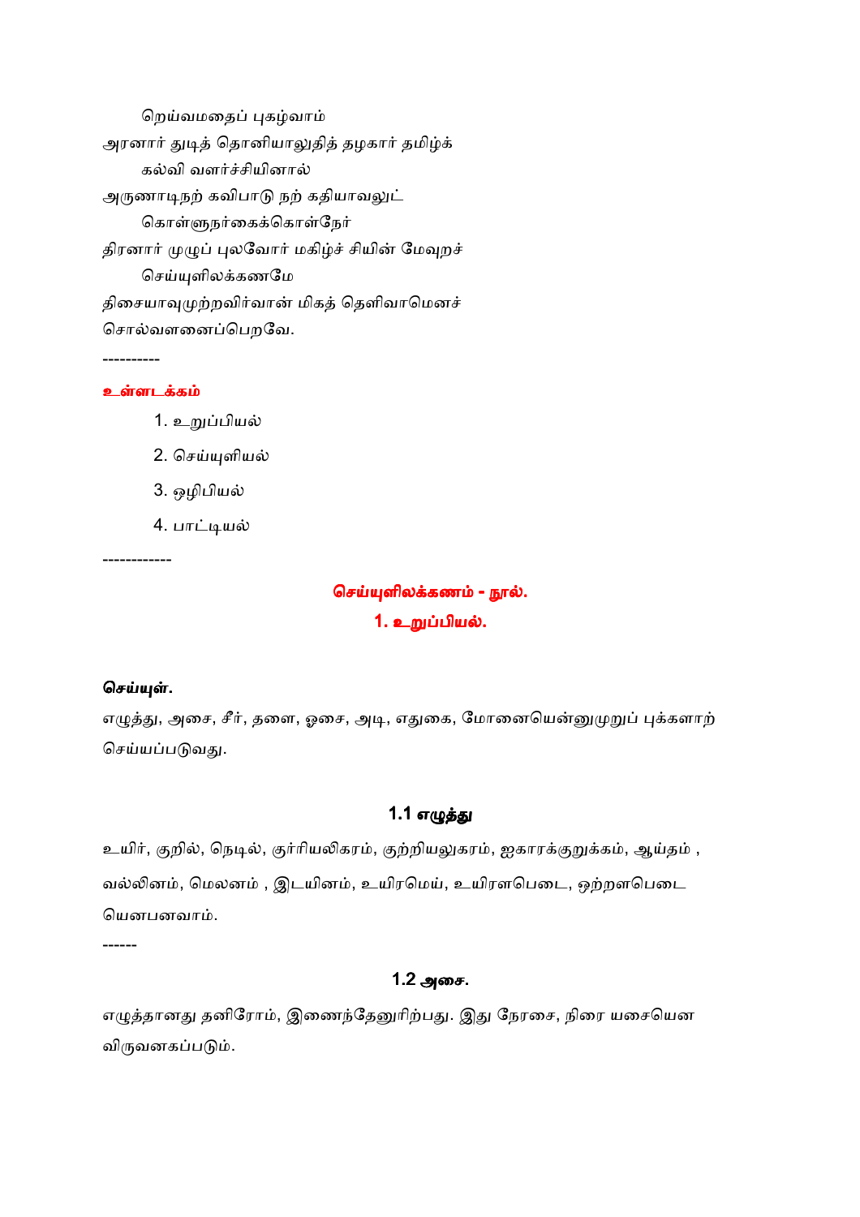றெய்வமதைப் புகழ்வாம்
அரனார் துடித் தொனியாலுதித் தழகார் தமிழ்க்
கல்வி வளர்ச்சியினால்
அருணாடிநற் கவிபாடு நற் கதியாவலுட்
கொள்ளுநர்கைக்கொள்நேர்
திரனார் முழுப் புலவோர் மகிழ்ச் சியின் மேவுறச்
செய்யுளிலக்கணமே
திசையாவுமுற்றவிர்வான் மிகத் தெளிவாமெனச்
சொல்வளனைப்பெறவே.

----------

**உள்ளடக்கம்**

1. உறுப்பியல்
2. செய்யுளியல்
3. ஒழிபியல்
4. பாட்டியல்

------------

## செய்யுளிலக்கணம் - நூல்.

## 1. உறுப்பியல்.

**செய்யுள்.**

எழுத்து, அசை, சீர், தளை, ஓசை, அடி, எதுகை, மோனையென்னுமுறுப் புக்களாற் செய்யப்படுவது.

### 1.1 எழுத்து

உயிர், குறில், நெடில், குர்ரியலிகரம், குற்றியலுகரம், ஐகாரக்குறுக்கம், ஆய்தம் , வல்லினம், மெலனம் , இடயினம், உயிரமெய், உயிரளபெடை, ஒற்றளபெடை யெனபனவாம்.

------

### 1.2 அசை.

எழுத்தானது தனிரோம், இணைந்தேனுரிற்பது. இது நேரசை, நிரை யசையென விருவனகப்படும்.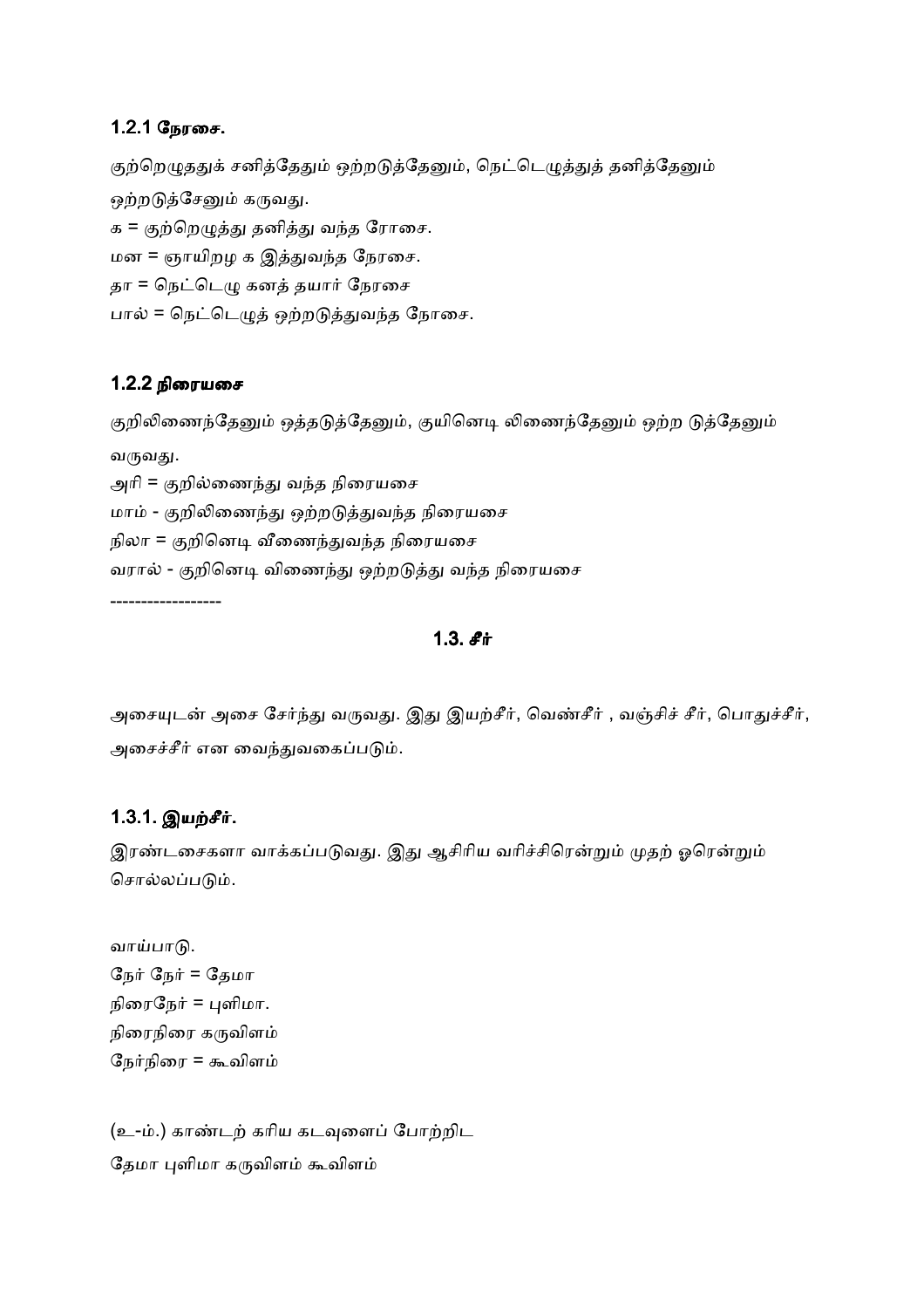### 1.2.1 நேரசை.

குற்றெழுததுக் சனித்தேதும் ஒற்றடுத்தேனும், நெட்டெழுத்துத் தனித்தேனும் ஒற்றடுத்சேனும் கருவது.

க = குற்றெழுத்து தனித்து வந்த ரோசை.

மன = ஞாயிறழ க இத்துவந்த நேரசை.

தா = நெட்டெழு கனத் தயார் நேரசை

பால் = நெட்டெழுத் ஒற்றடுத்துவந்த நோசை.

### 1.2.2 நிரையசை

குறிலிணைந்தேனும் ஒத்தடுத்தேனும், குயினெடி லிணைந்தேனும் ஒற்ற டுத்தேனும் வருவது.

அரி = குறில்ணைந்து வந்த நிரையசை

மாம் - குறிலிணைந்து ஒற்றடுத்துவந்த நிரையசை

நிலா = குறினெடி வீணைந்துவந்த நிரையசை

வரால் - குறினெடி விணைந்து ஒற்றடுத்து வந்த நிரையசை

-----------------

## 1.3. *சீர்*

அசையுடன் அசை சேர்ந்து வருவது. இது இயற்சீர், வெண்சீர் , வஞ்சிச் சீர், பொதுச்சீர், அசைச்சீர் என வைந்துவகைப்படும்.

### 1.3.1. *இயற்சீர்.*

இரண்டசைகளா வாக்கப்படுவது. இது ஆசிரிய வரிச்சிரென்றும் முதற் ஓரென்றும் சொல்லப்படும்.

வாய்பாடு.

நேர் நேர் = தேமா

நிரைநேர் = புளிமா.

நிரைநிரை கருவிளம்

நேர்நிரை = கூவிளம்

(உ-ம்.) காண்டற் கரிய கடவுளைப் போற்றிட

தேமா புளிமா கருவிளம் கூவிளம்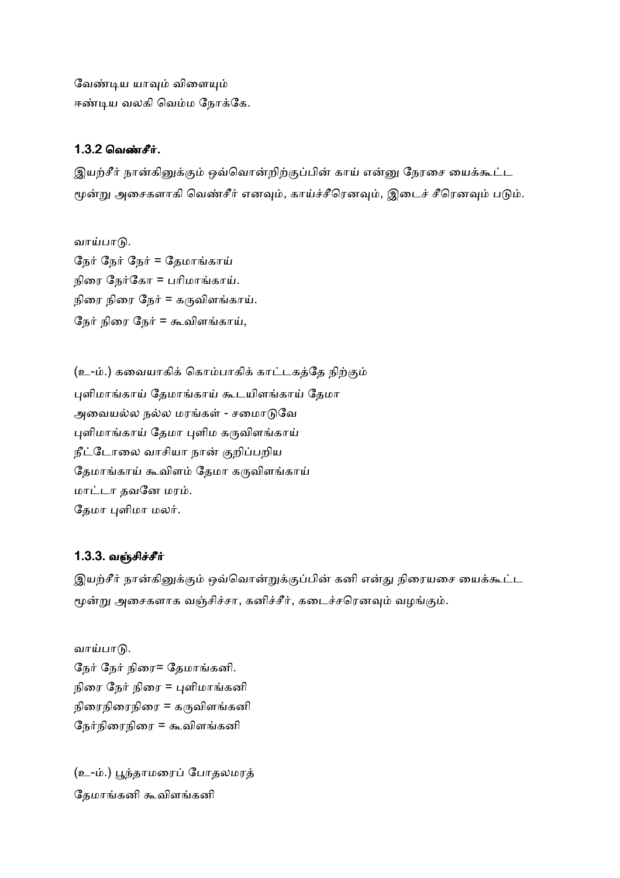வேண்டிய யாவும் விளையும்
ஈண்டிய வலகி வெம்ம நோக்கே.

### 1.3.2 வெண்சீர்.

இயற்சீர் நான்கினுக்கும் ஒவ்வொன்றிற்குப்பின் காய் என்னு நேரசை யைக்கூட்ட மூன்று அசைகளாகி வெண்சீர் எனவும், காய்ச்சீரெனவும், இடைச் சீரெனவும் படும்.

வாய்பாடு.
நேர் நேர் நேர் = தேமாங்காய்
நிரை நேர்கோ = பரிமாங்காய்.
நிரை நிரை நேர் = கருவிளங்காய்.
நேர் நிரை நேர் = கூவிளங்காய்,

(உ-ம்.) கவையாகிக் கொம்பாகிக் காட்டகத்தே நிற்கும்
புளிமாங்காய் தேமாங்காய் கூடயிளங்காய் தேமா
அவையல்ல நல்ல மரங்கள் - சமைாடுவே
புளிமாங்காய் தேமா புளிம கருவிளங்காய்
நீட்டோலை வாசியா நான் குறிப்பறிய
தேமாங்காய் கூவிளம் தேமா கருவிளங்காய்
மாட்டா தவனே மரம்.
தேமா புளிமா மலர்.

### 1.3.3. வஞ்சிச்சீர்

இயற்சீர் நான்கினுக்கும் ஒவ்வொன்றுக்குப்பின் கனி என்து நிரையசை யைக்கூட்ட மூன்று அசைகளாக வஞ்சிச்சா, கனிச்சீர், கடைச்சரெனவும் வழங்கும்.

வாய்பாடு.
நேர் நேர் நிரை= தேமாங்கனி.
நிரை நேர் நிரை = புளிமாங்கனி
நிரைநிரைநிரை = கருவிளங்கனி
நேர்நிரைநிரை = கூவிளங்கனி

(உ-ம்.) பூந்தாமரைப் போதலமரத்
தேமாங்கனி கூவிளங்கனி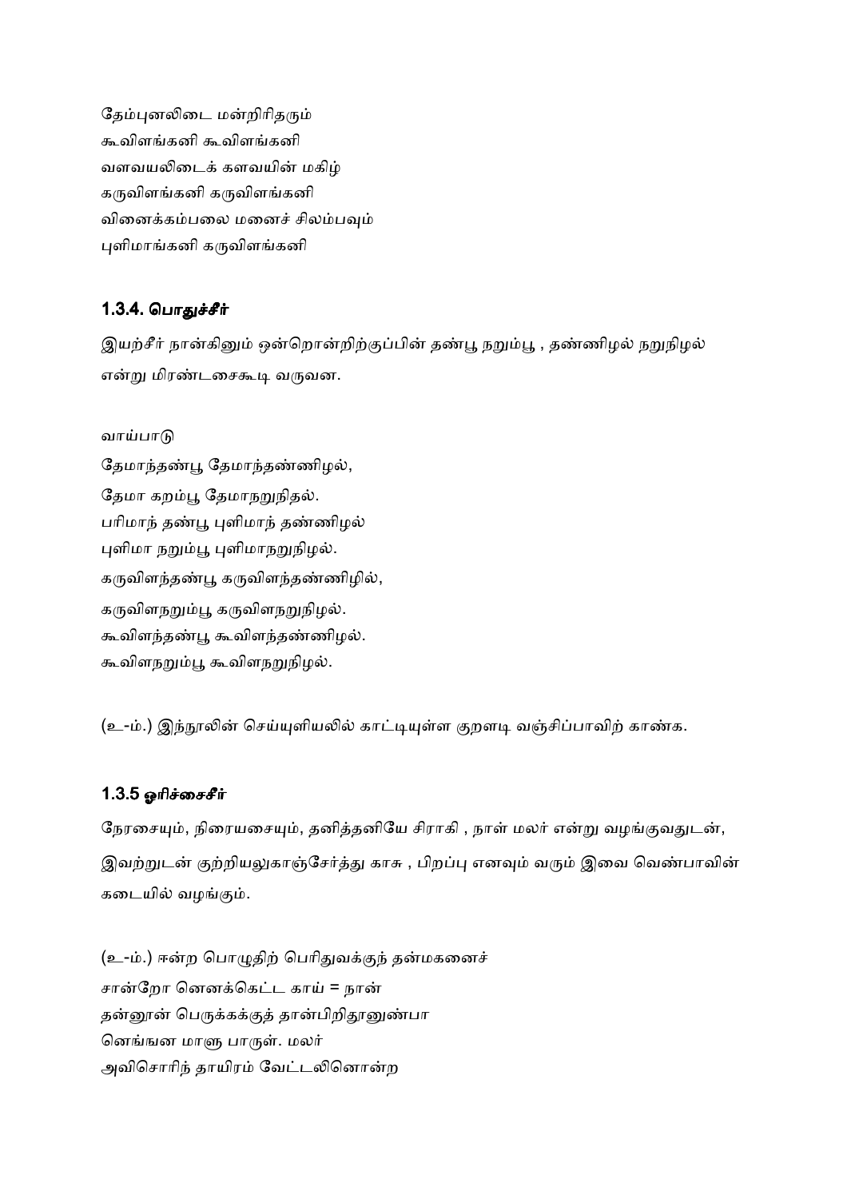தேம்புனலிடை மன்றிரிதரும்
கூவிளங்கனி கூவிளங்கனி
வளவயலிடைக் களவயின் மகிழ்
கருவிளங்கனி கருவிளங்கனி
வினைக்கம்பலை மனைச் சிலம்பவும்
புளிமாங்கனி கருவிளங்கனி

### 1.3.4. பொதுச்சீர்

இயற்சீர் நான்கினும் ஒன்றொன்றிற்குப்பின் தண்பூ நறும்பூ , தண்ணிழல் நறுநிழல் என்று மிரண்டசைகூடி வருவன.

வாய்பாடு
தேமாந்தண்பூ தேமாந்தண்ணிழல்,
தேமா கறம்பூ தேமாநறுநிதல்.
பரிமாந் தண்பூ புளிமாந் தண்ணிழல்
புளிமா நறும்பூ புளிமாநறுநிழல்.
கருவிளந்தண்பூ கருவிளந்தண்ணிழில்,
கருவிளநறும்பூ கருவிளநறுநிழல்.
கூவிளந்தண்பூ கூவிளந்தண்ணிழல்.
கூவிளநறும்பூ கூவிளநறுநிழல்.

(உ-ம்.) இந்நூலின் செய்யுளியலில் காட்டியுள்ள குறளடி வஞ்சிப்பாவிற் காண்க.

### 1.3.5 ஓரிச்சைசீர்

நேரசையும், நிரையசையும், தனித்தனியே சிராகி , நாள் மலர் என்று வழங்குவதுடன், இவற்றுடன் குற்றியலுகாஞ்சேர்த்து காசு , பிறப்பு எனவும் வரும் இவை வெண்பாவின் கடையில் வழங்கும்.

(உ-ம்.) ஈன்ற பொழுதிற் பெரிதுவக்குந் தன்மகனைச்
சான்றோ னெனக்கெட்ட காய் = நான்
தன்னூன் பெருக்கக்குத் தான்பிறிதூனுண்பா
னெங்ஙன மாளு பாருள். மலர்
அவிசொரிந் தாயிரம் வேட்டலினொன்ற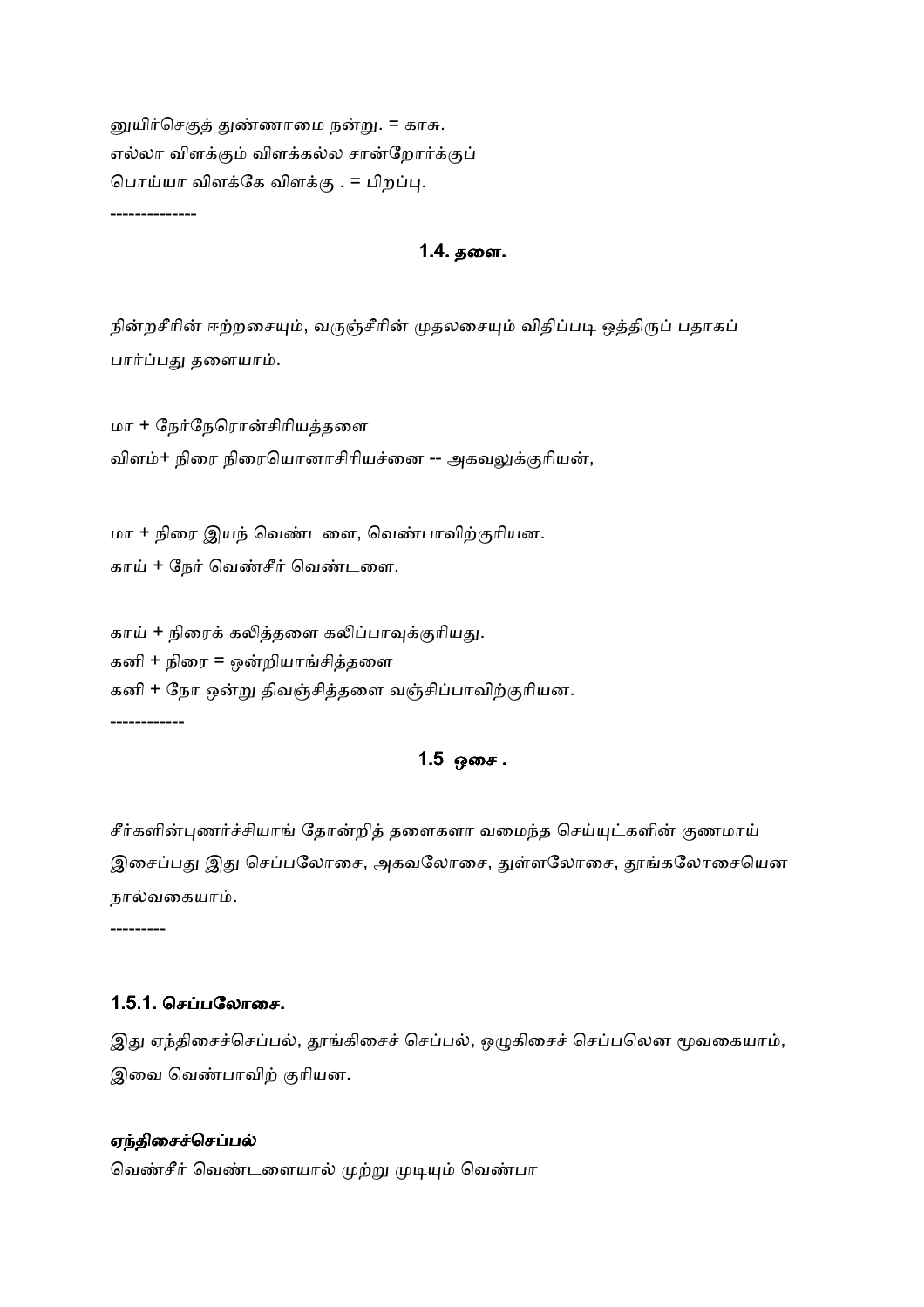னுயிர்செகுத் துண்ணாமை நன்று. = காசு.
எல்லா விளக்கும் விளக்கல்ல சான்றோர்க்குப்
பொய்யா விளக்கே விளக்கு . = பிறப்பு.

-------------

## 1.4. தளை.

நின்றசீரின் ஈற்றசையும், வருஞ்சீரின் முதலசையும் விதிப்படி ஒத்திருப் பதாகப் பார்ப்பது தளையாம்.

மா + நேர்நேரொன்சிரியத்தளை
விளம்+ நிரை நிரையொனாசிரியச்னை -- அகவலுக்குரியன்,

மா + நிரை இயந் வெண்டளை, வெண்பாவிற்குரியன.
காய் + நேர் வெண்சீர் வெண்டளை.

காய் + நிரைக் கலித்தளை கலிப்பாவுக்குரியது.
கனி + நிரை = ஒன்றியாங்சித்தளை
கனி + நோ ஒன்று திவஞ்சித்தளை வஞ்சிப்பாவிற்குரியன.

------------

## 1.5 ஒசை .

சீர்களின்புணர்ச்சியாங் தோன்றித் தளைகளா வமைந்த செய்யுட்களின் குணமாய் இசைப்பது இது செப்பலோசை, அகவலோசை, துள்ளலோசை, தூங்கலோசையென நால்வகையாம்.

---------

### 1.5.1. செப்பலோசை.

இது ஏந்திசைச்செப்பல், தூங்கிசைச் செப்பல், ஒழுகிசைச் செப்பலென மூவகையாம், இவை வெண்பாவிற் குரியன.

**ஏந்திசைச்செப்பல்**
வெண்சீர் வெண்டளையால் முற்று முடியும் வெண்பா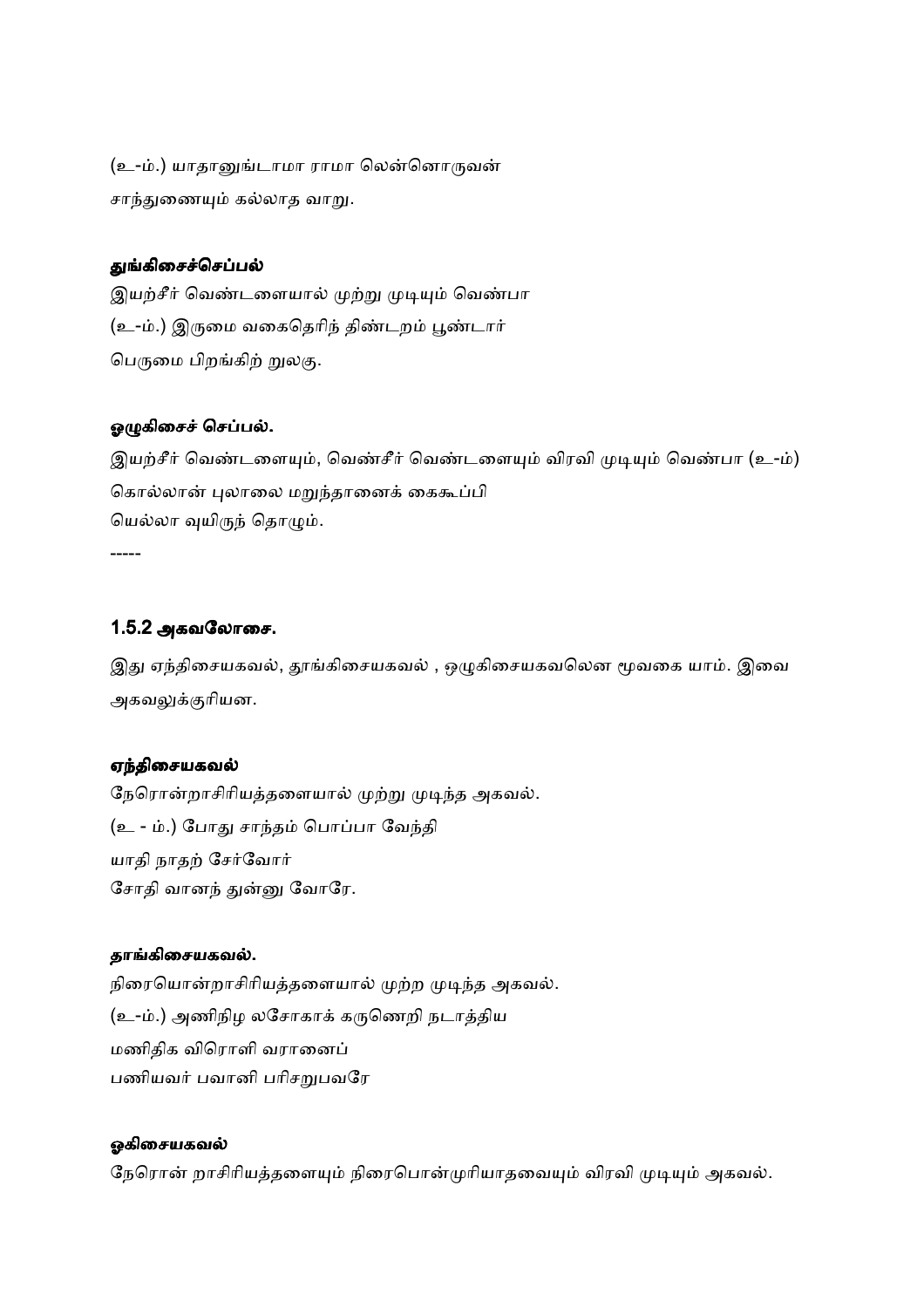(உ-ம்.) யாதானுங்டாமா ராமா லென்னொருவன்
சாந்துணையும் கல்லாத வாறு.

**துங்கிசைச்செப்பல்**

இயற்சீர் வெண்டளையால் முற்று முடியும் வெண்பா
(உ-ம்.) இருமை வகைதெரிந் திண்டறம் பூண்டார்
பெருமை பிறங்கிற் றுலகு.

**ஒழுகிசைச் செப்பல்.**

இயற்சீர் வெண்டளையும், வெண்சீர் வெண்டளையும் விரவி முடியும் வெண்பா (உ-ம்)
கொல்லான் புலாலை மறுந்தானைக் கைகூப்பி
யெல்லா வுயிருந் தொழும்.

-----

### 1.5.2 அகவலோசை.

இது ஏந்திசையகவல், தூங்கிசையகவல் , ஒழுகிசையகவலென மூவகை யாம். இவை அகவலுக்குரியன.

**ஏந்திசையகவல்**

நேரொன்றாசிரியத்தளையால் முற்று முடிந்த அகவல்.
(உ - ம்.) போது சாந்தம் பொப்பா வேந்தி
யாதி நாதற் சேர்வோர்
சோதி வானந் துன்னு வோரே.

**தாங்கிசையகவல்.**

நிரையொன்றாசிரியத்தளையால் முற்ற முடிந்த அகவல்.
(உ-ம்.) அணிநிழ லசோகாக் கருணெறி நடாத்திய
மணிதிக விரொளி வரானைப்
பணியவர் பவானி பரிசறுபவரே

**ஓகிசையகவல்**

நேரொன் றாசிரியத்தளையும் நிரைபொன்முரியாதவையும் விரவி முடியும் அகவல்.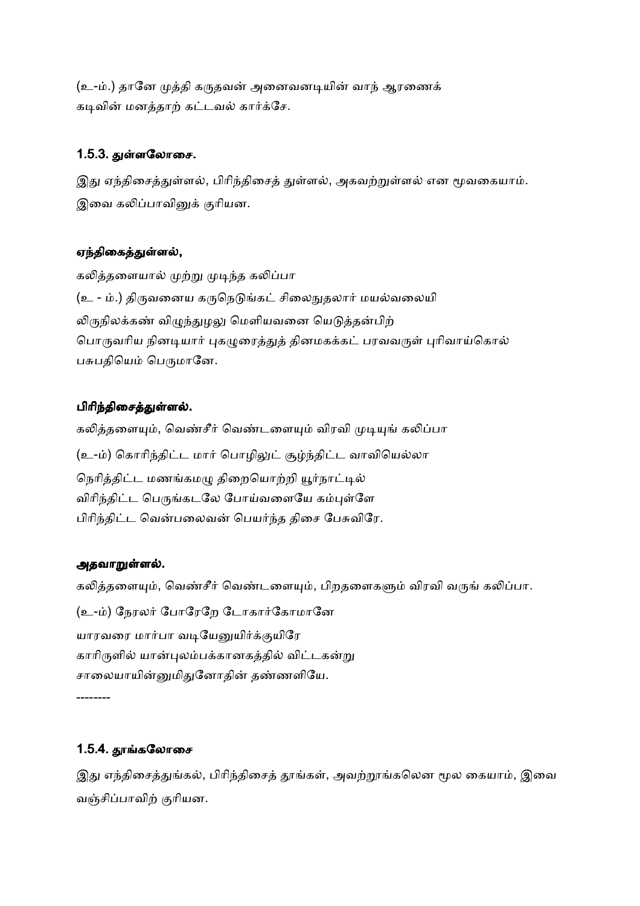(உ-ம்.) தானே முத்தி கருதவன் அனைவனடியின் வாந் ஆரணைக்
கடிவின் மனத்தாற் கட்டவல் கார்க்சே.

### 1.5.3. துள்ளலோசை.

இது ஏந்திசைத்துள்ளல், பிரிந்திசைத் துள்ளல், அகவற்றுள்ளல் என மூவகையாம்.
இவை கலிப்பாவினுக் குரியன.

#### ஏந்திகைத்துள்ளல்,

கலித்தளையால் முற்று முடிந்த கலிப்பா
(உ - ம்.) திருவனைய கருநெடுங்கட் சிலைநுதலார் மயல்வலையி
லிருநிலக்கண் விழுந்துழலு மெளியவனை யெடுத்தன்பிற்
பொருவரிய நினடியார் புகழுரைத்துத் தினமகக்கட் பரவவருள் புரிவாய்கொல்
பசுபதியெம் பெருமானே.

#### பிரிந்திசைத்துள்ளல்.

கலித்தளையும், வெண்சீர் வெண்டளையும் விரவி முடியுங் கலிப்பா
(உ-ம்) கொரிந்திட்ட மார் பொழிலுட் சூழ்ந்திட்ட வாவியெல்லா
நெரித்திட்ட மணங்கமழு திறையொற்றி யூர்நாட்டில்
விரிந்திட்ட பெருங்கடலே போய்வளையே கம்புள்ளே
பிரிந்திட்ட வென்பலைவன் பெயர்ந்த திசை பேசுவிரே.

#### அதவாறுள்ளல்.

கலித்தளையும், வெண்சீர் வெண்டளையும், பிறதளைகளும் விரவி வருங் கலிப்பா.
(உ-ம்) நேரலர் போரேறே டோகார்கோமானே
யாரவரை மார்பா வடியேனுயிர்க்குயிரே
காரிருளில் யான்புலம்பக்கானகத்தில் விட்டகன்று
சாலையாயின்னுமிதுனோதின் தண்ணளியே.

--------

### 1.5.4. தூங்கலோசை

இது எந்திசைத்துங்கல், பிரிந்திசைத் தூங்கள், அவற்றூங்கலென மூல கையாம், இவை
வஞ்சிப்பாவிற் குரியன.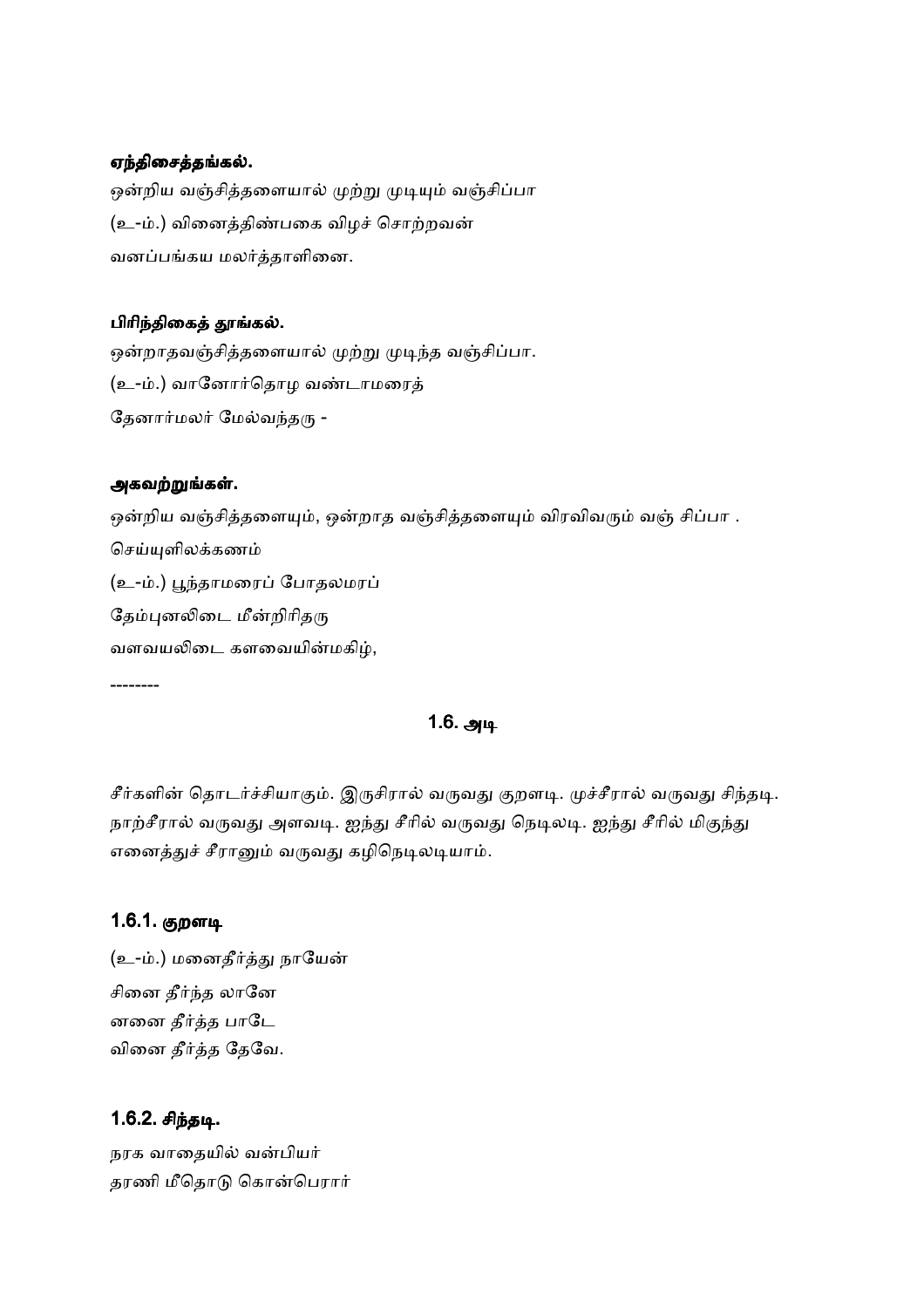**ஏந்திசைத்தங்கல்.**

ஒன்றிய வஞ்சித்தளையால் முற்று முடியும் வஞ்சிப்பா

(உ-ம்.) வினைத்திண்பகை விழச் சொற்றவன்

வனப்பங்கய மலர்த்தாளினை.

**பிரிந்திசைத் தூங்கல்.**

ஒன்றாதவஞ்சித்தளையால் முற்று முடிந்த வஞ்சிப்பா.

(உ-ம்.) வானோர்தொழ வண்டாமரைத்

தேனார்மலர் மேல்வந்தரு -

**அகவற்றுங்கள்.**

ஒன்றிய வஞ்சித்தளையும், ஒன்றாத வஞ்சித்தளையும் விரவிவரும் வஞ் சிப்பா .

செய்யுளிலக்கணம்

(உ-ம்.) பூந்தாமரைப் போதலமரப்

தேம்புனலிடை மீன்றிரிதரு

வளவயலிடை களவையின்மகிழ்,

--------

## 1.6. அடி

சீர்களின் தொடர்ச்சியாகும். இருசிரால் வருவது குறளடி. முச்சீரால் வருவது சிந்தடி. நாற்சீரால் வருவது அளவடி. ஐந்து சீரில் வருவது நெடிலடி. ஐந்து சீரில் மிகுந்து எனைத்துச் சீரானும் வருவது கழிநெடிலடியாம்.

### 1.6.1. குறளடி

(உ-ம்.) மனைதீர்த்து நாயேன்
சினை தீர்ந்த லானே
னனை தீர்த்த பாடே
வினை தீர்த்த தேவே.

### 1.6.2. சிந்தடி.

நரக வாதையில் வன்பியர்
தரணி மீதொடு கொன்பெரார்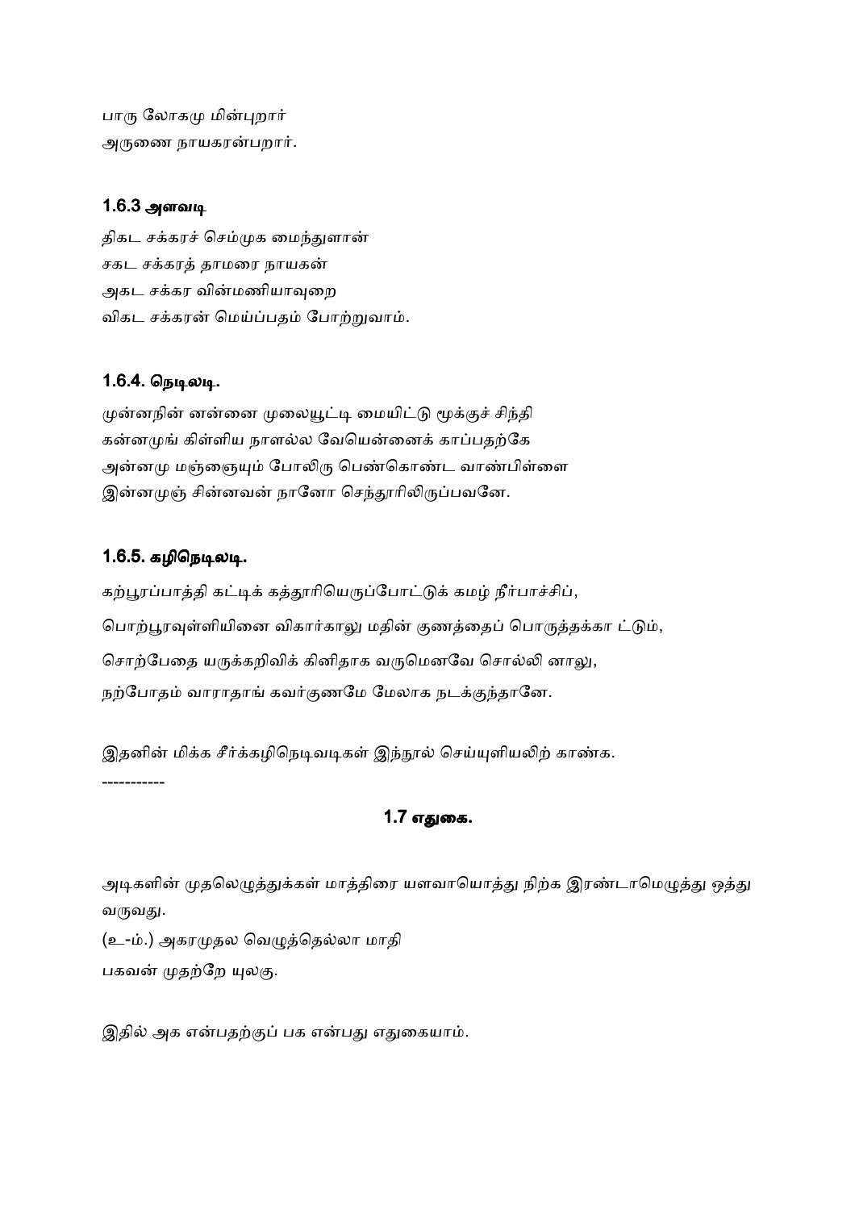பாரு லோகமு மின்புறார்
அருணை நாயகரன்பறார்.

### 1.6.3 அளவடி

திகட சக்கரச் செம்முக மைந்துளான்
சகட சக்கரத் தாமரை நாயகன்
அகட சக்கர வின்மணியாவுறை
விகட சக்கரன் மெய்ப்பதம் போற்றுவாம்.

### 1.6.4. நெடிலடி.

முன்னநின் னன்னை முலையூட்டி மையிட்டு மூக்குச் சிந்தி
கன்னமுங் கிள்ளிய நாளல்ல வேயென்னைக் காப்பதற்கே
அன்னமு மஞ்ஞையும் போலிரு பெண்கொண்ட வாண்பிள்ளை
இன்னமுஞ் சின்னவன் நானோ செந்தூரிலிருப்பவனே.

### 1.6.5. கழிநெடிலடி.

கற்பூரப்பாத்தி கட்டிக் கத்தூரியெருப்போட்டுக் கமழ் நீர்பாச்சிப்,

பொற்பூரவுள்ளியினை விகார்காலு மதின் குணத்தைப் பொருத்தக்கா ட்டும்,

சொற்பேதை யருக்கறிவிக் கினிதாக வருமெனவே சொல்லி னாலு,

நற்போதம் வாராதாங் கவர்குணமே மேலாக நடக்குந்தானே.

இதனின் மிக்க சீர்க்கழிநெடிவடிகள் இந்நூல் செய்யுளியலிற் காண்க.

-----------

## 1.7 எதுகை.

அடிகளின் முதலெழுத்துக்கள் மாத்திரை யளவாயொத்து நிற்க இரண்டாமெழுத்து ஒத்து வருவது.

(உ-ம்.) அகரமுதல வெழுத்தெல்லா மாதி
பகவன் முதற்றே யுலகு.

இதில் அக என்பதற்குப் பக என்பது எதுகையாம்.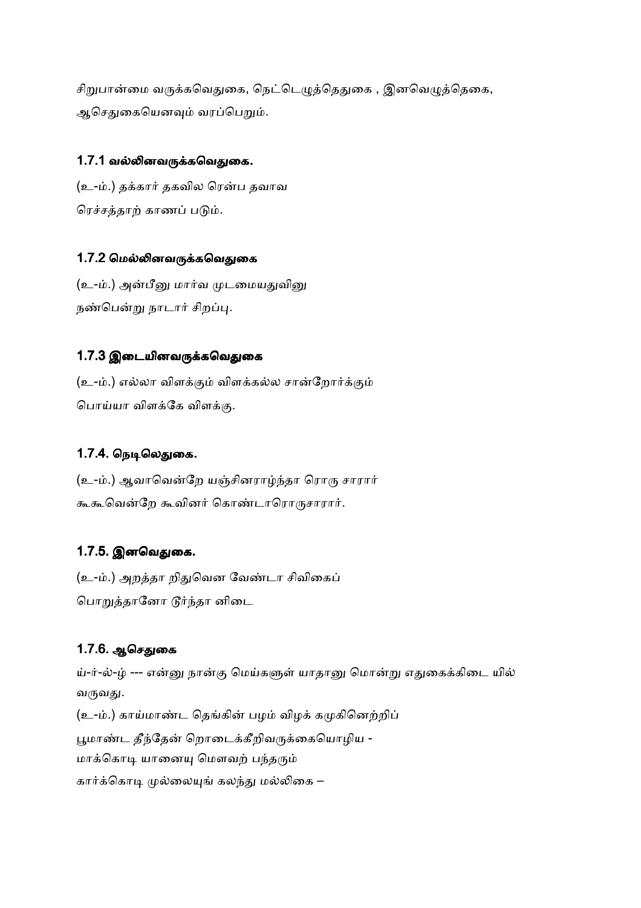சிறுபான்மை வருக்கவெதுகை, நெட்டெழுத்தெதுகை , இனவெழுத்தெகை, ஆசெதுகையெனவும் வரப்பெறும்.

### 1.7.1 வல்லினவருக்கவெதுகை.

(உ-ம்.) தக்கார் தகவில ரென்ப தவாவ
ரெச்சத்தாற் காணப் படும்.

### 1.7.2 மெல்லினவருக்கவெதுகை

(உ-ம்.) அன்பீனு மார்வ முடமையதுவினு
நண்பென்று நாடார் சிறப்பு.

### 1.7.3 இடையினவருக்கவெதுகை

(உ-ம்.) எல்லா விளக்கும் விளக்கல்ல சான்றோர்க்கும்
பொய்யா விளக்கே விளக்கு.

### 1.7.4. நெடிலெதுகை.

(உ-ம்.) ஆவாவென்றே யஞ்சினராழ்ந்தா ரொரு சாரார்
கூகூவென்றே கூவினர் கொண்டாரொருசாரார்.

### 1.7.5. இனவெதுகை.

(உ-ம்.) அறத்தா றிதுவென வேண்டா சிவிகைப்
பொறுத்தானோ டூர்ந்தா னிடை

### 1.7.6. ஆசெதுகை

ய்-ர்-ல்-ழ் --- என்னு நான்கு மெய்களுள் யாதானு மொன்று எதுகைக்கிடை யில் வருவது.

(உ-ம்.) காய்மாண்ட தெங்கின் பழம் விழக் கமுகினெற்றிப்
பூமாண்ட தீந்தேன் றொடைக்கீறிவருக்கையொழிய -
மாக்கொடி யானையு மௌவற் பந்தரும்
கார்க்கொடி முல்லையுங் கலந்து மல்லிகை –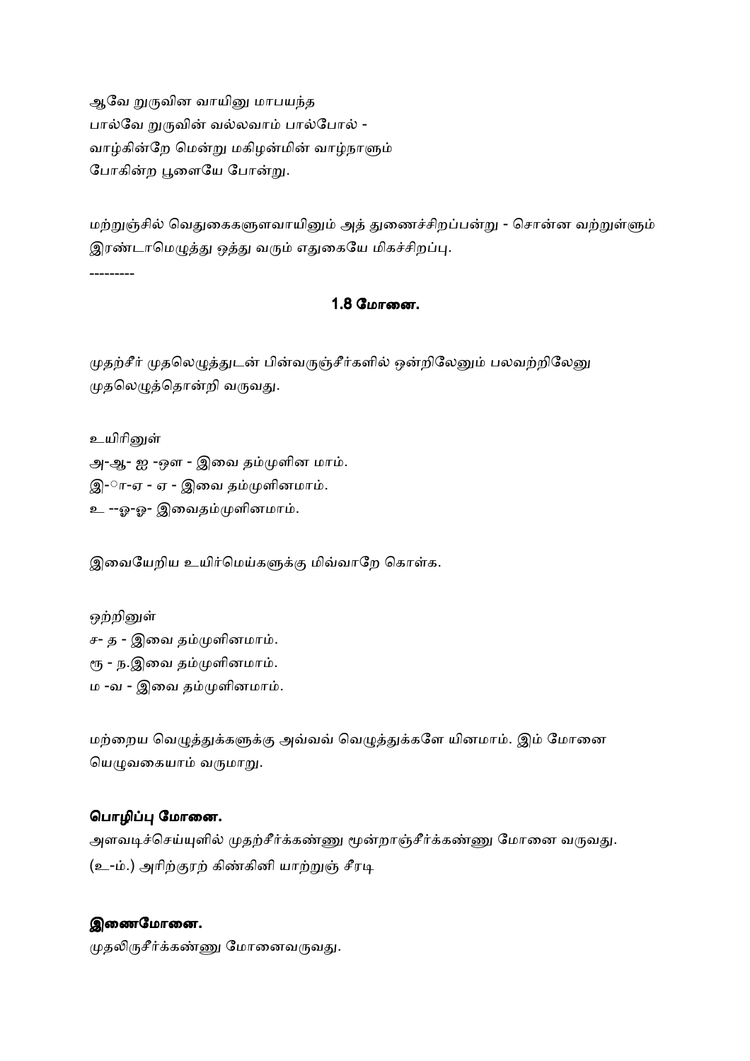ஆவே றுருவின வாயினு மாபயந்த
பால்வே றுருவின் வல்லவாம் பால்போல் -
வாழ்கின்றே மென்று மகிழன்மின் வாழ்நாளும்
போகின்ற பூளையே போன்று.

மற்றுஞ்சில் வெதுகைகளுளவாயினும் அத் துணைச்சிறப்பன்று - சொன்ன வற்றுள்ளும் இரண்டாமெழுத்து ஒத்து வரும் எதுகையே மிகச்சிறப்பு.

---------

### 1.8 மோனை.

முதற்சீர் முதலெழுத்துடன் பின்வருஞ்சீர்களில் ஒன்றிலேனும் பலவற்றிலேனு முதலெழுத்தொன்றி வருவது.

உயிரினுள்
அ-ஆ- ஐ -ஔ - இவை தம்முளின மாம்.
இ-ா-ஏ - ஏ - இவை தம்முளினமாம்.
உ --ஓ-ஓ- இவைதம்முளினமாம்.

இவையேறிய உயிர்மெய்களுக்கு மிவ்வாறே கொள்க.

ஒற்றினுள்
ச- த - இவை தம்முளினமாம்.
ரூ - ந.இவை தம்முளினமாம்.
ம -வ - இவை தம்முளினமாம்.

மற்றைய வெழுத்துக்களுக்கு அவ்வவ் வெழுத்துக்களே யினமாம். இம் மோனை யெழுவகையாம் வருமாறு.

**பொழிப்பு மோனை.**
அளவடிச்செய்யுளில் முதற்சீர்க்கண்ணு மூன்றாஞ்சீர்க்கண்ணு மோனை வருவது.
(உ-ம்.) அரிற்குரற் கிண்கினி யாற்றுஞ் சீரடி

**இணைமோனை.**
முதலிருசீர்க்கண்ணு மோனைவருவது.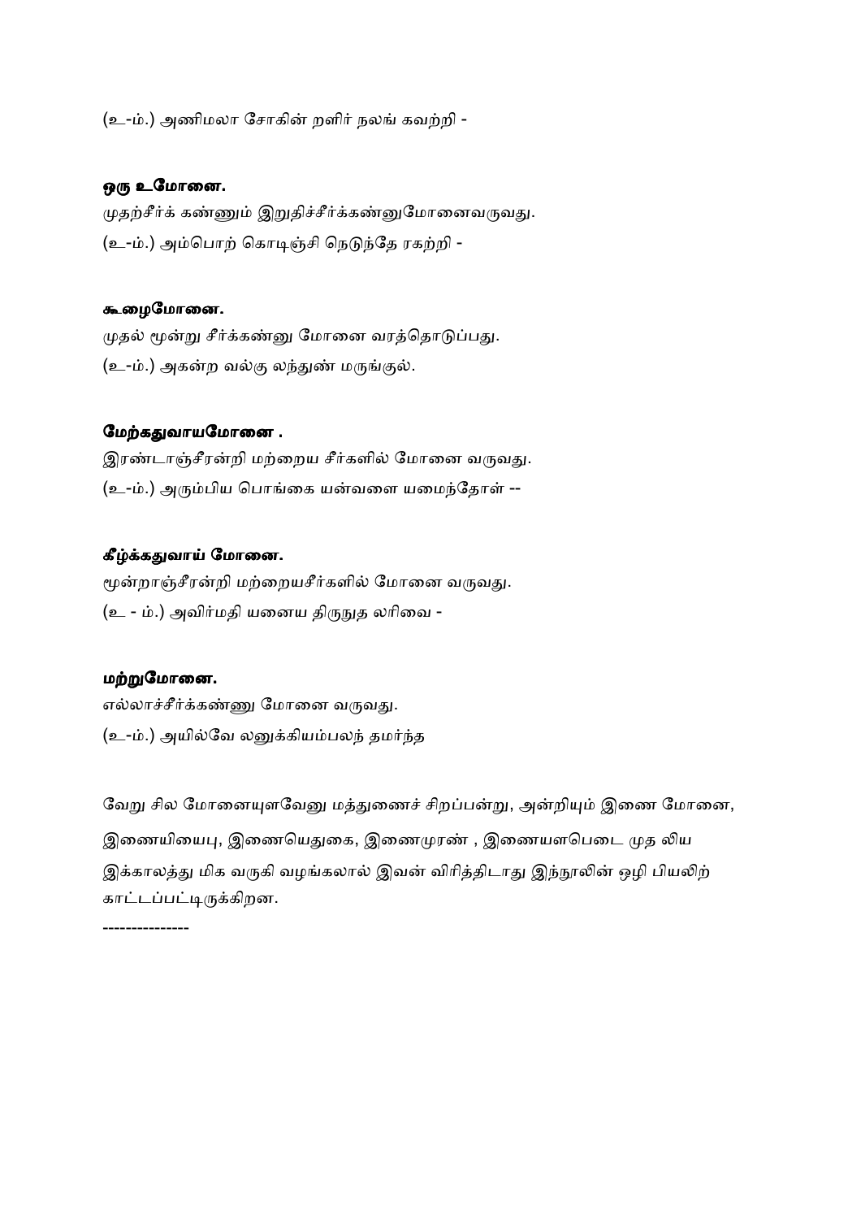(உ-ம்.) அணிமலா சோகின் றளிர் நலங் கவற்றி -

**ஒரு உமோனை.**

முதற்சீர்க் கண்ணும் இறுதிச்சீர்க்கண்ணுமோனைவருவது.

(உ-ம்.) அம்பொற் கொடிஞ்சி நெடுந்தே ரகற்றி -

**கூழைமோனை.**

முதல் மூன்று சீர்க்கண்ணு மோனை வரத்தொடுப்பது.

(உ-ம்.) அகன்ற வல்கு லந்துண் மருங்குல்.

**மேற்கதுவாயமோனை .**

இரண்டாஞ்சீரன்றி மற்றைய சீர்களில் மோனை வருவது.

(உ-ம்.) அரும்பிய பொங்கை யன்வளை யமைந்தோள் --

**கீழ்க்கதுவாய் மோனை.**

மூன்றாஞ்சீரன்றி மற்றையசீர்களில் மோனை வருவது.

(உ - ம்.) அவிர்மதி யனைய திருநுத லரிவை -

**மற்றுமோனை.**

எல்லாச்சீர்க்கண்ணு மோனை வருவது.

(உ-ம்.) அயில்வே லனுக்கியம்பலந் தமர்ந்த

வேறு சில மோனையுளவேனு மத்துணைச் சிறப்பன்று, அன்றியும் இணை மோனை, இணையியைபு, இணையெதுகை, இணைமுரண் , இணையளபெடை முத லிய இக்காலத்து மிக வருகி வழங்கலால் இவன் விரித்திடாது இந்நூலின் ஒழி பியலிற் காட்டடப்பட்டிருக்கிறன.

--------------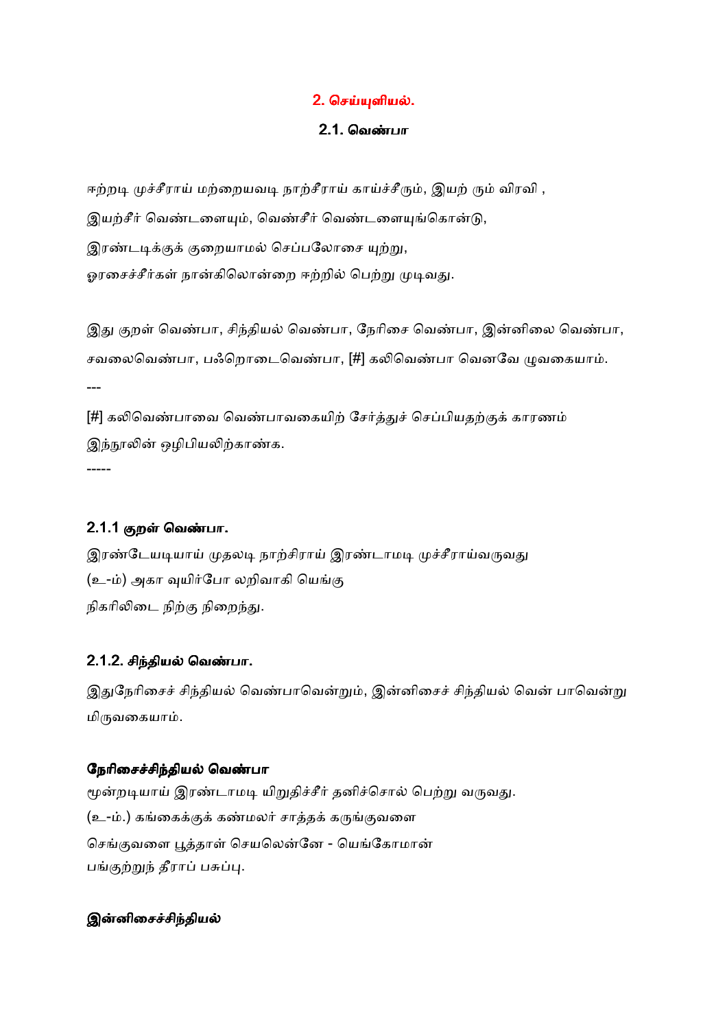## 2. செய்யுளியல்.

### 2.1. வெண்பா

ஈற்றடி முச்சீராய் மற்றையவடி நாற்சீராய் காய்ச்சீரும், இயற் ரும் விரவி ,
இயற்சீர் வெண்டளையும், வெண்சீர் வெண்டளையுங்கொன்டு,
இரண்டடிக்குக் குறையாமல் செப்பலோசை யுற்று,
ஓரசைச்சீர்கள் நான்கிலொன்றை ஈற்றில் பெற்று முடிவது.

இது குறள் வெண்பா, சிந்தியல் வெண்பா, நேரிசை வெண்பா, இன்னிலை வெண்பா, சவலைவெண்பா, பஃறொடைவெண்பா, [#] கலிவெண்பா வெனவே ழுவகையாம்.

---

[#] கலிவெண்பாவை வெண்பாவகையிற் சேர்த்துச் செப்பியதற்குக் காரணம் இந்நூலின் ஒழிபியலிற்காண்க.

-----

#### 2.1.1 குறள் வெண்பா.

இரண்டேயடியாய் முதலடி நாற்சிராய் இரண்டாமடி முச்சீராய்வருவது
(உ-ம்) அகா வுயிர்போ லறிவாகி யெங்கு
நிகரிலிடை நிற்கு நிறைந்து.

#### 2.1.2. சிந்தியல் வெண்பா.

இதுநேரிசைச் சிந்தியல் வெண்பாவென்றும், இன்னிசைச் சிந்தியல் வென் பாவென்று மிருவகையாம்.

**நேரிசைச்சிந்தியல் வெண்பா**

மூன்றடியாய் இரண்டாமடி யிறுதிச்சீர் தனிச்சொல் பெற்று வருவது.
(உ-ம்.) கங்கைக்குக் கண்மலர் சாத்தக் கருங்குவளை
செங்குவளை பூத்தாள் செயலென்னே - யெங்கோமான்
பங்குற்றுந் தீராப் பசுப்பு.

**இன்னிசைச்சிந்தியல்**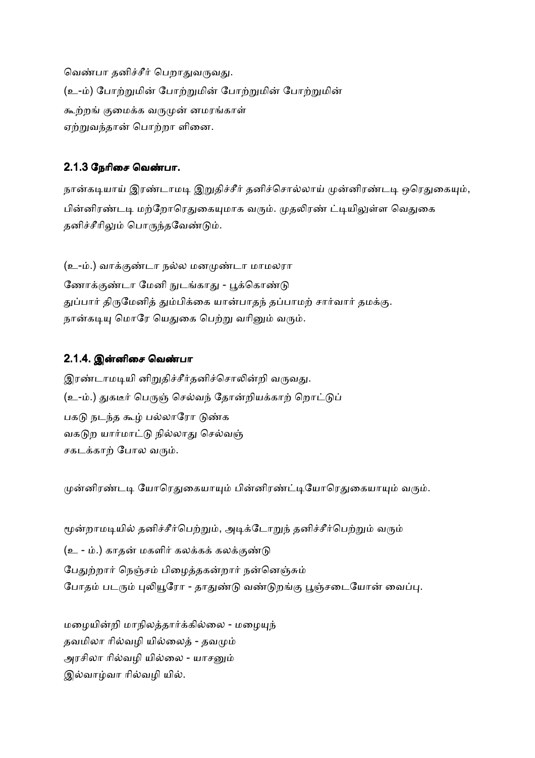வெண்பா தனிச்சீர் பெறாதுவருவது.

(உ-ம்) போற்றுமின் போற்றுமின் போற்றுமின் போற்றுமின்

கூற்றங் குமைக்க வருமுன் னமரங்காள்

ஏற்றுவந்தான் பொற்றா ளினை.

### 2.1.3 நேரிசை வெண்பா.

நான்கடியாய் இரண்டாமடி இறுதிச்சீர் தனிச்சொல்லாய் முன்னிரண்டடி ஒரெதுகையும், பின்னிரண்டடி மற்றோரெதுகையுமாக வரும். முதலிரண் ட்டியிலுள்ள வெதுகை தனிச்சீரிலும் பொருந்தவேண்டும்.

(உ-ம்.) வாக்குண்டா நல்ல மனமுண்டா மாமலரா

ணோக்குண்டா மேனி நுடங்காது - பூக்கொண்டு

துப்பார் திருமேனித் தும்பிக்கை யான்பாதந் தப்பாமற் சார்வார் தமக்கு.

நான்கடியு மொரே யெதுகை பெற்று வரினும் வரும்.

### 2.1.4. இன்னிசை வெண்பா

இரண்டாமடியி னிறுதிச்சீர்தனிச்சொலின்றி வருவது.

(உ-ம்.) துகடீர் பெருஞ் செல்வந் தோன்றியக்காற் றொட்டுப்

பகடு நடந்த கூழ் பல்லாரோ டுண்க

வகடுற யார்மாட்டு நில்லாது செல்வஞ்

சகடக்காற் போல வரும்.

முன்னிரண்டடி யோரெதுகையாயும் பின்னிரண்ட்டியோரெதுகையாயும் வரும்.

மூன்றாமடியில் தனிச்சீர்பெற்றும், அடிக்டோறுந் தனிச்சீர்பெற்றும் வரும்

(உ - ம்.) காதன் மகளிர் கலக்கக் கலக்குண்டு

பேதுற்றார் நெஞ்சம் பிழைத்தகன்றார் நன்னெஞ்சும்

போதம் படரும் புலியூரோ - தாதுண்டு வண்டுறங்கு பூஞ்சடையோன் வைப்பு.

மழையின்றி மாநிலத்தார்க்கில்லை - மழையுந்

தவமிலா ரில்வழி யில்லைத் - தவமும்

அரசிலா ரில்வழி யில்லை - யாசனும்

இல்வாழ்வா ரில்வழி யில்.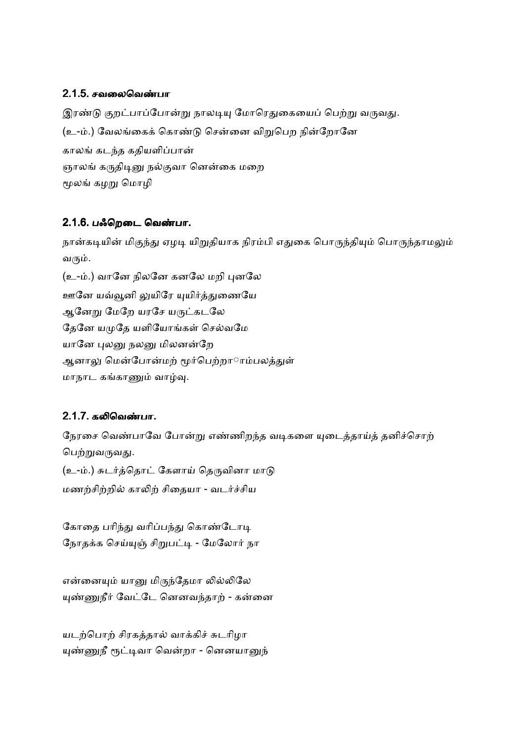### 2.1.5. சவலைவெண்பா

இரண்டு குறட்பாப்போன்று நாலடியு மோரெதுகையைப் பெற்று வருவது.

(உ-ம்.) வேலங்கைக் கொண்டு சென்னை விறுபெற நின்றோனே

காலங் கடந்த கதியளிப்பான்

ஞாலங் கருதிடினு நல்குவா னென்கை மறை

மூலங் கழறு மொழி

### 2.1.6. பஃறொடை வெண்பா.

நான்கடியின் மிகுந்து ஏழடி யிறுதியாக நிரம்பி எதுகை பொருந்தியும் பொருந்தாமலும் வரும்.

(உ-ம்.) வானே நிலனே கனலே மறி புனலே

ஊனே யவ்வூனி லுயிரே யுயிர்த்துணையே

ஆனேறு மேறே யரசே யருட்கடலே

தேனே யமுதே யளியோங்கள் செல்வமே

யானே புலனு நலனு மிலனன்றே

ஆனாலு மென்போன்மற் றூர்பெற்றாமம்பலத்துள்

மாநாட கங்காணும் வாழ்வு.

### 2.1.7. கலிவெண்பா.

நேரசை வெண்பாவே போன்று எண்ணிறந்த வடிகளை யுடைத்தாய்த் தனிச்சொற் பெற்றுவருவது.

(உ-ம்.) சுடர்த்தொட் கேளாய் தெருவினா மாடு

மணற்சிற்றில் காலிற் சிதையா - வடர்ச்சிய

கோதை பரிந்து வரிப்பந்து கொண்டோடி

நோதக்க செய்யுஞ் சிறுபட்டி - மேலோர் நா

என்னையும் யானு மிருந்தேமா லில்லிலே

யுண்ணுநீர் வேட்டே னெனவந்தாற் - கன்னை

யடற்பொற் சிரகத்தால் வாக்கிச் சுடரிழா

யுண்ணுநீ ரூட்டிவா வென்றா - னெனயானுந்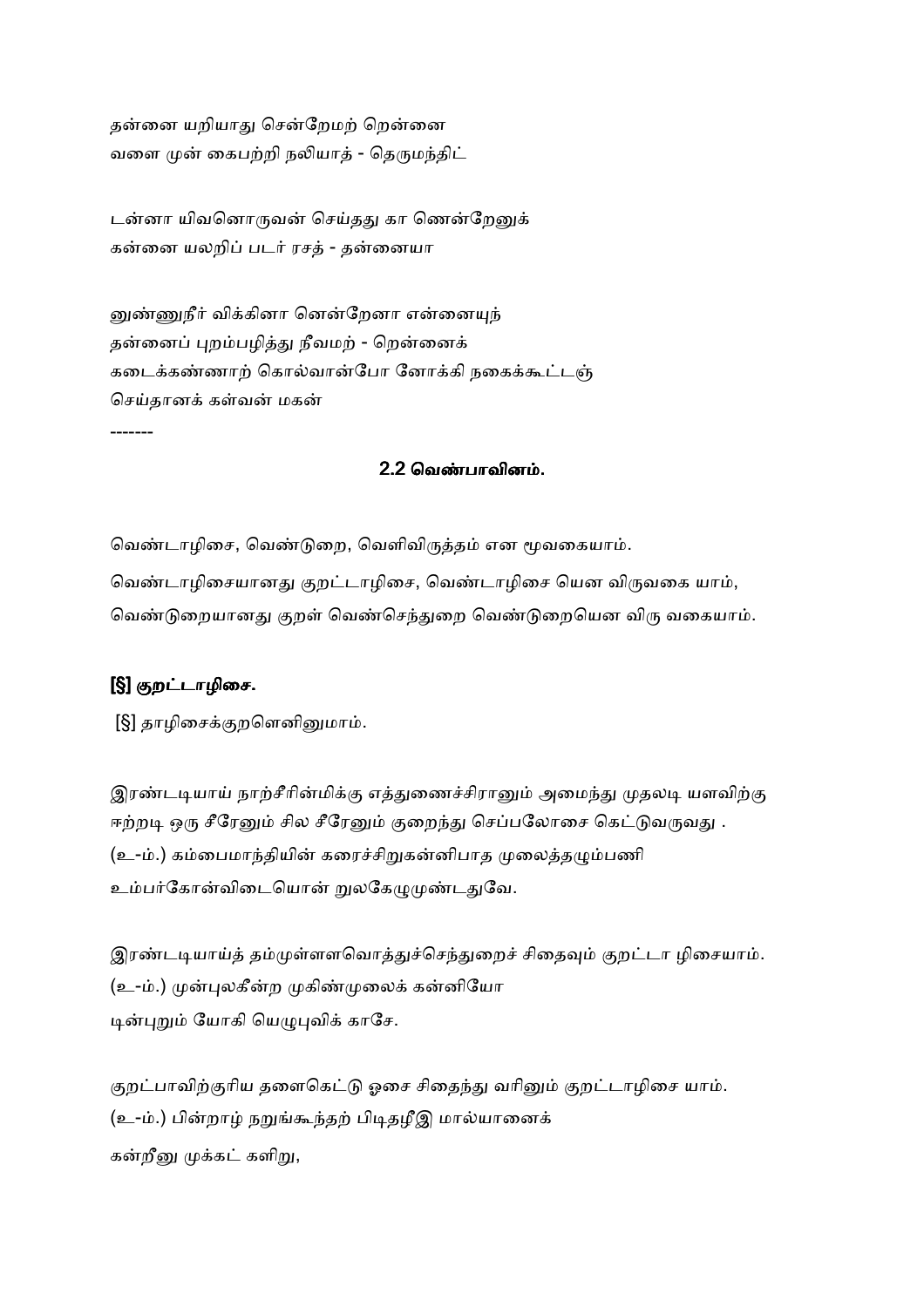தன்னை யறியாது சென்றேமற் றென்னை
வளை முன் கைபற்றி நலியாத் - தெருமந்திட்

டன்னா யிவனொருவன் செய்தது கா ணென்றேனுக்
கன்னை யலறிப் படர் ரசத் - தன்னையா

னுண்ணுநீர் விக்கினா னென்றேனா என்னையுந்
தன்னைப் புறம்பழித்து நீவமற் - றென்னைக்
கடைக்கண்ணாற் கொல்வான்போ னோக்கி நகைக்கூட்டஞ்
செய்தானக் கள்வன் மகன்

-------

### 2.2 வெண்பாவினம்.

வெண்டாழிசை, வெண்டுறை, வெளிவிருத்தம் என மூவகையாம்.

வெண்டாழிசையானது குறட்டாழிசை, வெண்டாழிசை யென விருவகை யாம்,

வெண்டுறையானது குறள் வெண்செந்துறை வெண்டுறையென விரு வகையாம்.

#### [§] குறட்டாழிசை.

[§] தாழிசைக்குறளெனினுமாம்.

இரண்டடியாய் நாற்சீரின்மிக்கு எத்துணைச்சிரானும் அமைந்து முதலடி யளவிற்கு ஈற்றடி ஒரு சீரேனும் சில சீரேனும் குறைந்து செப்பலோசை கெட்டுவருவது .
(உ-ம்.) கம்பைமாந்தியின் கரைச்சிறுகன்னிபாத முலைத்தழும்பணி
உம்பர்கோன்விடையொன் றுலகேழுமுண்டதுவே.

இரண்டடியாய்த் தம்முள்ளளவொத்துச்செந்துறைச் சிதைவும் குறட்டா ழிசையாம்.
(உ-ம்.) முன்புலகீன்ற முகிண்முலைக் கன்னியோ
டின்புறும் யோகி யெழுபுவிக் காசே.

குறட்பாவிற்குரிய தளைகெட்டு ஓசை சிதைந்து வரினும் குறட்டாழிசை யாம்.
(உ-ம்.) பின்றாழ் நறுங்கூந்தற் பிடிதழீஇ மால்யானைக்
கன்றீனு முக்கட் களிறு,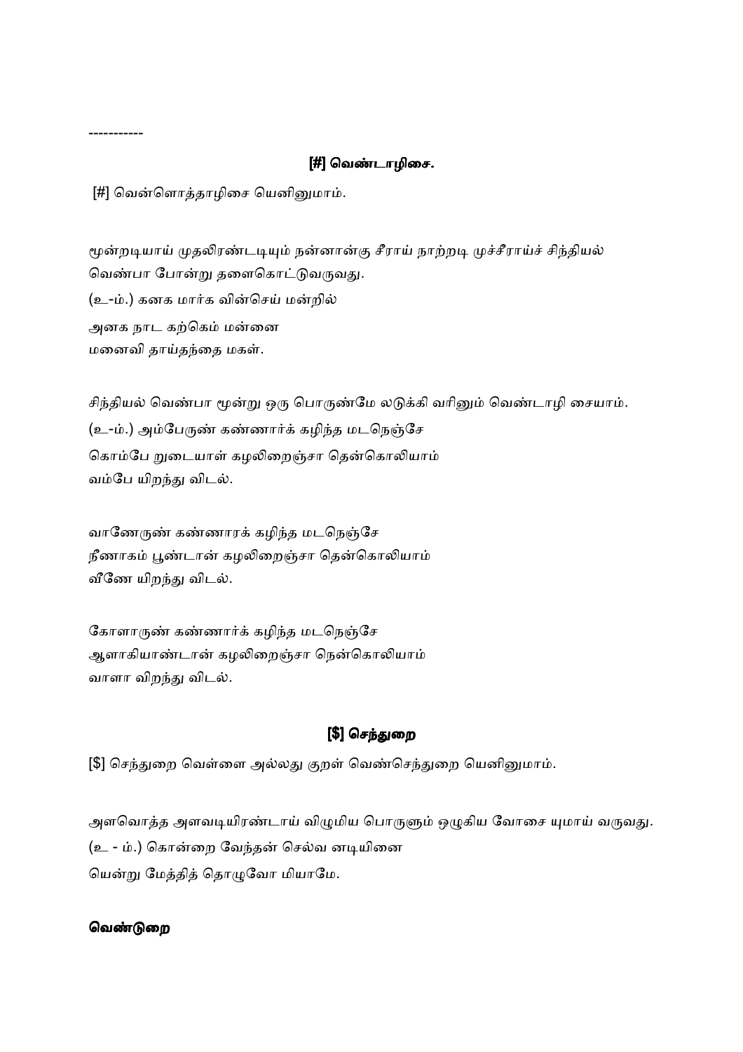-----------

### [#] வெண்டாழிசை.

[#] வென்னொத்தாழிசை யெனினுமாம்.

மூன்றடியாய் முதலிரண்டடியும் நன்னான்கு சீராய் நாற்றடி முச்சீராய்ச் சிந்தியல் வெண்பா போன்று தளைகொட்டுவருவது.

(உ-ம்.) கனக மார்க வின்செய் மன்றில்
அனக நாட கற்கெம் மன்னை
மனைவி தாய்தந்தை மகள்.

சிந்தியல் வெண்பா மூன்று ஒரு பொருண்மே லடுக்கி வரினும் வெண்டாழி சையாம்.

(உ-ம்.) அம்பேருண் கண்ணார்க் கழிந்த மடநெஞ்சே
கொம்பே றுடையாள் கழலிறைஞ்சா தென்கொலியாம்
வம்பே யிறந்து விடல்.

வாணேருண் கண்ணாரக் கழிந்த மடநெஞ்சே
நீணாகம் பூண்டான் கழலிறைஞ்சா தென்கொலியாம்
வீணே யிறந்து விடல்.

கோளாருண் கண்ணார்க் கழிந்த மடநெஞ்சே
ஆளாகியாண்டான் கழலிறைஞ்சா நென்கொலியாம்
வாளா விறந்து விடல்.

### [$] செந்துறை

[$] செந்துறை வெள்ளை அல்லது குறள் வெண்செந்துறை யெனினுமாம்.

அளவொத்த அளவடியிரண்டாய் விழுமிய பொருளும் ஒழுகிய வோசை யுமாய் வருவது.

(உ - ம்.) கொன்றை வேந்தன் செல்வ னடியினை
யென்று மேத்தித் தொழுவோ மியாமே.

### வெண்டுறை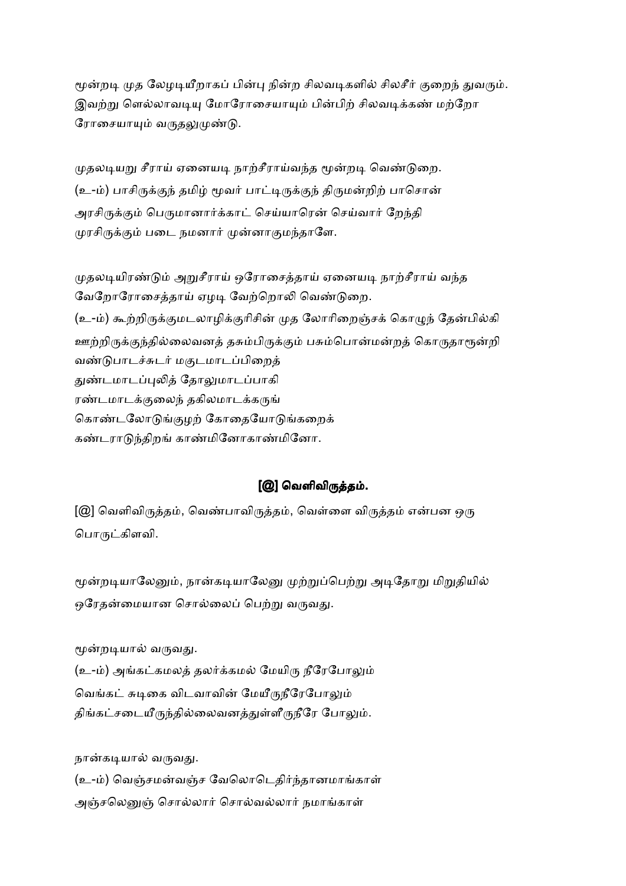மூன்றடி முத லேழடியீறாகப் பின்பு நின்ற சிலவடிகளில் சிலசீர் குறைந் துவரும். இவற்று ளெல்லாவடியு மோரோசையாயும் பின்பிற் சிலவடிக்கண் மற்றோ ரோசையாயும் வருதலுமுண்டு.

முதலடியறு சீராய் ஏனையடி நாற்சீராய்வந்த மூன்றடி வெண்டுறை.
(உ-ம்) பாசிருக்குந் தமிழ் மூவர் பாட்டிருக்குந் திருமன்றிற் பாசொன்
அரசிருக்கும் பெருமானார்க்காட் செய்யாரென் செய்வார் றேந்தி
முரசிருக்கும் படை நமனார் முன்னாகுமந்தாளே.

முதலடியிரண்டும் அறுசீராய் ஒரோசைத்தாய் ஏனையடி நாற்சீராய் வந்த வேறோரோசைத்தாய் ஏழடி வேற்றொலி வெண்டுறை.
(உ-ம்) கூற்றிருக்குமடலாழிக்குரிசின் முத லோரிறைஞ்சக் கொழுந் தேன்பில்கி
ஊற்றிருக்குந்தில்லைவனத் தசும்பிருக்கும் பசும்பொன்மன்றத் கொருதாரூன்றி
வண்டுபாடச்சுடர் மகுடமாடப்பிறைத்
துண்டமாடப்புலித் தோலுமாடப்பாகி
ரண்டமாடக்குலைந் தகிலமாடக்கருங்
கொண்டலோடுங்குழற் கோதையோடுங்கறைக்
கண்டராடுந்திறங் காண்மினோகாண்மினோ.

## [@] வெளிவிருத்தம்.

[@] வெளிவிருத்தம், வெண்பாவிருத்தம், வெள்ளை விருத்தம் என்பன ஒரு பொருட்கிளவி.

மூன்றடியாலேனும், நான்கடியாலேனு முற்றுப்பெற்று அடிதோறு மிறுதியில் ஒரேதன்மையான சொல்லைப் பெற்று வருவது.

மூன்றடியால் வருவது.
(உ-ம்) அங்கட்கமலத் தலர்க்கமல் மேயிரு நீரேபோலும்
வெங்கட் சுடிகை விடவாவின் மேயீருநீரேபோலும்
திங்கட்சடையீருந்தில்லைவனத்துள்ளீருநீரே போலும்.

நான்கடியால் வருவது.
(உ-ம்) வெஞ்சமன்வஞ்ச வேலொடெதிர்ந்தானமாங்காள்
அஞ்சலெனுஞ் சொல்லார் சொல்வல்லார் நமாங்காள்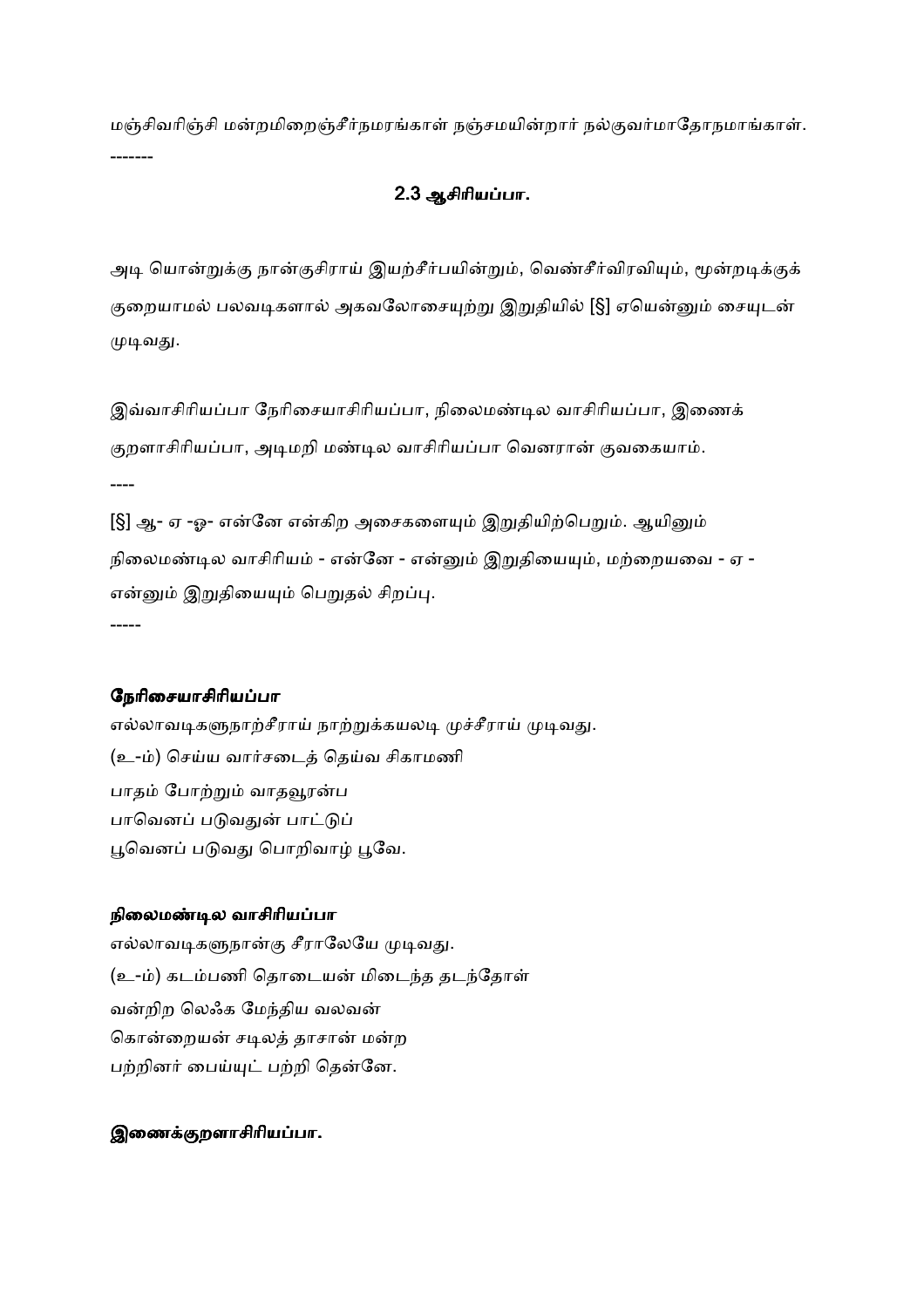மஞ்சிவரிஞ்சி மன்றமிறைஞ்சீர்நமரங்காள் நஞ்சமயின்றார் நல்குவர்மாதோநமாங்காள்.

-------

### 2.3 ஆசிரியப்பா.

அடி யொன்றுக்கு நான்குசிராய் இயற்சீர்பயின்றும், வெண்சீர்விரவியும், மூன்றடிக்குக் குறையாமல் பலவடிகளால் அகவலோசையுற்று இறுதியில் [§] ஏயென்னும் சையுடன் முடிவது.

இவ்வாசிரியப்பா நேரிசையாசிரியப்பா, நிலைமண்டில வாசிரியப்பா, இணைக் குறளாசிரியப்பா, அடிமறி மண்டில வாசிரியப்பா வெனரான் குவகையாம்.

----

[§] ஆ- ஏ -ஓ- என்னே என்கிற அசைகளையும் இறுதியிற்பெறும். ஆயினும் நிலைமண்டில வாசிரியம் - என்னே - என்னும் இறுதியையும், மற்றையவை - ஏ - என்னும் இறுதியையும் பெறுதல் சிறப்பு.

-----

**நேரிசையாசிரியப்பா**

எல்லாவடிகளுநாற்சீராய் நாற்றுக்கயலடி முச்சீராய் முடிவது.

(உ-ம்) செய்ய வார்சடைத் தெய்வ சிகாமணி
பாதம் போற்றும் வாதவூரன்ப
பாவெனப் படுவதுன் பாட்டுப்
பூவெனப் படுவது பொறிவாழ் பூவே.

**நிலைமண்டில வாசிரியப்பா**

எல்லாவடிகளுநான்கு சீராலேயே முடிவது.

(உ-ம்) கடம்பணி தொடையன் மிடைந்த தடந்தோள்
வன்றிற லெஃக மேந்திய வலவன்
கொன்றையன் சடிலத் தாசான் மன்ற
பற்றினர் பைய்யுட் பற்றி தென்னே.

**இணைக்குறளாசிரியப்பா.**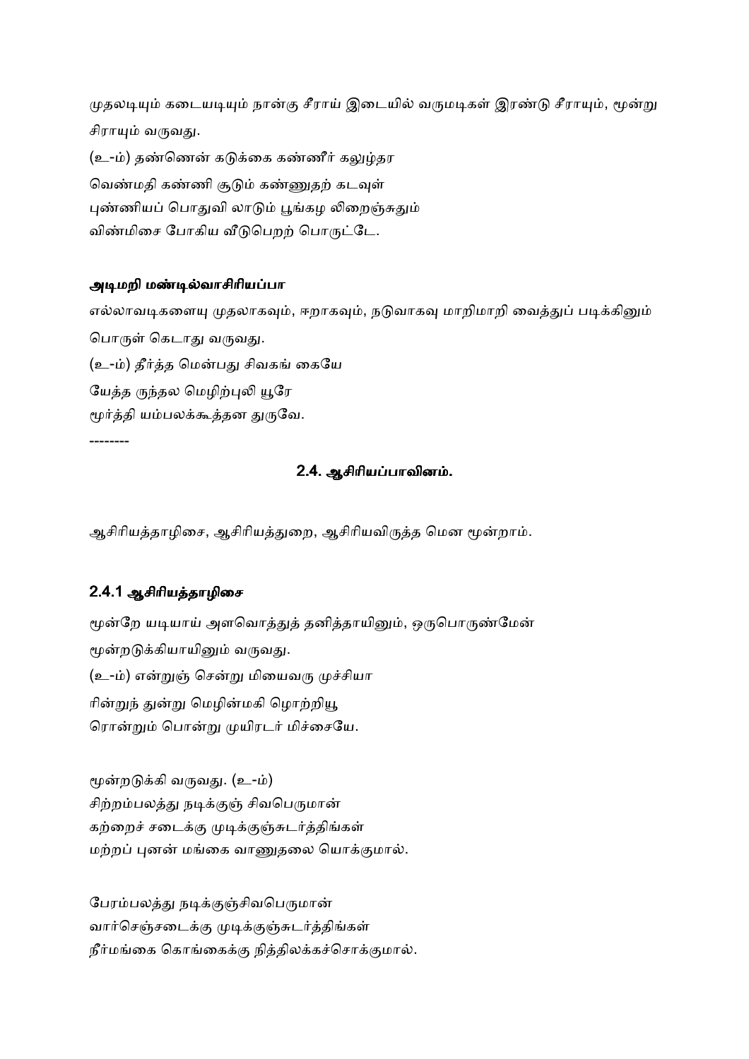முதலடியும் கடையடியும் நான்கு சீராய் இடையில் வருமடிகள் இரண்டு சீராயும், மூன்று சிராயும் வருவது.

(உ-ம்) தண்ணென் கடுக்கை கண்ணீர் கலுழ்தர
வெண்மதி கண்ணி சூடும் கண்ணுதற் கடவுள்
புண்ணியப் பொதுவி லாடும் பூங்கழ லிறைஞ்சுதும்
விண்மிசை போகிய வீடுபெறற் பொருட்டே.

**அடிமறி மண்டில்வாசிரியப்பா**

எல்லாவடிகளையு முதலாகவும், ஈறாகவும், நடுவாகவு மாறிமாறி வைத்துப் படிக்கினும் பொருள் கெடாது வருவது.

(உ-ம்) தீர்த்த மென்பது சிவகங் கையே
யேத்த ருந்தல மெழிற்புலி யூரே
மூர்த்தி யம்பலக்கூத்தன துருவே.

--------

## 2.4. ஆசிரியப்பாவினம்.

ஆசிரியத்தாழிசை, ஆசிரியத்துறை, ஆசிரியவிருத்த மென மூன்றாம்.

### 2.4.1 ஆசிரியத்தாழிசை

மூன்றே யடியாய் அளவொத்துத் தனித்தாயினும், ஒருபொருண்மேன் மூன்றடுக்கியாயினும் வருவது.

(உ-ம்) என்றுஞ் சென்று மியைவரு முச்சியா
ரின்றுந் துன்று மெழின்மகி ழொற்றியூ
ரொன்றும் பொன்று முயிரடர் மிச்சையே.

மூன்றடுக்கி வருவது. (உ-ம்)
சிற்றம்பலத்து நடிக்குஞ் சிவபெருமான்
கற்றைச் சடைக்கு முடிக்குஞ்சுடர்த்திங்கள்
மற்றப் புனன் மங்கை வாணுதலை யொக்குமால்.

பேரம்பலத்து நடிக்குஞ்சிவபெருமான்
வார்செஞ்சடைக்கு முடிக்குஞ்சுடர்த்திங்கள்
நீர்மங்கை கொங்கைக்கு நித்திலக்கச்சொக்குமால்.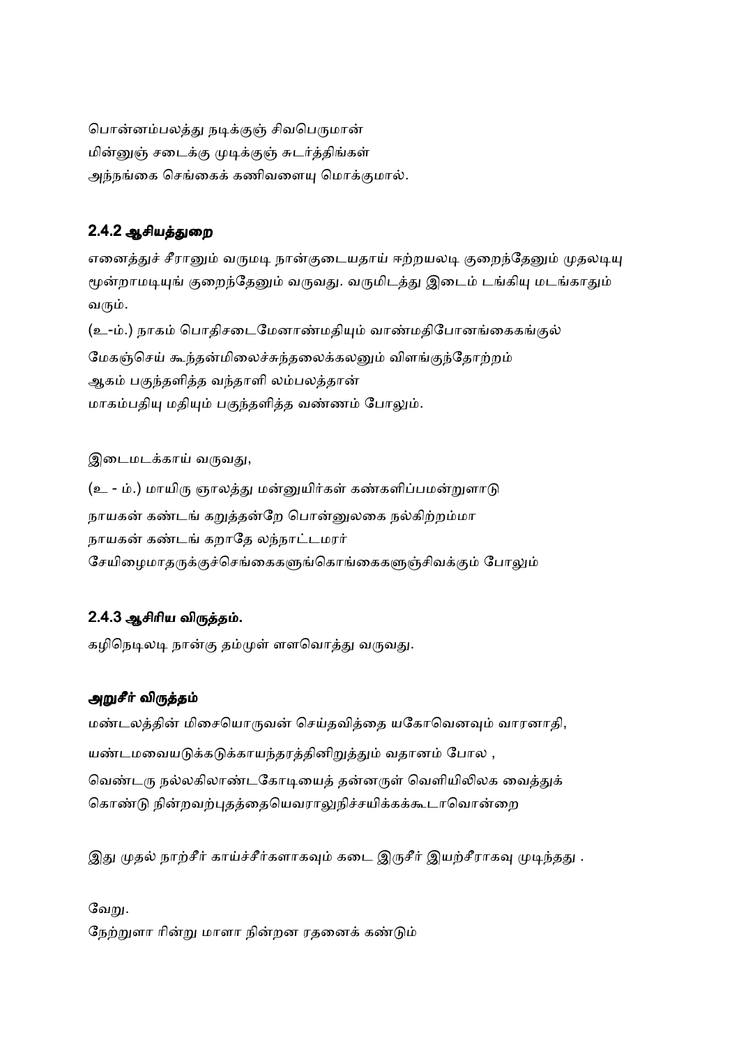பொன்னம்பலத்து நடிக்குஞ் சிவபெருமான்
மின்னுஞ் சடைக்கு முடிக்குஞ் சுடர்த்திங்கள்
அந்நங்கை செங்கைக் கணிவளையு மொக்குமால்.

### 2.4.2 ஆசியத்துறை

எனைத்துச் சீரானும் வருமடி நான்குடையதாய் ஈற்றயலடி குறைந்தேனும் முதலடியு மூன்றாமடியுங் குறைந்தேனும் வருவது. வருமிடத்து இடைம் டங்கியு மடங்காதும் வரும்.

(உ-ம்.) நாகம் பொதிசடைமேனாண்மதியும் வாண்மதிபோனங்கைகங்குல்
மேகஞ்செய் கூந்தன்மிலைச்சுந்தலைக்கலனும் விளங்குந்தோற்றம்
ஆகம் பகுந்தளித்த வந்தாளி லம்பலத்தான்
மாகம்பதியு மதியும் பகுந்தளித்த வண்ணம் போலும்.

இடைமடக்காய் வருவது,

(உ - ம்.) மாயிரு ஞாலத்து மன்னுயிர்கள் கண்களிப்பமன்றுளாடு
நாயகன் கண்டங் கறுத்தன்றே பொன்னுலகை நல்கிற்றம்மா
நாயகன் கண்டங் கறாதே லந்நாட்டமரர்
சேயிழைமாதருக்குச்செங்கைகளுங்கொங்கைகளுஞ்சிவக்கும் போலும்

### 2.4.3 ஆசிரிய விருத்தம்.

கழிநெடிலடி நான்கு தம்முள் ளளவொத்து வருவது.

#### அறுசீர் விருத்தம்

மண்டலத்தின் மிசையொருவன் செய்தவித்தை யகோவெனவும் வாரனாதி,
யண்டமவையடுக்கடுக்காயந்தரத்தினிறுத்தும் வதானம் போல ,
வெண்டரு நல்லகிலாண்டகோடியைத் தன்னருள் வெளியிலிலக வைத்துக்
கொண்டு நின்றவற்புதத்தையெவராலுநிச்சயிக்கக்கூடாவொன்றை

இது முதல் நாற்சீர் காய்ச்சீர்களாகவும் கடை இருசீர் இயற்சீராகவு முடிந்தது .

வேறு.
நேற்றுளா ரின்று மாளா நின்றன ரதனைக் கண்டும்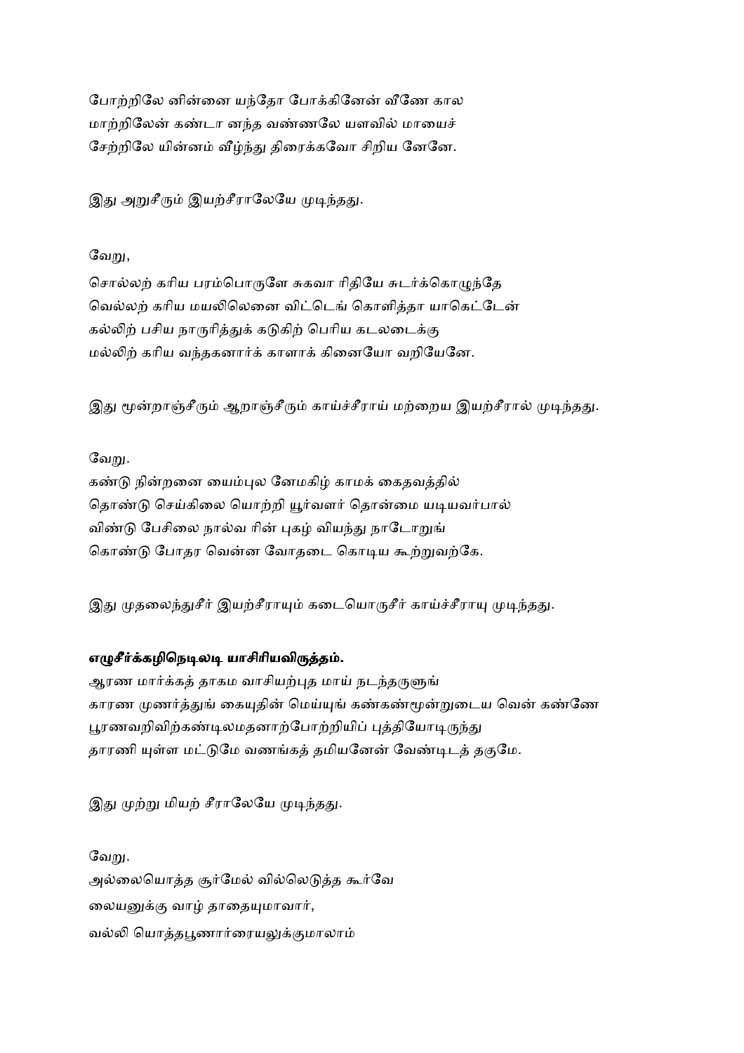போற்றிலே னின்னை யந்தோ போக்கினேன் வீணே கால
மாற்றிலேன் கண்டா னந்த வண்ணலே யளவில் மாயைச்
சேற்றிலே யின்னம் வீழ்ந்து திரைக்கவோ சிறிய னேனே.

இது அறுசீரும் இயற்சீராலேயே முடிந்தது.

வேறு,

சொல்லற் கரிய பரம்பொருளே சுகவா ரிதியே சுடர்க்கொழுந்தே
வெல்லற் கரிய மயலிலெனை விட்டெங் கொளித்தா யாகெட்டேன்
கல்லிற் பசிய நாருரித்துக் கடுகிற் பெரிய கடலடைக்கு
மல்லிற் கரிய வந்தகனார்க் காளாக் கினையோ வறியேனே.

இது மூன்றாஞ்சீரும் ஆறாஞ்சீரும் காய்ச்சீராய் மற்றைய இயற்சீரால் முடிந்தது.

வேறு.

கண்டு நின்றனை யைம்புல னேமகிழ் காமக் கைதவத்தில்
தொண்டு செய்கிலை யொற்றி யூர்வளர் தொன்மை யடியவர்பால்
விண்டு பேசிலை நால்வ ரின் புகழ் வியந்து நாடோறுங்
கொண்டு போதர வென்ன வோதடை கொடிய கூற்றுவற்கே.

இது முதலைந்துசீர் இயற்சீராயும் கடையொருசீர் காய்ச்சீராயு முடிந்தது.

**எழுசீர்க்கழிநெடிலடி யாசிரியவிருத்தம்.**

ஆரண மார்க்கத் தாகம வாசியற்புத மாய் நடந்தருளுங்
காரண முணர்த்துங் கையுதின் மெய்யுங் கண்கண்மூன்றுடைய வென் கண்ணே
பூரணவறிவிற்கண்டிலமதனாற்போற்றியிப் புத்தியோடிருந்து
தாரணி யுள்ள மட்டுமே வணங்கத் தமியனேன் வேண்டிடத் தகுமே.

இது முற்று மியற் சீராலேயே முடிந்தது.

வேறு.

அல்லையொத்த சூர்மேல் வில்லெடுத்த கூர்வே
லையனுக்கு வாழ் தாதையுமாவார்,
வல்லி யொத்தபூணார்ரையலுக்குமாலாம்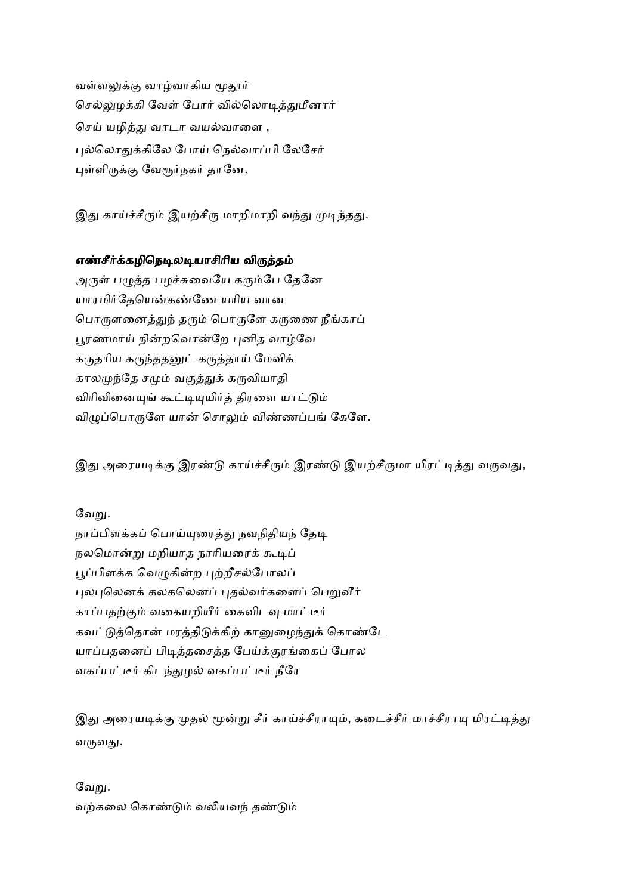வள்ளலுக்கு வாழ்வாகிய மூதூர்
செல்லுழக்கி வேள் போர் வில்லொடித்துமீனார்
செய் யழித்து வாடா வயல்வாளை ,
புல்லொதுக்கிலே போய் நெல்வாப்பி லேசேர்
புள்ளிருக்கு வேளூர்நகர் தானே.

இது காய்ச்சீரும் இயற்சீரு மாறிமாறி வந்து முடிந்தது.

**எண்சீர்க்கழிநெடிலடியாசிரிய விருத்தம்**

அருள் பழுத்த பழச்சுவையே கரும்பே தேனே
யாரமிர்தேயென்கண்ணே யரிய வான
பொருளனைத்துந் தரும் பொருளே கருணை நீங்காப்
பூரணமாய் நின்றவொன்றே புனித வாழ்வே
கருதரிய கருந்ததனுட் கருத்தாய் மேவிக்
காலமுந்தே சமும் வகுத்துக் கருவியாதி
விரிவினையுங் கூட்டியுயிர்த் திரளை யாட்டும்
விழுப்பொருளே யான் சொலும் விண்ணப்பங் கேளே.

இது அரையடிக்கு இரண்டு காய்ச்சீரும் இரண்டு இயற்சீருமா யிரட்டித்து வருவது,

வேறு.

நாப்பிளக்கப் பொய்யுரைத்து நவநிதியந் தேடி
நலமொன்று மறியாத நாரியரைக் கூடிப்
பூப்பிளக்க வெழுகின்ற புற்றீசல்போலப்
புலபுலெனக் கலகலெனப் புதல்வர்களைப் பெறுவீர்
காப்பதற்கும் வகையறியீர் கைவிடவு மாட்டீர்
கவட்டுத்தொன் மரத்திடுக்கிற் காலுழைந்துக் கொண்டே
யாப்பதனைப் பிடித்தசைத்த பேய்க்குரங்கைப் போல
வகப்பட்டீர் கிடந்துழல் வகப்பட்டீர் நீரே

இது அரையடிக்கு முதல் மூன்று சீர் காய்ச்சீராயும், கடைச்சீர் மாச்சீராயு மிரட்டித்து வருவது.

வேறு.

வற்கலை கொண்டும் வலியவந் தண்டும்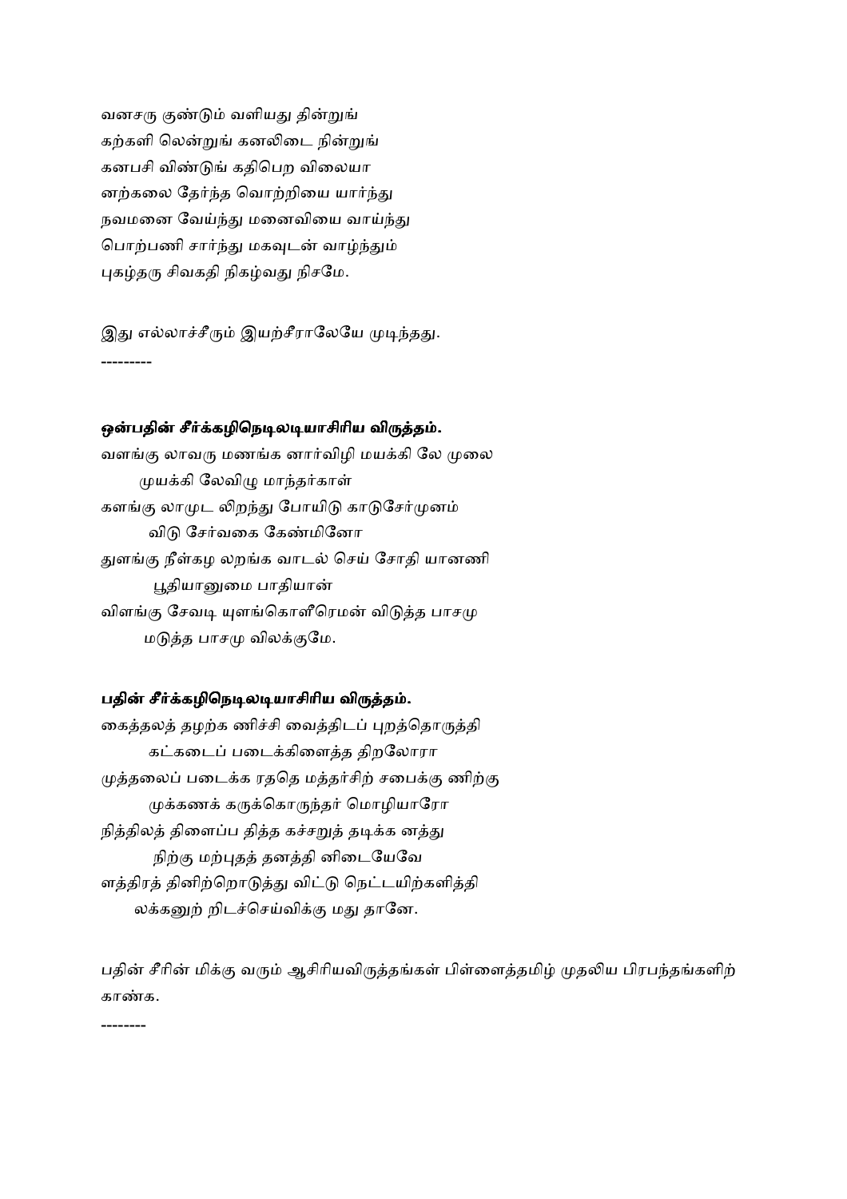வனசரு குண்டும் வளியது தின்றுங்
கற்களி லென்றுங் கனலிடை நின்றுங்
கனபசி விண்டுங் கதிபெற விலையா
னற்கலை தேர்ந்த வொற்றியை யார்ந்து
நவமனை வேய்ந்து மனைவியை வாய்ந்து
பொற்பணி சார்ந்து மகவுடன் வாழ்ந்தும்
புகழ்தரு சிவகதி நிகழ்வது நிசமே.

இது எல்லாச்சீரும் இயற்சீராலேயே முடிந்தது.

---------

**ஒன்பதின் சீர்க்கழிநெடிலடியாசிரிய விருத்தம்.**

வளங்கு லாவரு மணங்க னார்விழி மயக்கி லே முலை
முயக்கி லேவிழு மாந்தர்காள்
களங்கு லாமுட லிறந்து போயிடு காடுசேர்முனம்
விடு சேர்வகை கேண்மினோ
துளங்கு நீள்கழ லறங்க வாடல் செய் சோதி யானணி
பூதியானுமை பாதியான்
விளங்கு சேவடி யுளங்கொளீரெமன் விடுத்த பாசமு
மடுத்த பாசமு விலக்குமே.

**பதின் சீர்க்கழிநெடிலடியாசிரிய விருத்தம்.**

கைத்தலத் தழற்க ணிச்சி வைத்திடப் புறத்தொருத்தி
கட்கடைப் படைக்கிளைத்த திறலோரா
முத்தலைப் படைக்க ரதெ மத்தர்சிற் சபைக்கு ணிற்கு
முக்கணக் கருக்கொருந்தர் மொழியாரோ
நித்திலத் திளைப்ப தித்த கச்சறுத் தடிக்க னத்து
நிற்கு மற்புதத் தனத்தி னிடையேவே
ளத்திரத் தினிற்றொடுத்து விட்டு நெட்டயிற்களித்தி
லக்கனுற் றிடச்செய்விக்கு மது தானே.

பதின் சீரின் மிக்கு வரும் ஆசிரியவிருத்தங்கள் பிள்ளைத்தமிழ் முதலிய பிரபந்தங்களிற் காண்க.

--------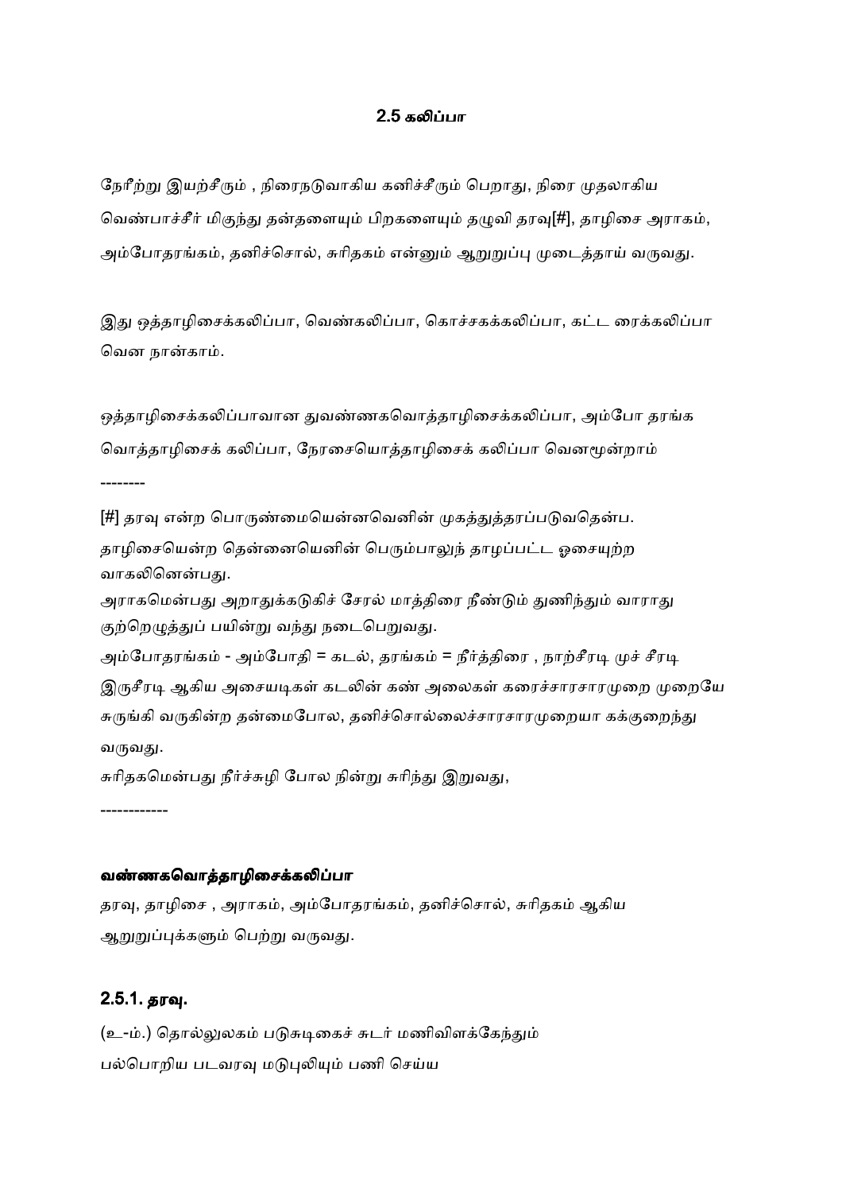## 2.5 கலிப்பா

நேரீற்று இயற்சீரும் , நிரைநடுவாகிய கனிச்சீரும் பெறாது, நிரை முதலாகிய வெண்பாச்சீர் மிகுந்து தன்தளையும் பிறகளையும் தழுவி தரவு[#], தாழிசை அராகம், அம்போதரங்கம், தனிச்சொல், சுரிதகம் என்னும் ஆறுறுப்பு முடைத்தாய் வருவது.

இது ஒத்தாழிசைக்கலிப்பா, வெண்கலிப்பா, கொச்சகக்கலிப்பா, கட்ட ரைக்கலிப்பா வென நான்காம்.

ஒத்தாழிசைக்கலிப்பாவான துவண்ணகவொத்தாழிசைக்கலிப்பா, அம்போ தரங்க வொத்தாழிசைக் கலிப்பா, நேரசையொத்தாழிசைக் கலிப்பா வெனமூன்றாம்

--------

[#] தரவு என்ற பொருண்மையென்னவெனின் முகத்துத்தரப்படுவதென்ப.
தாழிசையென்ற தென்னையெனின் பெரும்பாலுந் தாழப்பட்ட ஓசையுற்ற வாகலினென்பது.
அராகமென்பது அறாதுக்கடுகிச் சேரல் மாத்திரை நீண்டும் துணிந்தும் வாராது குற்றெழுத்துப் பயின்று வந்து நடைபெறுவது.
அம்போதரங்கம் - அம்போதி = கடல், தரங்கம் = நீர்த்திரை , நாற்சீரடி முச் சீரடி இருசீரடி ஆகிய அசையடிகள் கடலின் கண் அலைகள் கரைச்சாரசாரமுறை முறையே சுருங்கி வருகின்ற தன்மைபோல, தனிச்சொல்லைச்சாரசாரமுறையா கக்குறைந்து வருவது.
சுரிதகமென்பது நீர்ச்சுழி போல நின்று சுரிந்து இறுவது,

------------

**வண்ணகவொத்தாழிசைக்கலிப்பா**

தரவு, தாழிசை , அராகம், அம்போதரங்கம், தனிச்சொல், சுரிதகம் ஆகிய ஆறுறுப்புக்களும் பெற்று வருவது.

### 2.5.1. தரவு.

(உ-ம்.) தொல்லுலகம் படுசுடிகைச் சுடர் மணிவிளக்கேந்தும்
பல்பொறிய படவரவு மடுபுலியும் பணி செய்ய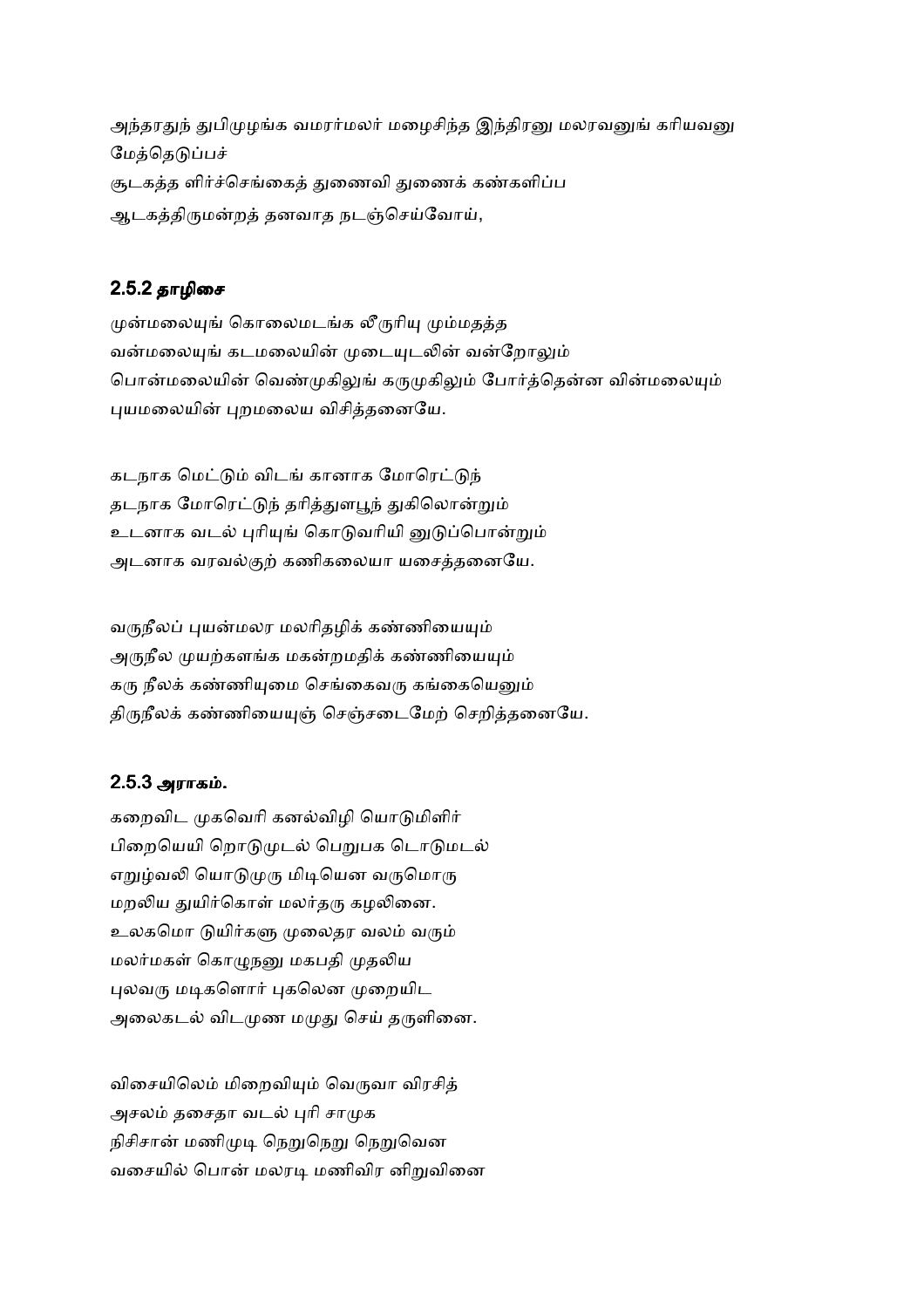அந்தரதுந் துபிமுழங்க வமரர்மலர் மழைசிந்த இந்திரனு மலரவனுங் கரியவனு மேத்தெடுப்பச்
சூடகத்த ளிர்ச்செங்கைத் துணைவி துணைக் கண்களிப்ப
ஆடகத்திருமன்றத் தனவாத நடஞ்செய்வோய்,

### 2.5.2 தாழிசை

முன்மலையுங் கொலைமடங்க லீருரியு மும்மதத்த
வன்மலையுங் கடமலையின் முடையுடலின் வன்றோலும்
பொன்மலையின் வெண்முகிலுங் கருமுகிலும் போர்த்தென்ன வின்மலையும்
புயமலையின் புறமலைய விசித்தனையே.

கடநாக மெட்டும் விடங் கானாக மோரெட்டுந்
தடநாக மோரெட்டுந் தரித்துளபூந் துகிலொன்றும்
உடனாக வடல் புரியுங் கொடுவரியி னுடுப்பொன்றும்
அடனாக வரவல்குற் கணிகலையா யசைத்தனையே.

வருநீலப் புயன்மலர மலரிதழிக் கண்ணியையும்
அருநீல முயற்களங்க மகன்றமதிக் கண்ணியையும்
கரு நீலக் கண்ணியுமை செங்கைவரு கங்கையெனும்
திருநீலக் கண்ணியையுஞ் செஞ்சடைமேற் செறித்தனையே.

### 2.5.3 அராகம்.

கறைவிட முகவெரி கனல்விழி யொடுமிளிர்
பிறையெயி றொடுமுடல் பெறுபக டொடுமடல்
எறுழ்வலி யொடுமுரு மிடியென வருமொரு
மறலிய துயிர்கொள் மலர்தரு கழலினை.
உலகமொ டுயிர்களு முலைதர வலம் வரும்
மலர்மகள் கொழுநனு மகபதி முதலிய
புலவரு மடிகளொர் புகலென முறையிட
அலைகடல் விடமுண மமுது செய் தருளினை.

விசையிலெம் மிறைவியும் வெருவா விரசித்
அசலம் தசைதா வடல் புரி சாமுக
நிசிசான் மணிமுடி நெறுநெறு நெறுவென
வசையில் பொன் மலரடி மணிவிர னிறுவினை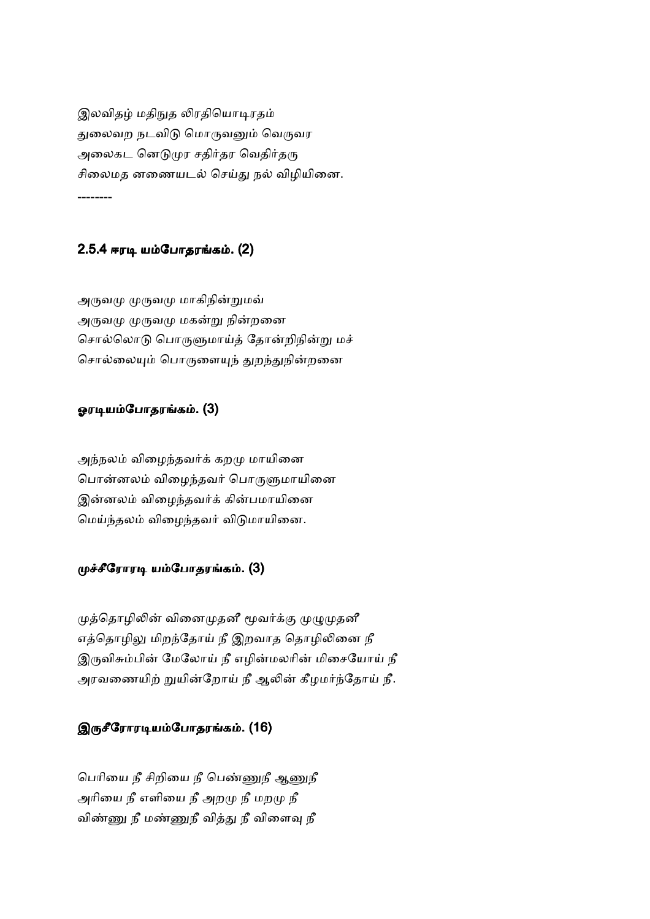இலவிதழ் மதிநுத லிரதியொடிரதம்
துலைவற நடவிடு மொருவனும் வெருவர
அலைகட னெடுமுர சதிர்தர வெதிர்தரு
சிலைமத னணையடல் செய்து நல் விழியினை.

--------

### 2.5.4 ஈரடி யம்போதரங்கம். (2)

அருவமு முருவமு மாகிநின்றுமவ்
அருவமு முருவமு மகன்று நின்றனை
சொல்லொடு பொருளுமாய்த் தோன்றிநின்று மச்
சொல்லையும் பொருளையுந் துறந்துநின்றனை

### ஓரடியம்போதரங்கம். (3)

அந்நலம் விழைந்தவர்க் கறமு மாயினை
பொன்னலம் விழைந்தவர் பொருளுமாயினை
இன்னலம் விழைந்தவர்க் கின்பமாயினை
மெய்ந்தலம் விழைந்தவர் விடுமாயினை.

### முச்சீரோரடி யம்போதரங்கம். (3)

முத்தொழிலின் வினைமுதனீ மூவர்க்கு முழுமுதனீ
எத்தொழிலு மிறந்தோய் நீ இறவாத தொழிலினை நீ
இருவிசும்பின் மேலோய் நீ எழின்மலரின் மிசையோய் நீ
அரவணையிற் றுயின்றோய் நீ ஆலின் கீழமர்ந்தோய் நீ.

### இருசீரோரடியம்போதரங்கம். (16)

பெரியை நீ சிறியை நீ பெண்ணுநீ ஆணுநீ
அரியை நீ எளியை நீ அறமு நீ மறமு நீ
விண்ணு நீ மண்ணுநீ வித்து நீ விளைவு நீ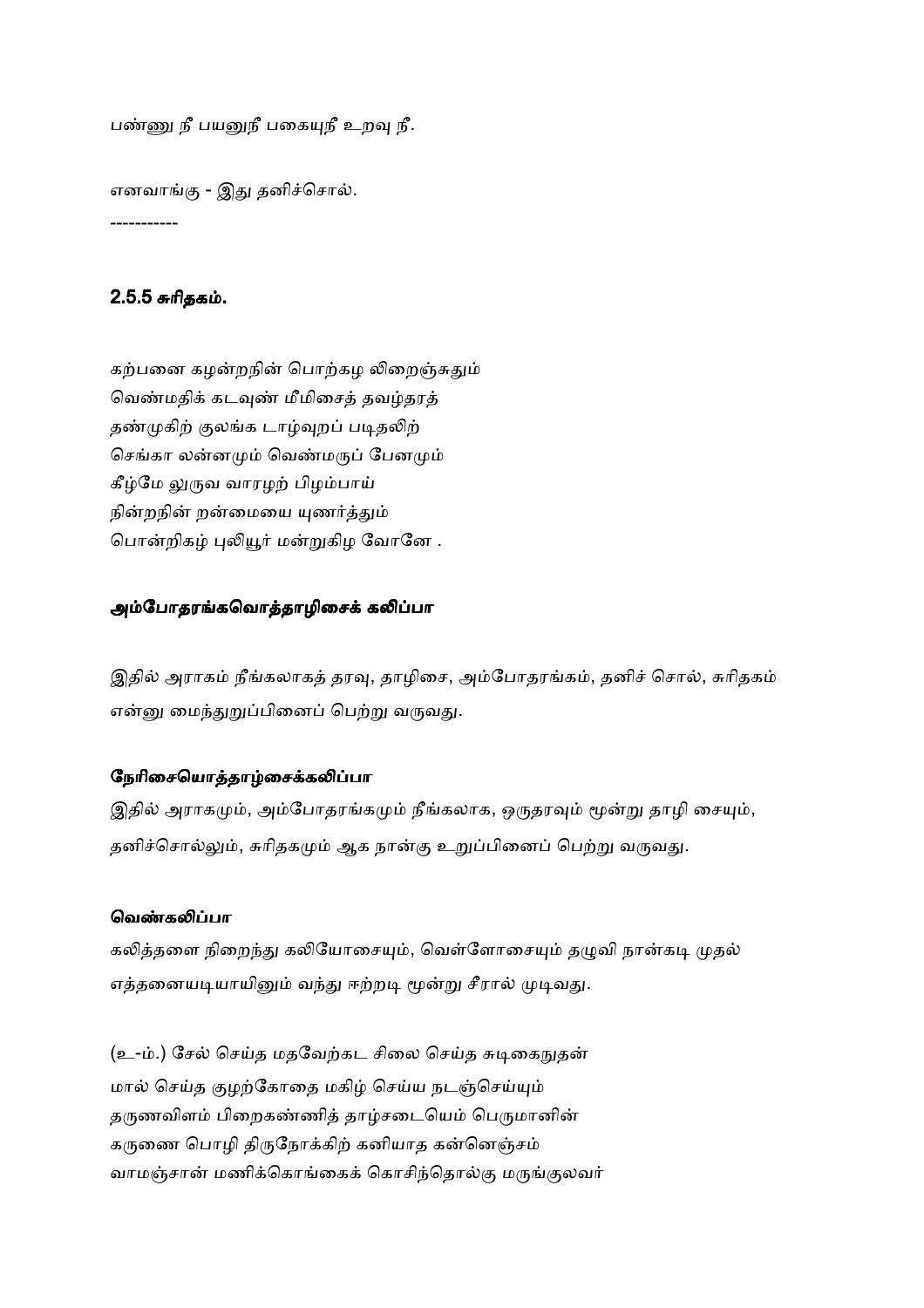பண்ணு நீ பயனுநீ பகையுநீ உறவு நீ.

எனவாங்கு - இது தனிச்சொல்.

-----------

### 2.5.5 சுரிதகம்.

கற்பனை கழன்றநின் பொற்கழ லிறைஞ்சுதும்
வெண்மதிக் கடவுண் மீமிசைத் தவழ்தரத்
தண்முகிற் குலங்க டாழ்வுறப் படிதலிற்
செங்கா லன்னமும் வெண்மருப் பேனமும்
கீழ்மே லுருவ வாரழற் பிழம்பாய்
நின்றநின் றன்மையை யுணர்த்தும்
பொன்றிகழ் புலியூர் மன்றுகிழ வோனே .

#### அம்போதரங்கவொத்தாழிசைக் கலிப்பா

இதில் அராகம் நீங்கலாகத் தரவு, தாழிசை, அம்போதரங்கம், தனிச் சொல், சுரிதகம் என்னு மைந்துறுப்பினைப் பெற்று வருவது.

#### நேரிசையொத்தாழ்சைக்கலிப்பா

இதில் அராகமும், அம்போதரங்கமும் நீங்கலாக, ஒருதரவும் மூன்று தாழி சையும், தனிச்சொல்லும், சுரிதகமும் ஆக நான்கு உறுப்பினைப் பெற்று வருவது.

#### வெண்கலிப்பா

கலித்தளை நிறைந்து கலியோசையும், வெள்ளோசையும் தழுவி நான்கடி முதல் எத்தனையடியாயினும் வந்து ஈற்றடி மூன்று சீரால் முடிவது.

(உ-ம்.) சேல் செய்த மதவேற்கட சிலை செய்த சுடிகைநுதன்
மால் செய்த குழற்கோதை மகிழ் செய்ய நடஞ்செய்யும்
தருணவிளம் பிறைகண்ணித் தாழ்சடையெம் பெருமானின்
கருணை பொழி திருநோக்கிற் கனியாத கன்னெஞ்சம்
வாமஞ்சான் மணிக்கொங்கைக் கொசிந்தொல்கு மருங்குலவர்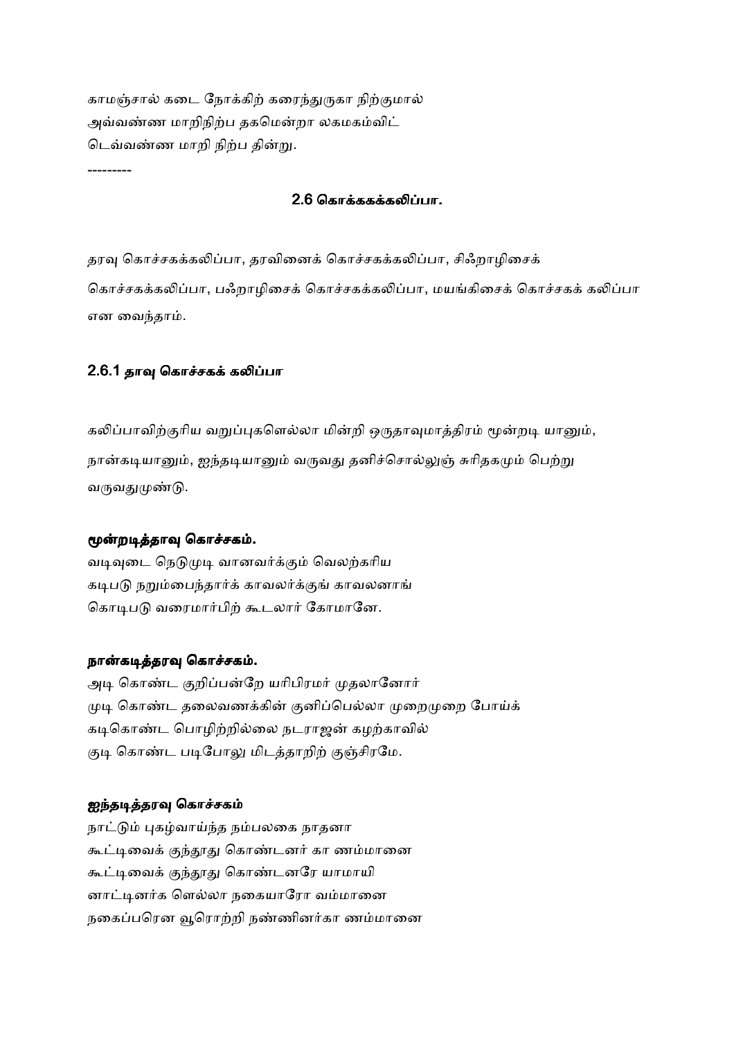காமஞ்சால் கடை நோக்கிற் கரைந்துருகா நிற்குமால்
அவ்வண்ண மாறிநிற்ப தகமென்றா லகமகம்விட்
டெவ்வண்ண மாறி நிற்ப தின்று.

---------

### 2.6 கொக்ககக்கலிப்பா.

தரவு கொச்சகக்கலிப்பா, தரவினைக் கொச்சகக்கலிப்பா, சிஃறாழிசைக் கொச்சகக்கலிப்பா, பஃறாழிசைக் கொச்சகக்கலிப்பா, மயங்கிசைக் கொச்சகக் கலிப்பா என வைந்தாம்.

#### 2.6.1 தாவு கொச்சகக் கலிப்பா

கலிப்பாவிற்குரிய வறுப்புகளெல்லா மின்றி ஒருதாவுமாத்திரம் மூன்றடி யானும், நான்கடியானும், ஐந்தடியானும் வருவது தனிச்சொல்லுஞ் சுரிதகமும் பெற்று வருவதுமுண்டு.

**மூன்றடித்தாவு கொச்சகம்.**

வடிவுடை நெடுமுடி வானவர்க்கும் வெலற்கரிய
கடிபடு நறும்பைந்தார்க் காவலர்க்குங் காவலனாங்
கொடிபடு வரைமார்பிற் கூடலார் கோமானே.

**நான்கடித்தரவு கொச்சகம்.**

அடி கொண்ட குறிப்பன்றே யரிபிரமர் முதலானோர்
முடி கொண்ட தலைவணக்கின் குனிப்பெல்லா முறைமுறை போய்க்
கடிகொண்ட பொழிற்றில்லை நடராஜன் கழற்காவில்
குடி கொண்ட படிபோலு மிடத்தாறிற் குஞ்சிரமே.

**ஐந்தடித்தரவு கொச்சகம்**

நாட்டும் புகழ்வாய்ந்த நம்பலகை நாதனா
கூட்டிவைக் குந்தூது கொண்டனர் கா ணம்மானை
கூட்டிவைக் குந்தூது கொண்டனரே யாமாயி
னாட்டினர்க ளெல்லா நகையாரோ வம்மானை
நகைப்பரென வூரொற்றி நண்ணினர்கா ணம்மானை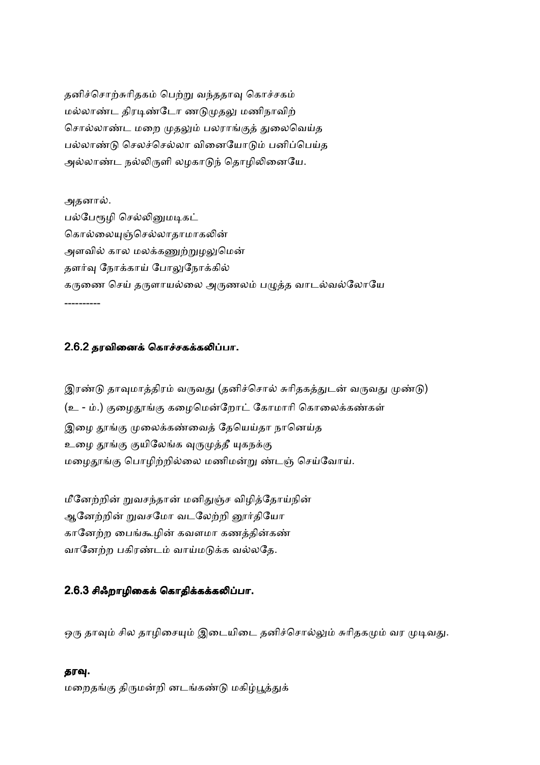தனிச்சொற்சுரிதகம் பெற்று வந்ததாவு கொச்சகம்
மல்லாண்ட திரடிண்டோ ணடுமுதலு மணிநாவிற்
சொல்லாண்ட மறை முதலும் பலராங்குத் துலைவெய்த
பல்லாண்டு செலச்செல்லா வினையோடும் பனிப்பெய்த
அல்லாண்ட நல்லிருளி லழகாடுந் தொழிலினையே.

அதனால்.
பல்பேரூழி செல்லினுமடிகட்
கொல்லையுஞ்செல்லாதாமாகலின்
அளவில் கால மலக்கணுற்றுழலுமென்
தளர்வு நோக்காய் போலுநோக்கில்
கருணை செய் தருளாயல்லை அருணலம் பழுத்த வாடல்வல்லோயே

----------

### 2.6.2 தரவினைக் கொச்சகக்கலிப்பா.

இரண்டு தாவுமாத்திரம் வருவது (தனிச்சொல் சுரிதகத்துடன் வருவது முண்டு)
(உ - ம்.) குழைதூங்கு கழைமென்றோட் கோமாரி கொலைக்கண்கள்
இழை தூங்கு முலைக்கண்வைத் தேயெய்தா நானெய்த
உழை தூங்கு குயிலேங்க வுருமுத்தீ யுகநக்கு
மழைதூங்கு பொழிற்றில்லை மணிமன்று ண்டஞ் செய்வோய்.

மீனேற்றின் றுவசந்தான் மனிதுஞ்ச விழித்தோய்நின்
ஆனேற்றின் றுவசமோ வடலேற்றி னூர்தியோ
கானேற்ற பைங்கூழின் கவளமா கணத்தின்கண்
வானேற்ற பகிரண்டம் வாய்மடுக்க வல்லதே.

### 2.6.3 சிஃறாழிகைக் கொதிக்கக்கலிப்பா.

ஒரு தாவும் சில தாழிசையும் இடையிடை தனிச்சொல்லும் சுரிதகமும் வர முடிவது.

**தரவு.**
மறைதங்கு திருமன்றி னடங்கண்டு மகிழ்பூத்துக்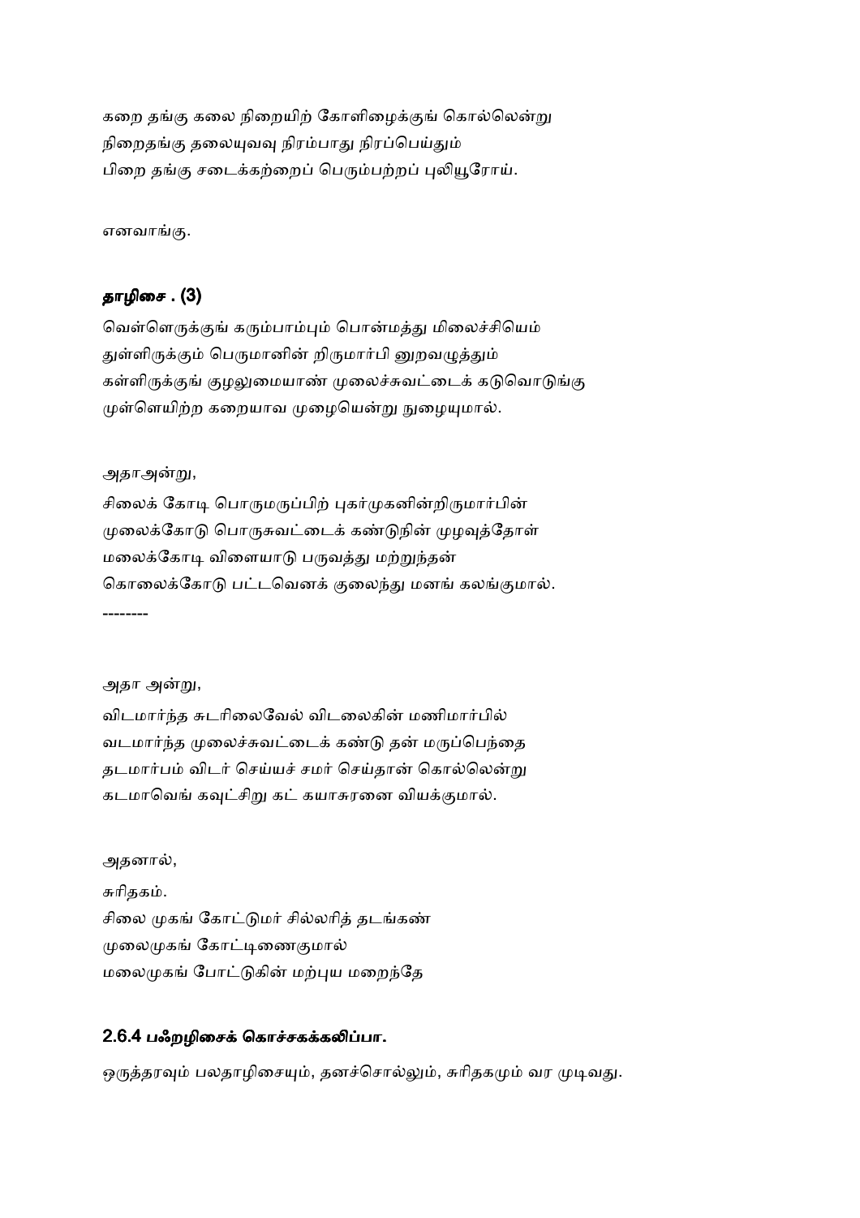கறை தங்கு கலை நிறையிற் கோளிழைக்குங் கொல்லென்று
நிறைதங்கு தலையுவவு நிரம்பாது நிரப்பெய்தும்
பிறை தங்கு சடைக்கற்றைப் பெரும்பற்றப் புலியூரோய்.

எனவாங்கு.

### தாழிசை . (3)

வெள்ளெருக்குங் கரும்பாம்பும் பொன்மத்து மிலைச்சியெம்
துள்ளிருக்கும் பெருமானின் றிருமார்பி னுறவழுத்தும்
கள்ளிருக்குங் குழலுமையாண் முலைச்சுவட்டைக் கடுவொடுங்கு
முள்ளெயிற்ற கறையாவ முழையென்று நுழையுமால்.

அதாஅன்று,

சிலைக் கோடி பொருமருப்பிற் புகர்முகனின்றிருமார்பின்
முலைக்கோடு பொருசுவட்டைக் கண்டுநின் முழவுத்தோள்
மலைக்கோடி விளையாடு பருவத்து மற்றுந்தன்
கொலைக்கோடு பட்டவெனக் குலைந்து மனங் கலங்குமால்.

--------

அதா அன்று,

விடமார்ந்த சுடரிலைவேல் விடலைகின் மணிமார்பில்
வடமார்ந்த முலைச்சுவட்டைக் கண்டு தன் மருப்பெந்தை
தடமார்பம் விடர் செய்யச் சமர் செய்தான் கொல்லென்று
கடமாவெங் கவுட்சிறு கட் கயாசுரனை வியக்குமால்.

அதனால்,

சுரிதகம்.

சிலை முகங் கோட்டுமர் சில்லரித் தடங்கண்
முலைமுகங் கோட்டிணைகுமால்
மலைமுகங் போட்டுகின் மற்புய மறைந்தே

### 2.6.4 பஃறழிசைக் கொச்சகக்கலிப்பா.

ஒருத்தரவும் பலதாழிசையும், தனச்சொல்லும், சுரிதகமும் வர முடிவது.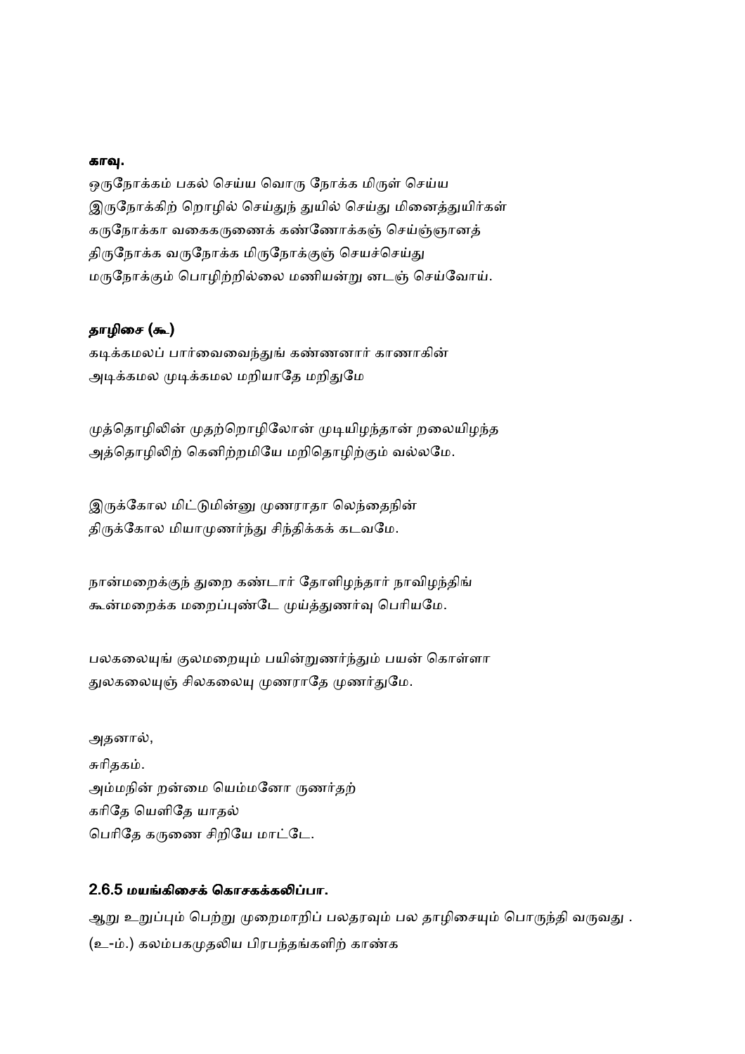**காவு.**

ஒருநோக்கம் பகல் செய்ய வொரு நோக்க மிருள் செய்ய
இருநோக்கிற் றொழில் செய்துந் துயில் செய்து மினைத்துயிர்கள்
கருநோக்கா வகைகருணைக் கண்ணோக்கஞ் செய்ஞ்ஞானத்
திருநோக்க வருநோக்க மிருநோக்குஞ் செயச்செய்து
மருநோக்கும் பொழிற்றில்லை மணியன்று னடஞ் செய்வோய்.

**தாழிசை (கூ)**

கடிக்கமலப் பார்வைவைந்துங் கண்ணனார் காணாகின்
அடிக்கமல முடிக்கமல மறியாதே மறிதுமே

முத்தொழிலின் முதற்றொழிலோன் முடியிழந்தான் றலையிழந்த
அத்தொழிலிற் கெனிற்றமியே மறிதொழிற்கும் வல்லமே.

இருக்கோல மிட்டுமின்னு முணராதா லெந்தைநின்
திருக்கோல மியாமுணர்ந்து சிந்திக்கக் கடவமே.

நான்மறைக்குந் துறை கண்டார் தோளிழந்தார் நாவிழந்திங்
கூன்மறைக்க மறைப்புண்டே முய்த்துணர்வு பெரியமே.

பலகலையுங் குலமறையும் பயின்றுணர்ந்தும் பயன் கொள்ளா
துலகலையுஞ் சிலகலையு முணராதே முணர்துமே.

அதனால்,

சுரிதகம்.
அம்மநின் றன்மை யெம்மனோ ருணர்தற்
கரிதே யெளிதே யாதல்
பெரிதே கருணை சிறியே மாட்டே.

### 2.6.5 மயங்கிசைக் கொசகக்கலிப்பா.

ஆறு உறுப்பும் பெற்று முறைமாறிப் பலதரவும் பல தாழிசையும் பொருந்தி வருவது .
(உ-ம்.) கலம்பகமுதலிய பிரபந்தங்களிற் காண்க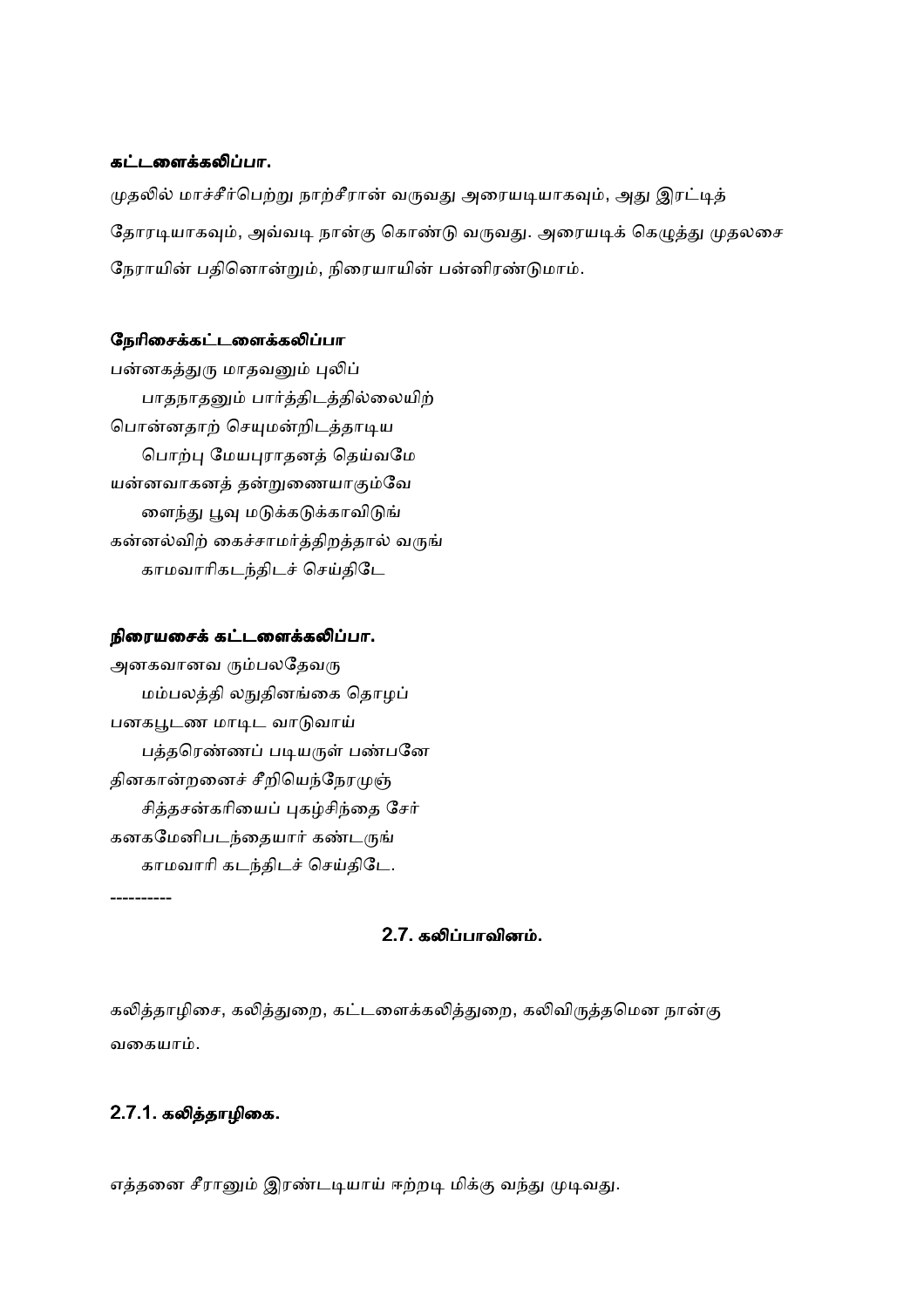**கட்டளைக்கலிப்பா.**

முதலில் மாச்சீர்பெற்று நாற்சீரான் வருவது அரையடியாகவும், அது இரட்டித் தோரடியாகவும், அவ்வடி நான்கு கொண்டு வருவது. அரையடிக் கெழுத்து முதலசை நேராயின் பதினொன்றும், நிரையாயின் பன்னிரண்டுமாம்.

**நேரிசைக்கட்டளைக்கலிப்பா**

பன்னகத்துரு மாதவனும் புலிப்
பாதநாதனும் பார்த்திடத்தில்லையிற்
பொன்னதாற் செயுமன்றிடத்தாடிய
பொற்பு மேயபுராதனத் தெய்வமே
யன்னவாகனத் தன்றுணையாகும்வே
ளைந்து பூவு மடுக்கடுக்காவிடுங்
கன்னல்விற் கைச்சாமர்த்திறத்தால் வருங்
காமவாரிகடந்திடச் செய்திடே

**நிரையசைக் கட்டளைக்கலிப்பா.**

அனகவானவ ரும்பலதேவரு
மம்பலத்தி லநுதினங்கை தொழப்
பனகபூடண மாடிட வாடுவாய்
பத்தரெண்ணப் படியருள் பண்பனே
தினகான்றனைச் சீறியெந்நேரமுஞ்
சித்தசன்கரியைப் புகழ்சிந்தை சேர்
கனகமேனிபடந்தையார் கண்டருங்
காமவாரி கடந்திடச் செய்திடே.

----------

## 2.7. கலிப்பாவினம்.

கலித்தாழிசை, கலித்துறை, கட்டளைக்கலித்துறை, கலிவிருத்தமென நான்கு வகையாம்.

### 2.7.1. கலித்தாழிகை.

எத்தனை சீரானும் இரண்டடியாய் ஈற்றடி மிக்கு வந்து முடிவது.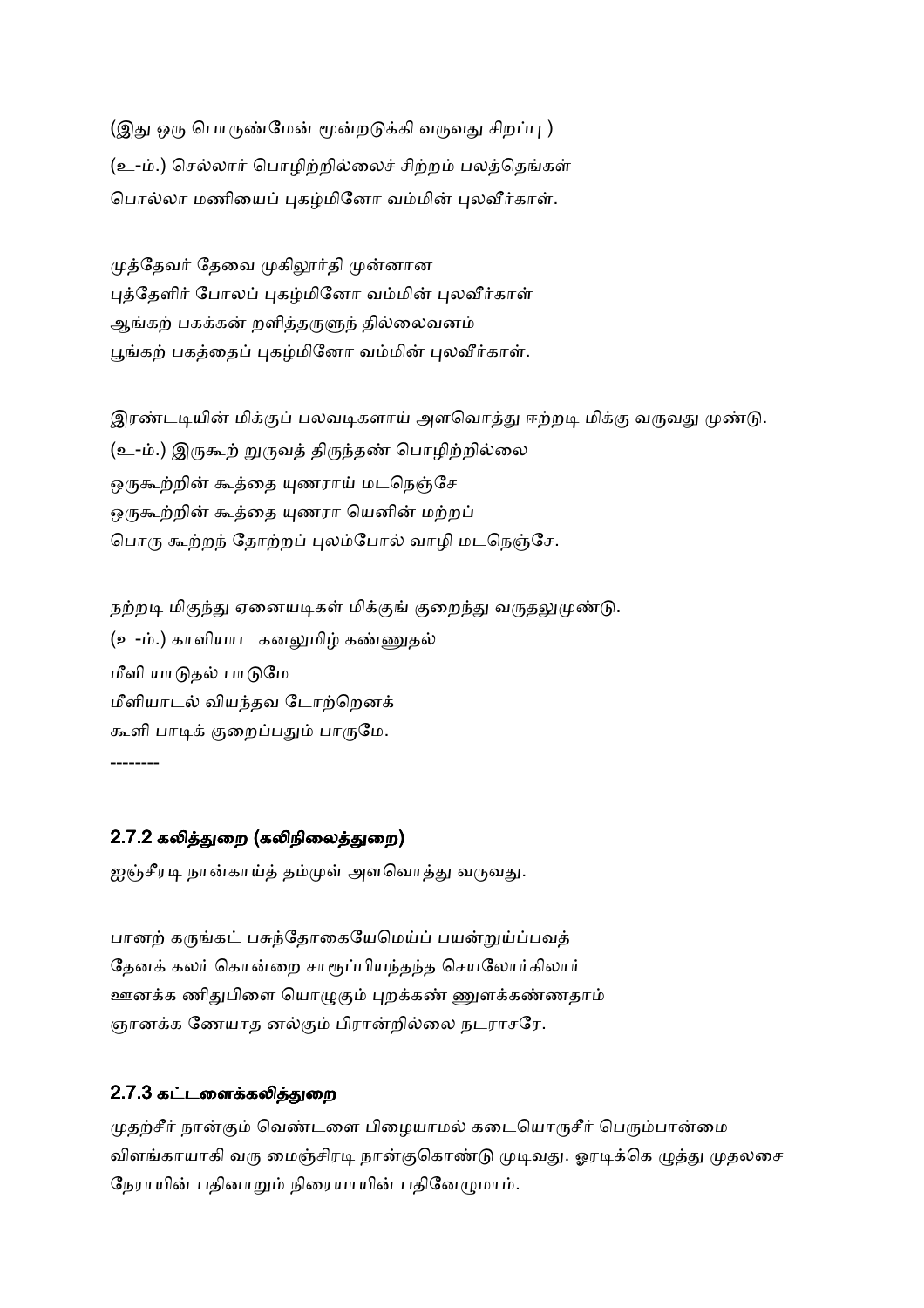(இது ஒரு பொருண்மேன் மூன்றடுக்கி வருவது சிறப்பு )

(உ-ம்.) செல்லார் பொழிற்றில்லைச் சிற்றம் பலத்தெங்கள்
பொல்லா மணியைப் புகழ்மினோ வம்மின் புலவீர்காள்.

முத்தேவர் தேவை முகிலூர்தி முன்னான
புத்தேளிர் போலப் புகழ்மினோ வம்மின் புலவீர்காள்
ஆங்கற் பகக்கன் றளித்தருளுந் தில்லைவனம்
பூங்கற் பகத்தைப் புகழ்மினோ வம்மின் புலவீர்காள்.

இரண்டடியின் மிக்குப் பலவடிகளாய் அளவொத்து ஈற்றடி மிக்கு வருவது முண்டு.

(உ-ம்.) இருகூற் றுருவத் திருந்தண் பொழிற்றில்லை
ஒருகூற்றின் கூத்தை யுணராய் மடநெஞ்சே
ஒருகூற்றின் கூத்தை யுணரா யெனின் மற்றப்
பொரு கூற்றந் தோற்றப் புலம்போல் வாழி மடநெஞ்சே.

நற்றடி மிகுந்து ஏனையடிகள் மிக்குங் குறைந்து வருதலுமுண்டு.

(உ-ம்.) காளியாட கனலுமிழ் கண்ணுதல்
மீளி யாடுதல் பாடுமே
மீளியாடல் வியந்தவ டோற்றெனக்
கூளி பாடிக் குறைப்பதும் பாருமே.

--------

### 2.7.2 கலித்துறை (கலிநிலைத்துறை)

ஐஞ்சீரடி நான்காய்த் தம்முள் அளவொத்து வருவது.

பானற் கருங்கட் பசுந்தோகையேமெய்ப் பயன்றுய்ப்பவத்
தேனக் கலர் கொன்றை சாரூப்பியந்தந்த செயலோர்கிலார்
ஊனக்க ணிதுபிளை யொழுகும் புறக்கண் ணுளக்கண்ணதாம்
ஞானக்க ணேயாத னல்கும் பிரான்றில்லை நடராசரே.

### 2.7.3 கட்டளைக்கலித்துறை

முதற்சீர் நான்கும் வெண்டளை பிழையாமல் கடையொருசீர் பெரும்பான்மை விளங்காயாகி வரு மைஞ்சிரடி நான்குகொண்டு முடிவது. ஓரடிக்கெ ழுத்து முதலசை நேராயின் பதினாறும் நிரையாயின் பதினேழுமாம்.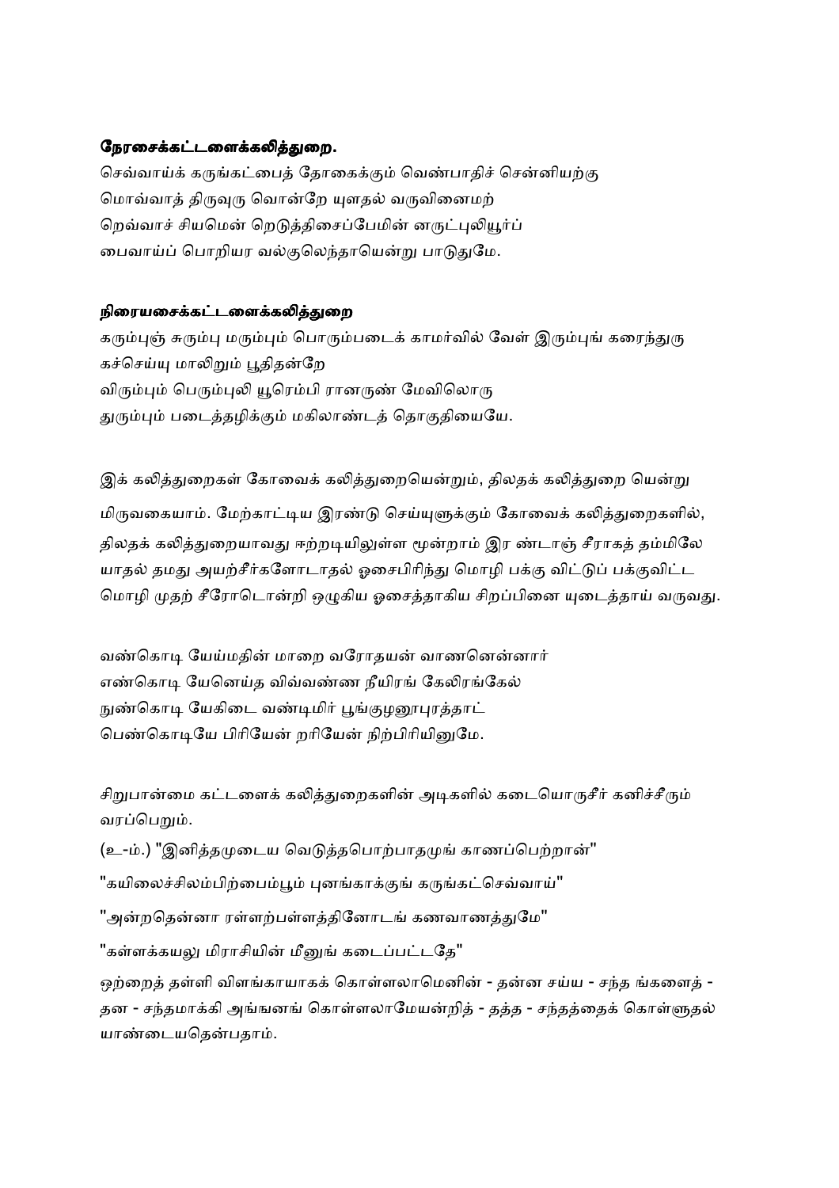**நேரசைக்கட்டளைக்கலித்துறை.**

செவ்வாய்க் கருங்கட்பைத் தோகைக்கும் வெண்பாதிச் சென்னியற்கு
மொவ்வாத் திருவுரு வொன்றே யுளதல் வருவினைமற்
றெவ்வாச் சியமென் றெடுத்திசைப்பேமின் னருட்புலியூர்ப்
பைவாய்ப் பொறியர வல்குலெந்தாயென்று பாடுதுமே.

**நிரையசைக்கட்டளைக்கலித்துறை**

கரும்புஞ் சுரும்பு மரும்பும் பொரும்படைக் காமர்வில் வேள் இரும்புங் கரைந்துரு
கச்செய்யு மாலிறும் பூதிதன்றே
விரும்பும் பெரும்புலி யூரெம்பி ரானருண் மேவிலொரு
துரும்பும் படைத்தழிக்கும் மகிலாண்டத் தொகுதியையே.

இக் கலித்துறைகள் கோவைக் கலித்துறையென்றும், திலதக் கலித்துறை யென்று
மிருவகையாம். மேற்காட்டிய இரண்டு செய்யுளுக்கும் கோவைக் கலித்துறைகளில்,
திலதக் கலித்துறையாவது ஈற்றடியிலுள்ள மூன்றாம் இர ண்டாஞ் சீராகத் தம்மிலே
யாதல் தமது அயற்சீர்களோடாதல் ஓசைபிரிந்து மொழி பக்கு விட்டுப் பக்குவிட்ட
மொழி முதற் சீரோடொன்றி ஒழுகிய ஓசைத்தாகிய சிறப்பினை யுடைத்தாய் வருவது.

வண்கொடி யேய்மதின் மாறை வரோதயன் வாணனென்னார்
எண்கொடி யேனெய்த விவ்வண்ண நீயிரங் கேலிரங்கேல்
நுண்கொடி யேகிடை வண்டிமிர் பூங்குழனூபுரத்தாட்
பெண்கொடியே பிரியேன் றரியேன் நிற்பிரியினுமே.

சிறுபான்மை கட்டளைக் கலித்துறைகளின் அடிகளில் கடையொருசீர் கனிச்சீரும்
வரப்பெறும்.

(உ-ம்.) "இனித்தமுடைய வெடுத்தபொற்பாதமுங் காணப்பெற்றான்"

"கயிலைச்சிலம்பிற்பைம்பூம் புனங்காக்குங் கருங்கட்செவ்வாய்"

"அன்றதென்னா ரள்ளற்பள்ளத்தினோடங் கணவாணத்துமே"

"கள்ளக்கயலு மிராசியின் மீனுங் கடைப்பட்டதே"

ஒற்றைத் தள்ளி விளங்காயாகக் கொள்ளலாமெனின் - தன்ன சய்ய - சந்த ங்களைத் -
தன - சந்தமாக்கி அங்ஙனங் கொள்ளலாமேயன்றித் - தத்த - சந்தத்தைக் கொள்ளுதல்
யாண்டையதென்பதாம்.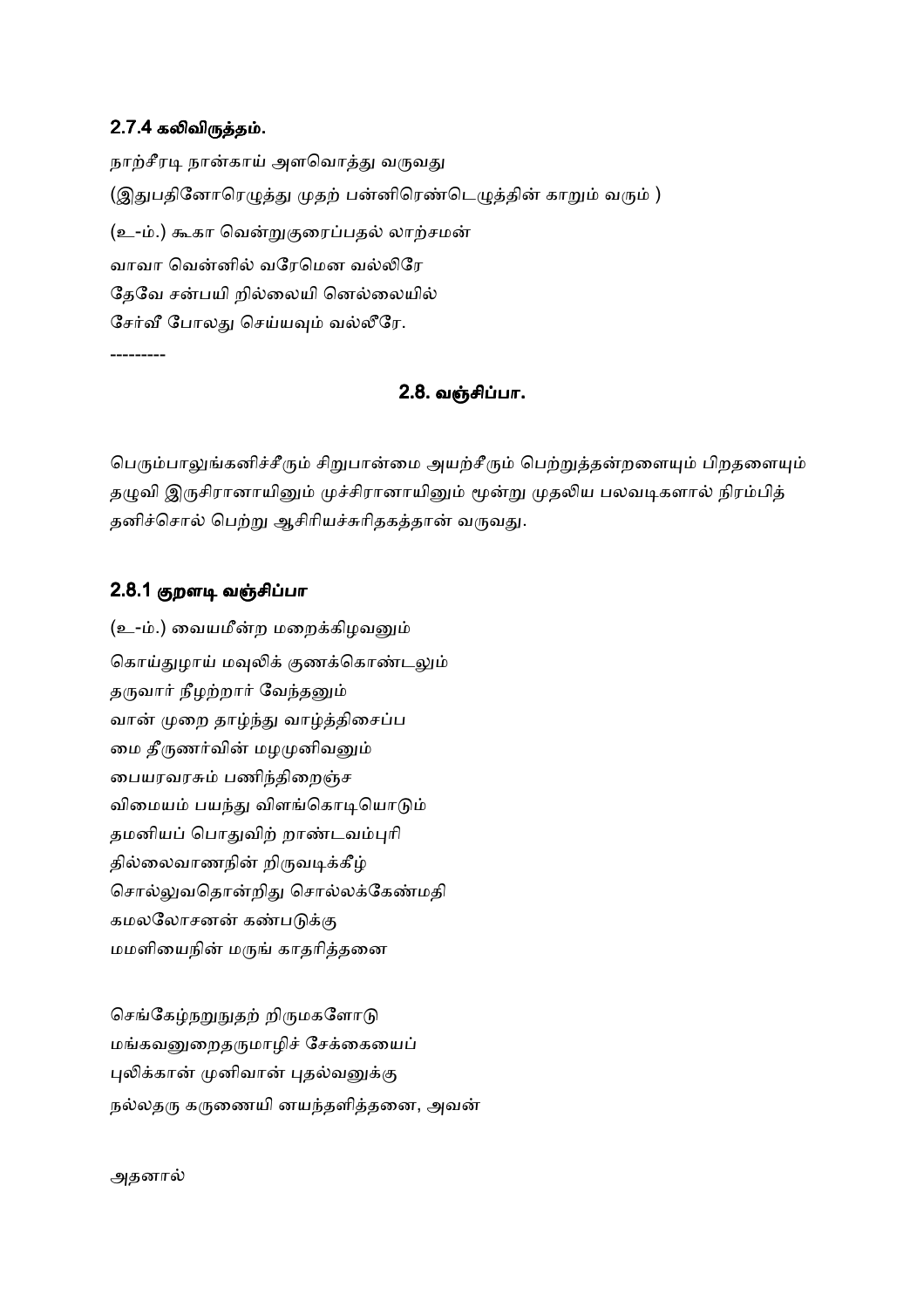### 2.7.4 கலிவிருத்தம்.

நாற்சீரடி நான்காய் அளவொத்து வருவது

(இதுபதினோரெழுத்து முதற் பன்னிரெண்டெழுத்தின் காறும் வரும் )

(உ-ம்.) கூகா வென்றுகுரைப்பதல் லாற்சமன்

வாவா வென்னில் வரேமென வல்லிரே

தேவே சன்பயி றில்லையி னெல்லையில்

சேர்வீ போலது செய்யவும் வல்லீரே.

---------

## 2.8. வஞ்சிப்பா.

பெரும்பாலுங்கனிச்சீரும் சிறுபான்மை அயற்சீரும் பெற்றுத்தன்றளையும் பிறதளையும் தழுவி இருசிரானாயினும் முச்சிரானாயினும் மூன்று முதலிய பலவடிகளால் நிரம்பித் தனிச்சொல் பெற்று ஆசிரியச்சுரிதகத்தான் வருவது.

### 2.8.1 குறளடி வஞ்சிப்பா

(உ-ம்.) வையமீன்ற மறைக்கிழவனும்

கொய்துழாய் மவுலிக் குணக்கொண்டலும்

தருவார் நீழற்றார் வேந்தனும்

வான் முறை தாழ்ந்து வாழ்த்திசைப்ப

மை தீருணர்வின் மழமுனிவனும்

பையரவரசும் பணிந்திறைஞ்ச

விமையம் பயந்து விளங்கொடியொடும்

தமனியப் பொதுவிற் றாண்டவம்புரி

தில்லைவாணநின் றிருவடிக்கீழ்

சொல்லுவதொன்றிது சொல்லக்கேண்மதி

கமலலோசனன் கண்படுக்கு

மமளியைநின் மருங் காதரித்தனை

செங்கேழ்நறுநுதற் றிருமகளோடு

மங்கவனுறைதருமாழிச் சேக்கையைப்

புலிக்கான் முனிவான் புதல்வனுக்கு

நல்லதரு கருணையி னயந்தளித்தனை, அவன்

அதனால்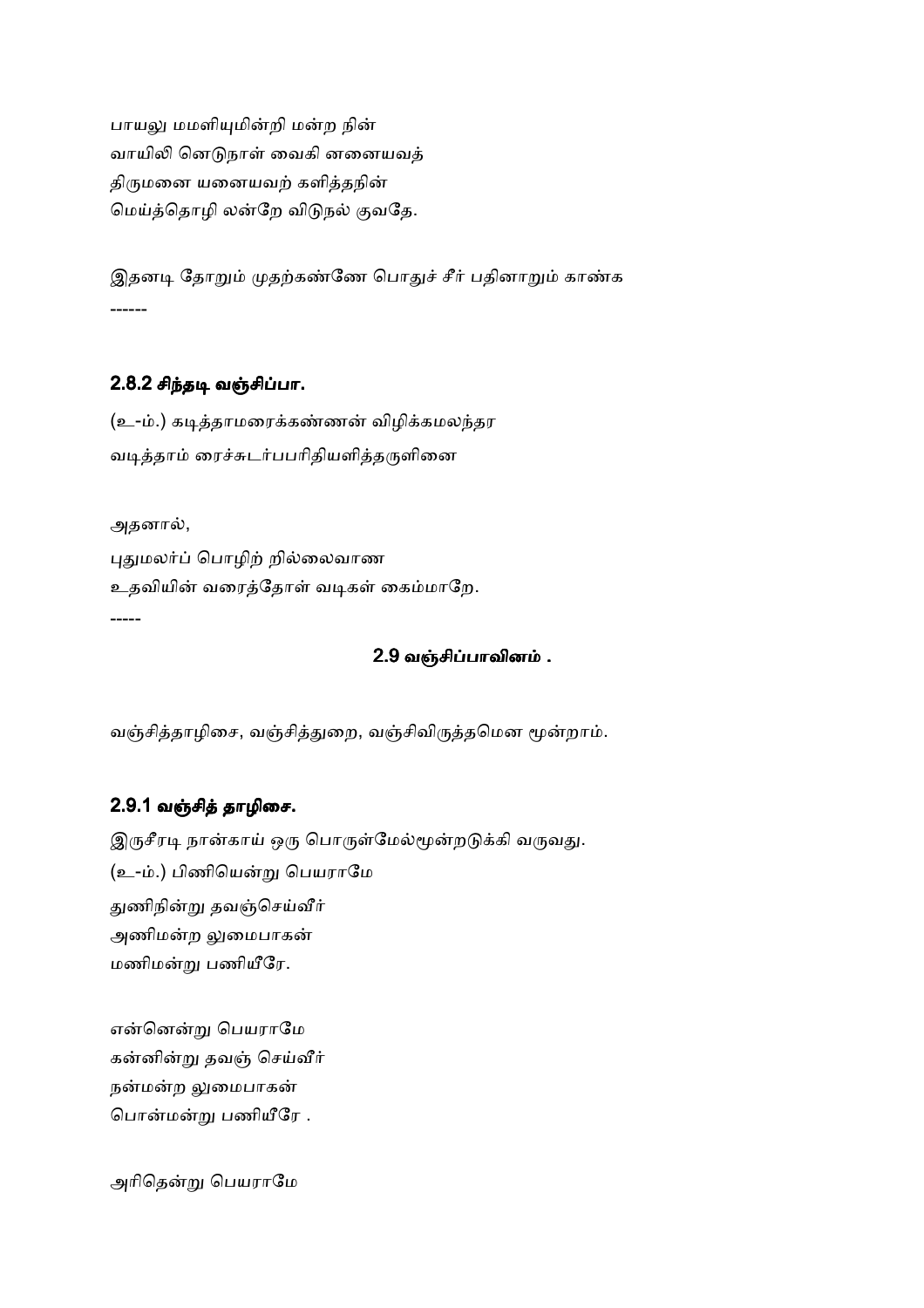பாயலு மமளியுமின்றி மன்ற நின்
வாயிலி னெடுநாள் வைகி னனையவத்
திருமனை யனையவற் களித்தநின்
மெய்த்தொழி லன்றே விடுநல் குவதே.

இதனடி தோறும் முதற்கண்ணே பொதுச் சீர் பதினாறும் காண்க

------

### 2.8.2 சிந்தடி வஞ்சிப்பா.

(உ-ம்.) கடித்தாமரைக்கண்ணன் விழிக்கமலந்தர
வடித்தாம் ரைச்சுடர்பபரிதியளித்தருளினை

அதனால்,
புதுமலர்ப் பொழிற் றில்லைவாண
உதவியின் வரைத்தோள் வடிகள் கைம்மாறே.

-----

## 2.9 வஞ்சிப்பாவினம் .

வஞ்சித்தாழிசை, வஞ்சித்துறை, வஞ்சிவிருத்தமென மூன்றாம்.

### 2.9.1 வஞ்சித் தாழிசை.

இருசீரடி நான்காய் ஒரு பொருள்மேல்மூன்றடுக்கி வருவது.

(உ-ம்.) பிணியென்று பெயராமே
துணிநின்று தவஞ்செய்வீர்
அணிமன்ற லுமைபாகன்
மணிமன்று பணியீரே.

என்னென்று பெயராமே
கன்னின்று தவஞ் செய்வீர்
நன்மன்ற லுமைபாகன்
பொன்மன்று பணியீரே .

அரிதென்று பெயராமே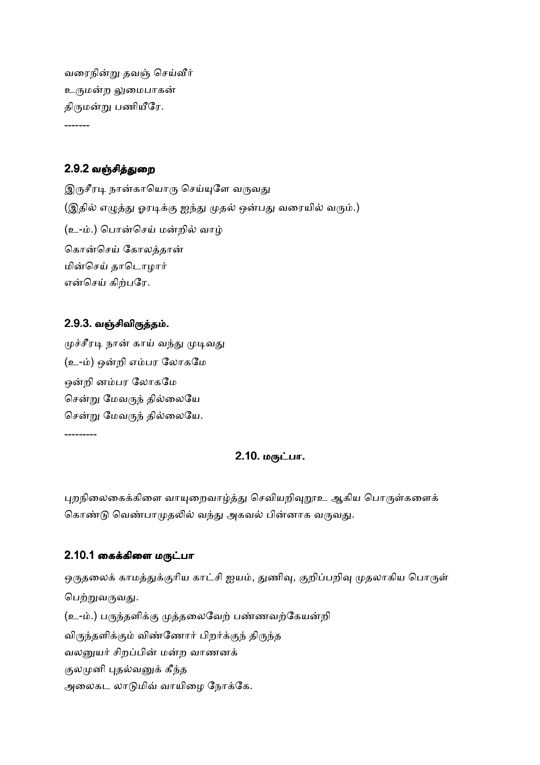வரைநின்று தவஞ் செய்வீர்
உருமன்ற லுமைபாகன்
திருமன்று பணியீரே.

-------

### 2.9.2 வஞ்சித்துறை

இருசீரடி நான்காயொரு செய்யுளே வருவது
(இதில் எழுத்து ஓரடிக்கு ஐந்து முதல் ஒன்பது வரையில் வரும்.)

(உ-ம்.) பொன்செய் மன்றில் வாழ்
கொன்செய் கோலத்தான்
மின்செய் தாடொழார்
என்செய் கிற்பரே.

### 2.9.3. வஞ்சிவிருத்தம்.

முச்சீரடி நான் காய் வந்து முடிவது
(உ-ம்) ஒன்றி எம்பர லோகமே
ஒன்றி னம்பர லோகமே
சென்று மேவருந் தில்லையே
சென்று மேவருந் தில்லையே.

---------

## 2.10. மருட்பா.

புறநிலைகைக்கிளை வாயுறைவாழ்த்து செவியறிவுறூஉ ஆகிய பொருள்களைக் கொண்டு வெண்பாமுதலில் வந்து அகவல் பின்னாக வருவது.

### 2.10.1 கைக்கிளை மருட்பா

ஒருதலைக் காமத்துக்குரிய காட்சி ஐயம், துணிவு, குறிப்பறிவு முதலாகிய பொருள் பெற்றுவருவது.

(உ-ம்.) பருந்தளிக்கு முத்தலைவேற் பண்ணவற்கேயன்றி
விருந்தளிக்கும் விண்ணோர் பிறர்க்குந் திருந்த
வலனுயர் சிறப்பின் மன்ற வாணனக்
குலமுனி புதல்வனுக் கீந்த
அலைகட லாடுமிவ் வாயிழை நோக்கே.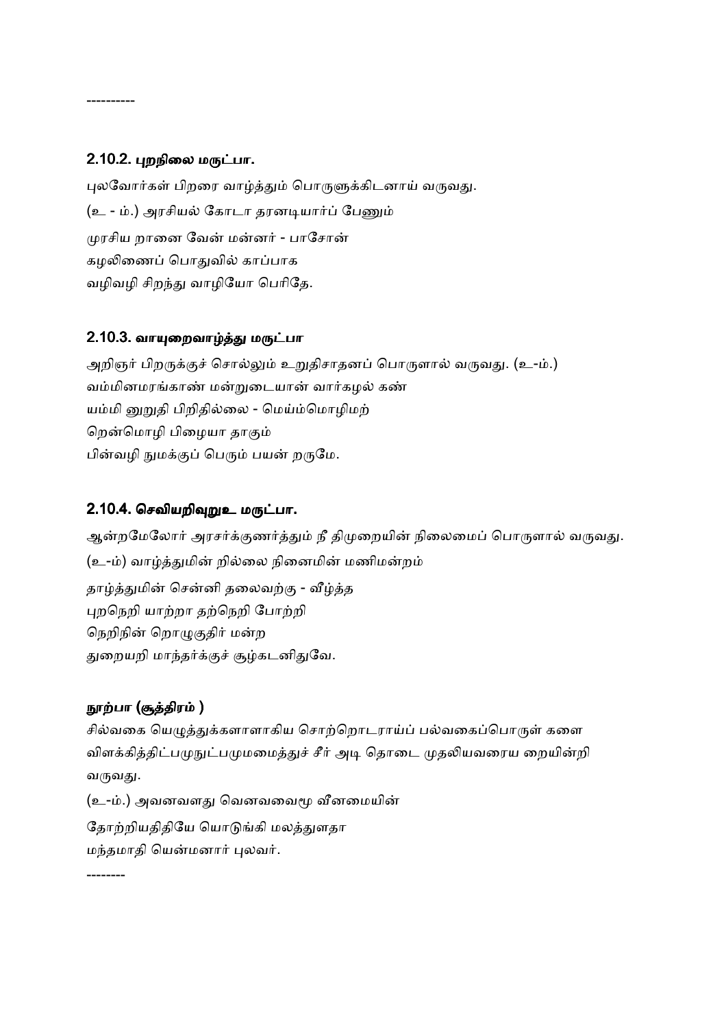----------

### 2.10.2. புறநிலை மருட்பா.

புலவோர்கள் பிறரை வாழ்த்தும் பொருளுக்கிடனாய் வருவது.

(உ - ம்.) அரசியல் கோடா தரனடியார்ப் பேணும்

முரசிய றானை வேன் மன்னர் - பாசோன்

கழலிணைப் பொதுவில் காப்பாக

வழிவழி சிறந்து வாழியோ பெரிதே.

### 2.10.3. வாயுறைவாழ்த்து மருட்பா

அறிஞர் பிறருக்குச் சொல்லும் உறுதிசாதனப் பொருளால் வருவது. (உ-ம்.)

வம்மினமரங்காண் மன்றுடையான் வார்கழல் கண்

யம்மி னுறுதி பிறிதில்லை - மெய்ம்மொழிமற்

றென்மொழி பிழையா தாகும்

பின்வழி நுமக்குப் பெரும் பயன் றருமே.

### 2.10.4. செவியறிவுறுஉ மருட்பா.

ஆன்றமேலோர் அரசர்க்குணர்த்தும் நீ திமுறையின் நிலைமைப் பொருளால் வருவது.

(உ-ம்) வாழ்த்துமின் றில்லை நினைமின் மணிமன்றம்

தாழ்த்துமின் சென்னி தலைவற்கு - வீழ்த்த

புறநெறி யாற்றா தற்நெறி போற்றி

நெறிநின் றொழுகுதிர் மன்ற

துறையறி மாந்தர்க்குச் சூழ்கடனிதுவே.

### நூற்பா (சூத்திரம் )

சில்வகை யெழுத்துக்களாளாகிய சொற்றொடராய்ப் பல்வகைப்பொருள் களை விளக்கித்திட்பமுநுட்பமுமமைத்துச் சீர் அடி தொடை முதலியவரைய றையின்றி வருவது.

(உ-ம்.) அவனவளது வெனவவைமூ வீனமையின்

தோற்றியதிதியே யொடுங்கி மலத்துளதா

மந்தமாதி யென்மனார் புலவர்.

--------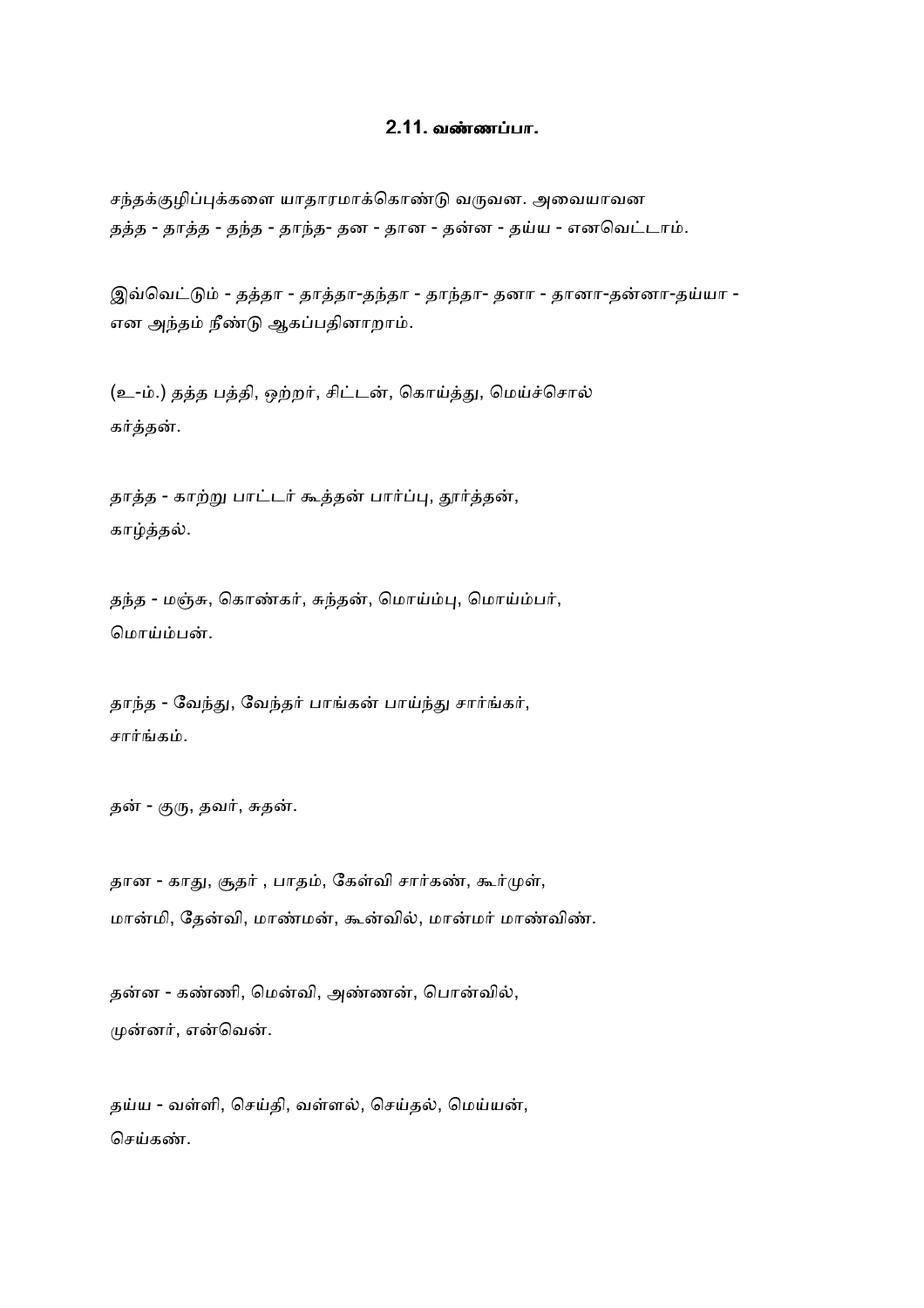## 2.11. வண்ணப்பா.

சந்தக்குழிப்புக்களை யாதாரமாக்கொண்டு வருவன. அவையாவன தத்த - தாத்த - தந்த - தாந்த- தன - தான - தன்ன - தய்ய - எனவெட்டாம்.

இவ்வெட்டும் - தத்தா - தாத்தா-தந்தா - தாந்தா- தனா - தானா-தன்னா-தய்யா - என அந்தம் நீண்டு ஆகப்பதினாறாம்.

(உ-ம்.) தத்த பத்தி, ஒற்றர், சிட்டன், கொய்த்து, மெய்ச்சொல் கர்த்தன்.

தாத்த - காற்று பாட்டர் கூத்தன் பார்ப்பு, தூர்த்தன், காழ்த்தல்.

தந்த - மஞ்சு, கொண்கர், சுந்தன், மொய்ம்பு, மொய்ம்பர், மொய்ம்பன்.

தாந்த - வேந்து, வேந்தர் பாங்கன் பாய்ந்து சார்ங்கர், சார்ங்கம்.

தன் - குரு, தவர், சுதன்.

தான - காது, சூதர் , பாதம், கேள்வி சார்கண், கூர்முள், மான்மி, தேன்வி, மாண்மன், கூன்வில், மான்மர் மாண்விண்.

தன்ன - கண்ணி, மென்வி, அண்ணன், பொன்வில், முன்னர், என்வென்.

தய்ய - வள்ளி, செய்தி, வள்ளல், செய்தல், மெய்யன், செய்கண்.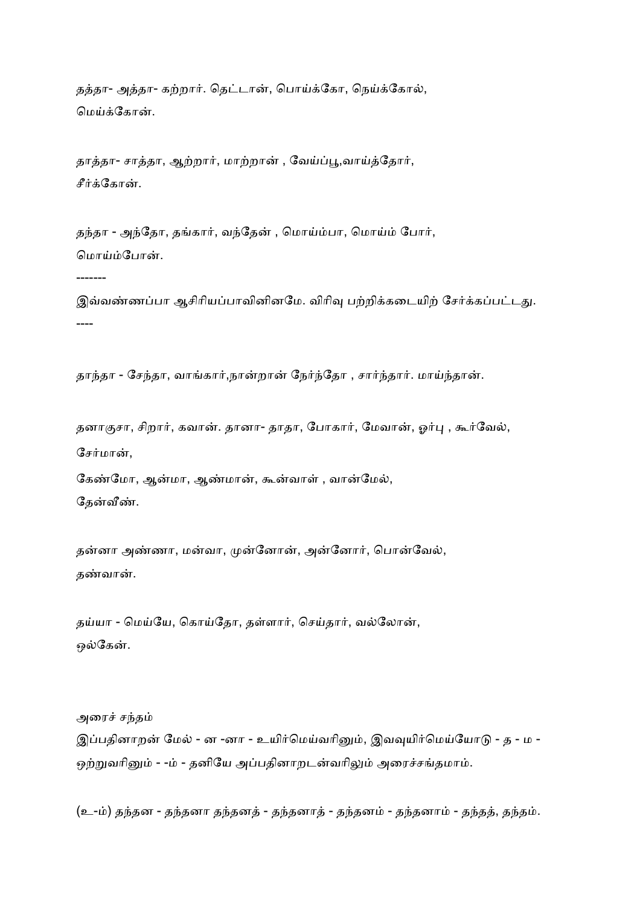தத்தா- அத்தா- கற்றார். தெட்டான், பொய்க்கோ, நெய்க்கோல்,
மெய்க்கோன்.

தாத்தா- சாத்தா, ஆற்றார், மாற்றான் , வேய்ப்பூ,வாய்த்தோர்,
சீர்க்கோன்.

தந்தா - அந்தோ, தங்கார், வந்தேன் , மொய்ம்பா, மொய்ம் போர்,
மொய்ம்போன்.

-------

இவ்வண்ணப்பா ஆசிரியப்பாவினினமே. விரிவு பற்றிக்கடையிற் சேர்க்கப்பட்டது.

----

தாந்தா - சேந்தா, வாங்கார்,நான்றான் நேர்ந்தோ , சார்ந்தார். மாய்ந்தான்.

தனாகுசா, சிறார், கவான். தானா- தாதா, போகார், மேவான், ஓர்பு , கூர்வேல்,
சேர்மான்,
கேண்மோ, ஆன்மா, ஆண்மான், கூன்வாள் , வான்மேல்,
தேன்வீண்.

தன்னா அண்ணா, மன்வா, முன்னோன், அன்னோர், பொன்வேல்,
தண்வான்.

தய்யா - மெய்யே, கொய்தோ, தள்ளார், செய்தார், வல்லோன்,
ஒல்கேன்.

அரைச் சந்தம்

இப்பதினாறன் மேல் - ன -னா - உயிர்மெய்வரினும், இவவுயிர்மெய்யோடு - த - ம -
ஒற்றுவரினும் - -ம் - தனியே அப்பதினாறடன்வரிலும் அரைச்சங்தமாம்.

(உ-ம்) தந்தன - தந்தனா தந்தனத் - தந்தனாத் - தந்தனம் - தந்தனாம் - தந்தத், தந்தம்.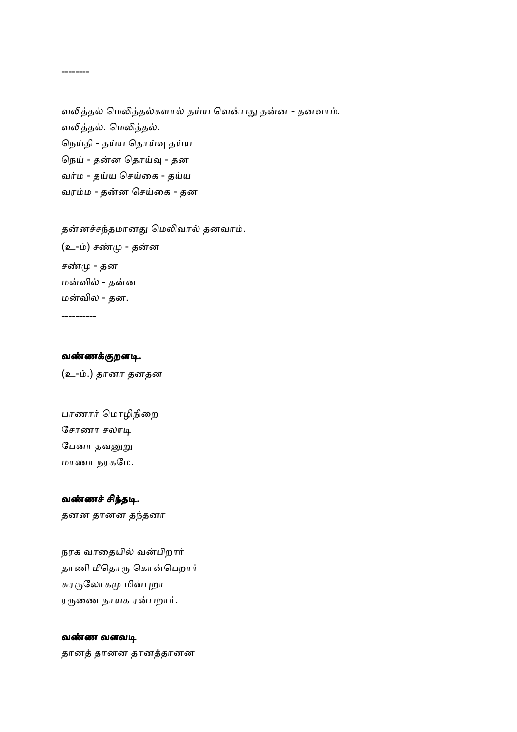--------

வலித்தல் மெலித்தல்களால் தய்ய வென்பது தன்ன - தனவாம்.
வலித்தல். மெலித்தல்.
நெய்தி - தய்ய தொய்வு தய்ய
நெய் - தன்ன தொய்வு - தன
வர்ம - தய்ய செய்கை - தய்ய
வரம்ம - தன்ன செய்கை - தன

தன்னச்சந்தமானது மெலிவால் தனவாம்.
(உ-ம்) சண்மு - தன்ன
சண்மு - தன
மன்வில் - தன்ன
மன்வில - தன.

----------

**வண்ணக்குறளடி.**

(உ-ம்.) தானா தனதன

பாணார் மொழிநிறை
சோணா சலாடி
பேனா தவனுறு
மாணா நரகமே.

**வண்ணச் சிந்தடி.**

தனன தானன தந்தனா

நரக வாதையில் வன்பிறார்
தாணி மீதொரு கொன்பெறார்
சுரருலோகமு மின்புறா
ரருணை நாயக ரன்பறார்.

**வண்ண வளவடி**

தானத் தானன தானத்தானன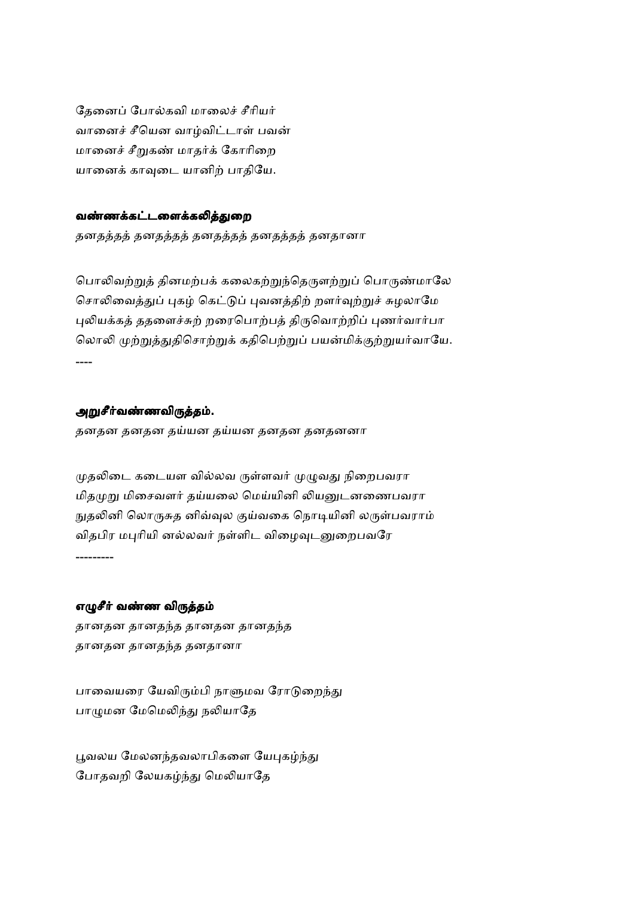தேனைப் போல்கவி மாலைச் சீரியர்
வானைச் சீயென வாழ்விட்டாள் பவன்
மானைச் சீறுகண் மாதர்க் கோரிறை
யானைக் காவுடை யானிற் பாதியே.

#### வண்ணக்கட்டளைக்கலித்துறை

*தனதத்தத் தனதத்தத் தனதத்தத் தனதத்தத் தனதானா*

பொலிவற்றுத் தினமற்பக் கலைகற்றுந்தெருளற்றுப் பொருண்மாலே
சொலிவைத்துப் புகழ் கெட்டுப் புவனத்திற் றளர்வுற்றுச் சுழலாமே
புலியக்கத் ததளைச்சுற் றரைபொற்பத் திருவொற்றிப் புணர்வார்பா
லொலி முற்றுத்துதிசொற்றுக் கதிபெற்றுப் பயன்மிக்குற்றுயர்வாயே.

----

#### அறுசீர்வண்ணவிருத்தம்.

*தனதன தனதன தய்யன தய்யன தனதன தனதனனா*

முதலிடை கடையள வில்லவ ருள்ளவர் முழுவது நிறைபவரா
மிதமுறு மிசைவளர் தய்யலை மெய்யினி லியனுடனணைபவரா
நுதலினி லொருசுத னிவ்வுல குய்வகை நொடியினி லருள்பவராம்
விதபிர மபுரியி னல்லவர் நள்ளிட விழைவுடனுறைபவரே

---------

#### எழுசீர் வண்ண விருத்தம்

*தானதன தானதந்த தானதன தானதந்த*
*தானதன தானதந்த தனதானா*

பாவையரை யேவிரும்பி நாளுமவ ரோடுறைந்து
பாழுமன மேமெலிந்து நலியாதே

பூவலய மேலனந்தவலாபிகளை யேபுகழ்ந்து
போதவறி லேயகழ்ந்து மெலியாதே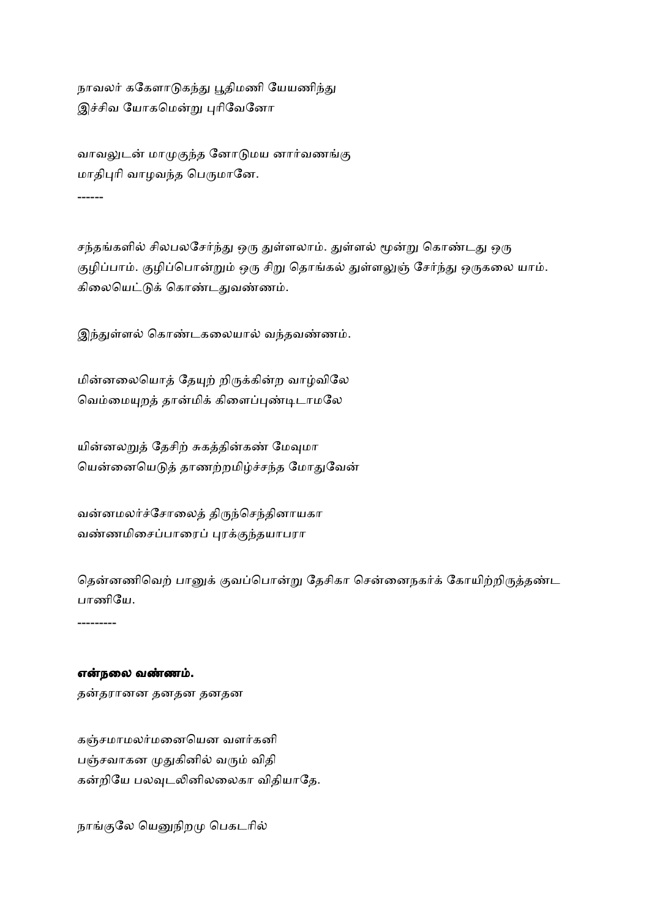நாவலர் ககேளாடுகந்து பூதிமணி யேயணிந்து
இச்சிவ யோகமென்று புரிவேனோ

வாவலுடன் மாமுகுந்த னோடுமய னார்வணங்கு
மாதிபுரி வாழவந்த பெருமானே.

------

சந்தங்களில் சிலபலசேர்ந்து ஒரு துள்ளலாம். துள்ளல் மூன்று கொண்டது ஒரு குழிப்பாம். குழிப்பொன்றும் ஒரு சிறு தொங்கல் துள்ளலுஞ் சேர்ந்து ஒருகலை யாம். கிலையெட்டுக் கொண்டதுவண்ணம்.

இந்துள்ளல் கொண்டகலையால் வந்தவண்ணம்.

மின்னலையொத் தேயுற் றிருக்கின்ற வாழ்விலே
வெம்மையுறத் தான்மிக் கிளைப்புண்டிடாமலே

யின்னலறுத் தேசிற் சுகத்தின்கண் மேவுமா
யென்னையெடுத் தாணற்றமிழ்ச்சந்த மோதுவேன்

வன்னமலர்ச்சோலைத் திருந்செந்தினாயகா
வண்ணமிசைப்பாரைப் புரக்குந்தயாபரா

தென்னணிவெற் பானுக் குவப்பொன்று தேசிகா சென்னைநகர்க் கோயிற்றிருத்தண்ட பாணியே.

---------

**என்நலை வண்ணம்.**

தன்தரானன தனதன தனதன

கஞ்சமாமலர்மனையென வளர்கனி
பஞ்சவாகன முதுகினில் வரும் விதி
கன்றியே பலவுடலினிலலைகா விதியாதே.

நாங்குலே யெனுநிறமு பெகடரில்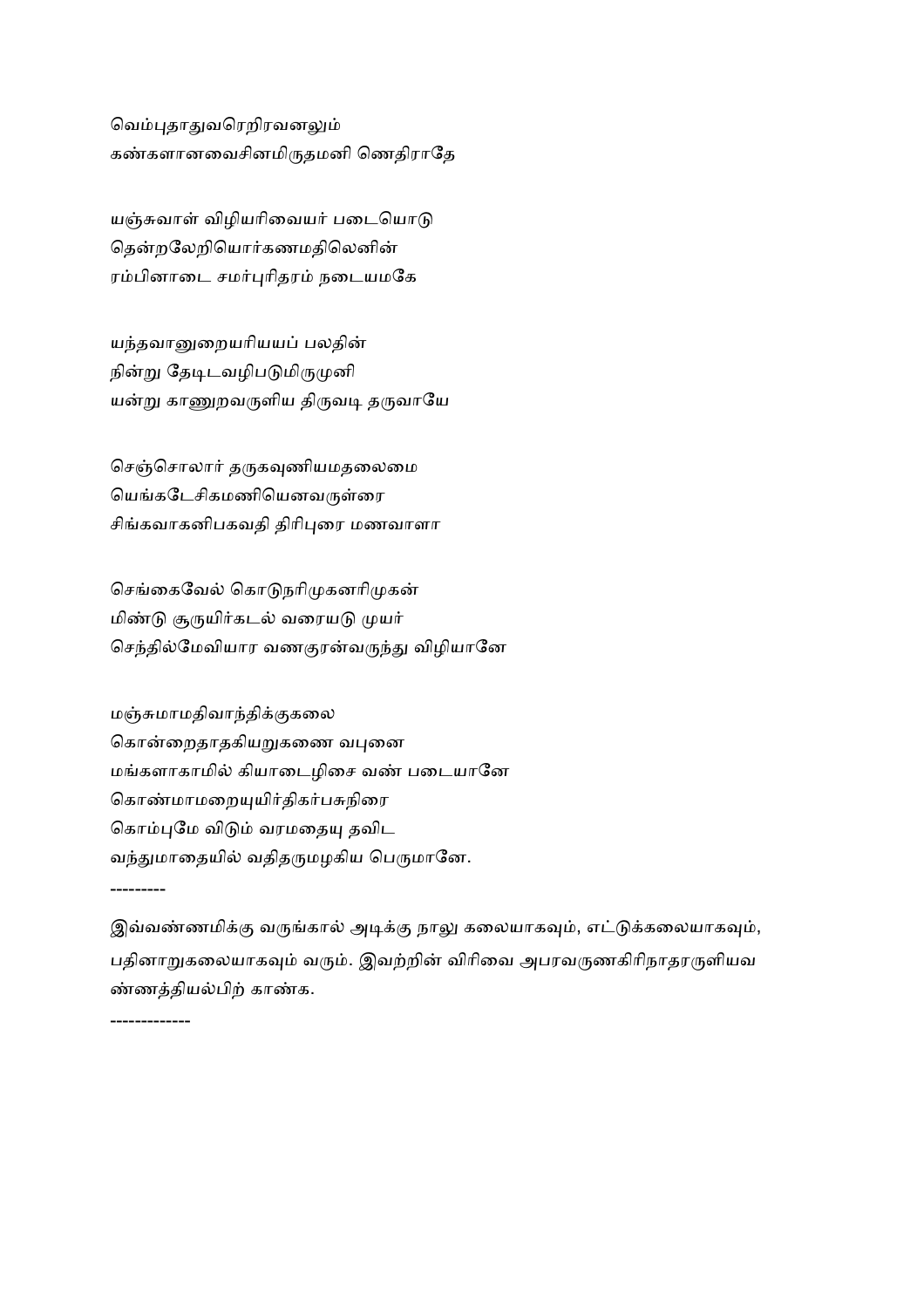வெம்புதாதுவரெறிரவனலும்
கண்களானவைசினமிருதமனி ணெதிராதே

யஞ்சுவாள் விழியரிவையர் படையொடு
தென்றலேறியொர்கணமதிலெனின்
ரம்பினாடை சமர்புரிதரம் நடையமகே

யந்தவானுறையரியயப் பலதின்
நின்று தேடிடவழிபடுமிருமுனி
யன்று காணுறவருளிய திருவடி தருவாயே

செஞ்சொலார் தருகவுணியமதலைமை
யெங்கடேசிகமணியெனவருள்ரை
சிங்கவாகனிபகவதி திரிபுரை மணவாளா

செங்கைவேல் கொடுநரிமுகனரிமுகன்
மிண்டு சூருயிர்கடல் வரையடு முயர்
செந்தில்மேவியார வணகுரன்வருந்து விழியானே

மஞ்சுமாமதிவாந்திக்குகலை
கொன்றைதாதகியறுகணை வபுனை
மங்களாகாமில் கியாடைழிசை வண் படையானே
கொண்மாமறையுயிர்திகர்பசுநிரை
கொம்புமே விடும் வரமதையு தவிட
வந்துமாதையில் வதிதருமழகிய பெருமானே.

---------

இவ்வண்ணமிக்கு வருங்கால் அடிக்கு நாலு கலையாகவும், எட்டுக்கலையாகவும், பதினாறுகலையாகவும் வரும். இவற்றின் விரிவை அபரவருணகிரிநாதரருளியவண்ணத்தியல்பிற் காண்க.

-------------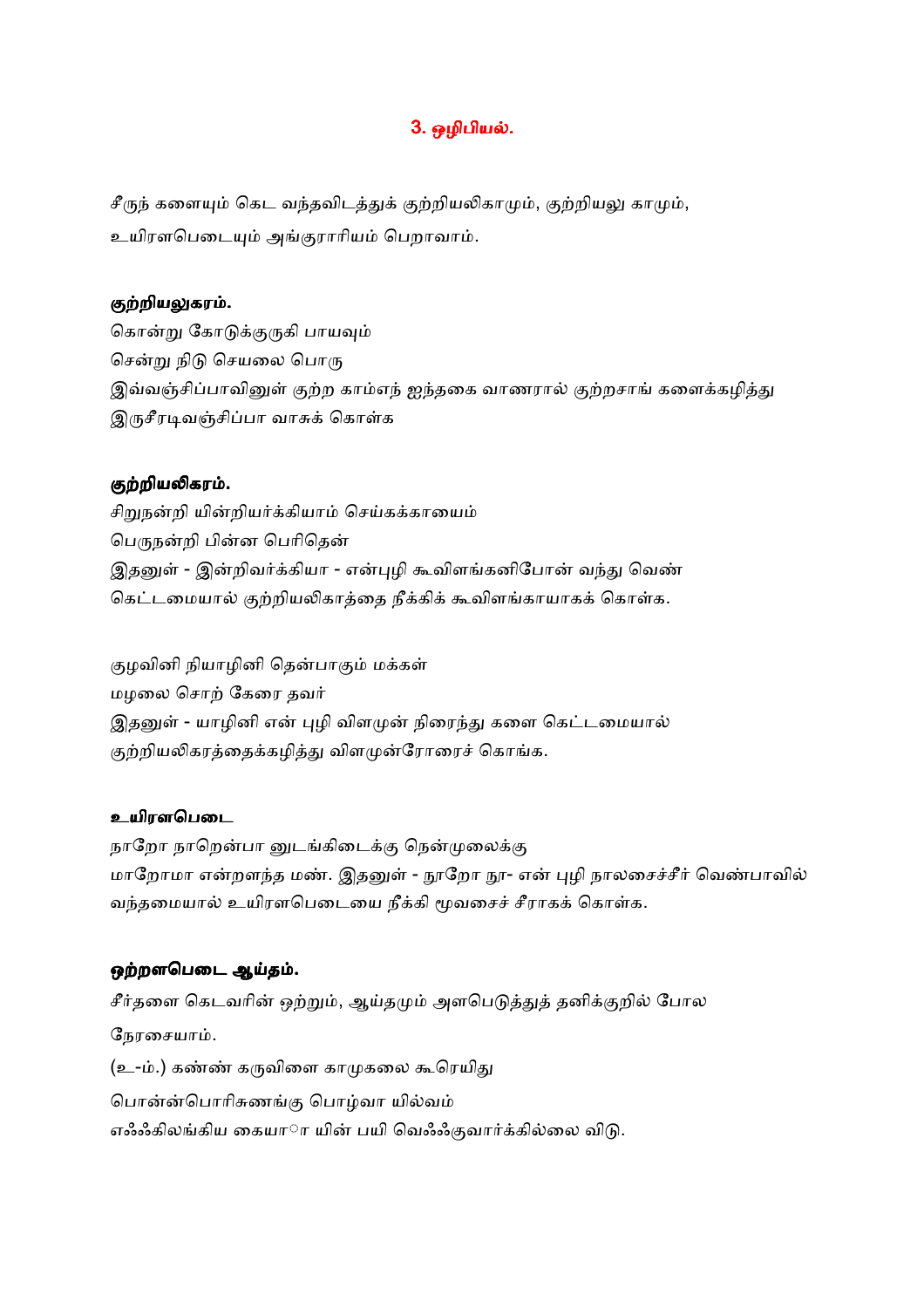## 3. ஒழிபியல்.

சீருந் களையும் கெட வந்தவிடத்துக் குற்றியலிகாமும், குற்றியலு காமும், உயிரளபெடையும் அங்குராரியம் பெறாவாம்.

**குற்றியலுகரம்.**

கொன்று கோடுக்குருகி பாயவும்
சென்று நிடு செயலை பொரு
இவ்வஞ்சிப்பாவினுள் குற்ற காம்எந் ஐந்தகை வாணரால் குற்றசாங் களைக்கழித்து இருசீரடிவஞ்சிப்பா வாசுக் கொள்க

**குற்றியலிகரம்.**

சிறுநன்றி யின்றியர்க்கியாம் செய்கக்காயைம்
பெருநன்றி பின்ன பெரிதென்
இதனுள் - இன்றிவர்க்கியா - என்புழி கூவிளங்கனிபோன் வந்து வெண் கெட்டமையால் குற்றியலிகாத்தை நீக்கிக் கூவிளங்காயாகக் கொள்க.

குழவினி நியாழினி தென்பாகும் மக்கள்
மழலை சொற் கேரை தவர்
இதனுள் - யாழினி என் புழி விளமுன் நிரைந்து களை கெட்டமையால் குற்றியலிகரத்தைக்கழித்து விளமுன்ரோரைச் கொங்க.

**உயிரளபெடை**

நாறோ நாறென்பா னுடங்கிடைக்கு நென்முலைக்கு
மாறோமா என்றளந்த மண். இதனுள் - நூறோ நூ- என் புழி நாலசைச்சீர் வெண்பாவில் வந்தமையால் உயிரளபெடையை நீக்கி மூவசைச் சீராகக் கொள்க.

**ஒற்றளபெடை ஆய்தம்.**

சீர்தளை கெடவரின் ஒற்றும், ஆய்தமும் அளபெடுத்துத் தனிக்குறில் போல நேரசையாம்.

(உ-ம்.) கண்ண் கருவிளை காமுகலை கூரெயிது
பொன்ன்பொரிசுணங்கு பொழ்வா யில்வம்
எஃஃகிலங்கிய கையா ா யின் பயி வெஃஃகுவார்க்கில்லை விடு.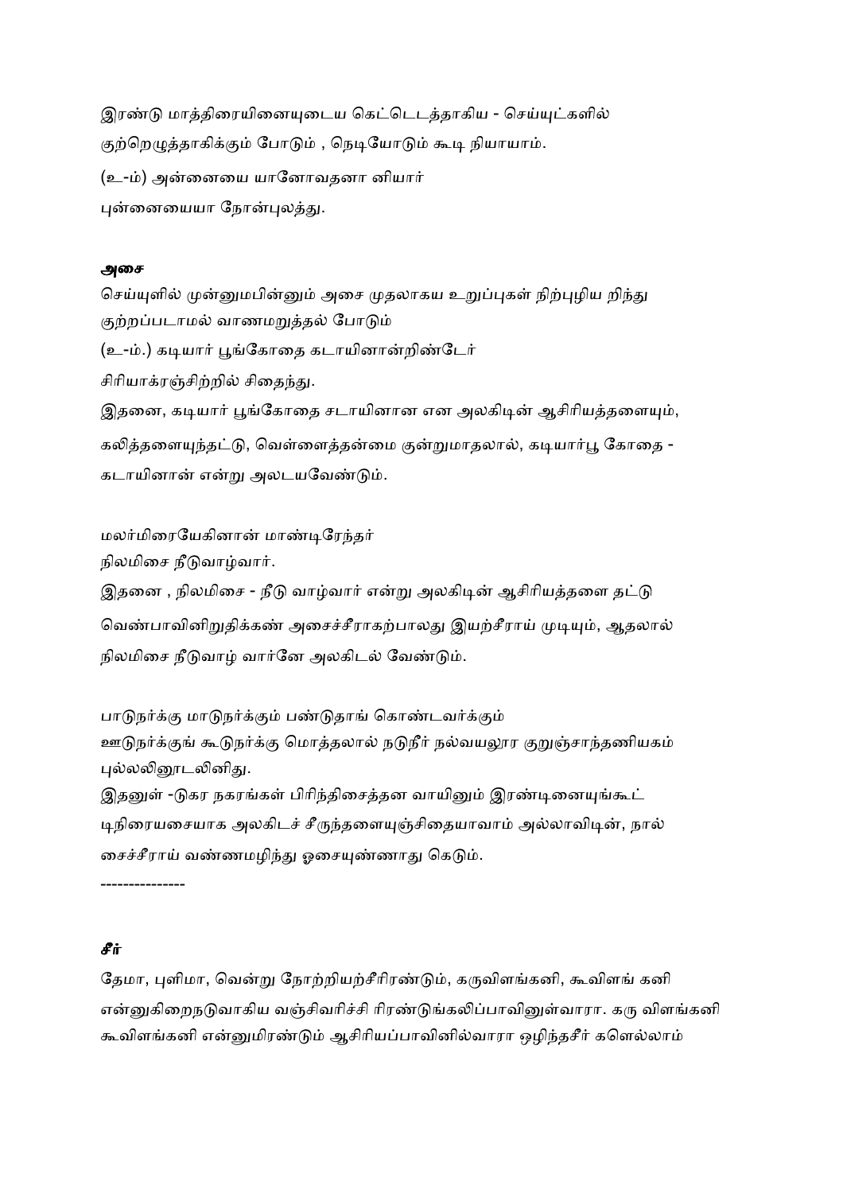இரண்டு மாத்திரையினையுடைய கெட்டெடத்தாகிய - செய்யுட்களில் குற்றெழுத்தாகிக்கும் போடும் , நெடியோடும் கூடி நியாயாம்.

(உ-ம்) அன்னையை யானோவதனா னியார்

புன்னையையா நோன்புலத்து.

**அசை**

செய்யுளில் முன்னுமபின்னும் அசை முதலாகய உறுப்புகள் நிற்புழிய றிந்து குற்றப்படாமல் வாணமறுத்தல் போடும்

(உ-ம்.) கடியார் பூங்கோதை கடாயினான்றிண்டேர்

சிரியாக்ரஞ்சிற்றில் சிதைந்து.

இதனை, கடியார் பூங்கோதை சடாயினான என அலகிடின் ஆசிரியத்தளையும், கலித்தளையுந்தட்டு, வெள்ளைத்தன்மை குன்றுமாதலால், கடியார்பூ கோதை - கடாயினான் என்று அலடயவேண்டும்.

மலர்மிரையேகினான் மாண்டிரேந்தர்

நிலமிசை நீடுவாழ்வார்.

இதனை , நிலமிசை - நீடு வாழ்வார் என்று அலகிடின் ஆசிரியத்தளை தட்டு வெண்பாவினிறுதிக்கண் அசைச்சீராகற்பாலது இயற்சீராய் முடியும், ஆதலால் நிலமிசை நீடுவாழ் வார்னே அலகிடல் வேண்டும்.

பாடுநர்க்கு மாடுநர்க்கும் பண்டுதாங் கொண்டவர்க்கும்

ஊடுநர்க்குங் கூடுநர்க்கு மொத்தலால் நடுநீர் நல்வயலூர குறுஞ்சாந்தணியகம் புல்லலினூடலினிது.

இதனுள் -டுகர நகரங்கள் பிரிந்திசைத்தன வாயினும் இரண்டினையுங்கூட் டிநிரையசையாக அலகிடச் சீருந்தளையுஞ்சிதையாவாம் அல்லாவிடின், நால் சைச்சீராய் வண்ணமழிந்து ஓசையுண்ணாது கெடும்.

--------------

***சீர்***

தேமா, புளிமா, வென்று நோற்றியற்சீரிரண்டும், கருவிளங்கனி, கூவிளங் கனி என்னுகிறைநடுவாகிய வஞ்சிவரிச்சி ரிரண்டுங்கலிப்பாவினுள்வாரா. கரு விளங்கனி கூவிளங்கனி என்னுமிரண்டும் ஆசிரியப்பாவினில்வாரா ஒழிந்தசீர் களெல்லாம்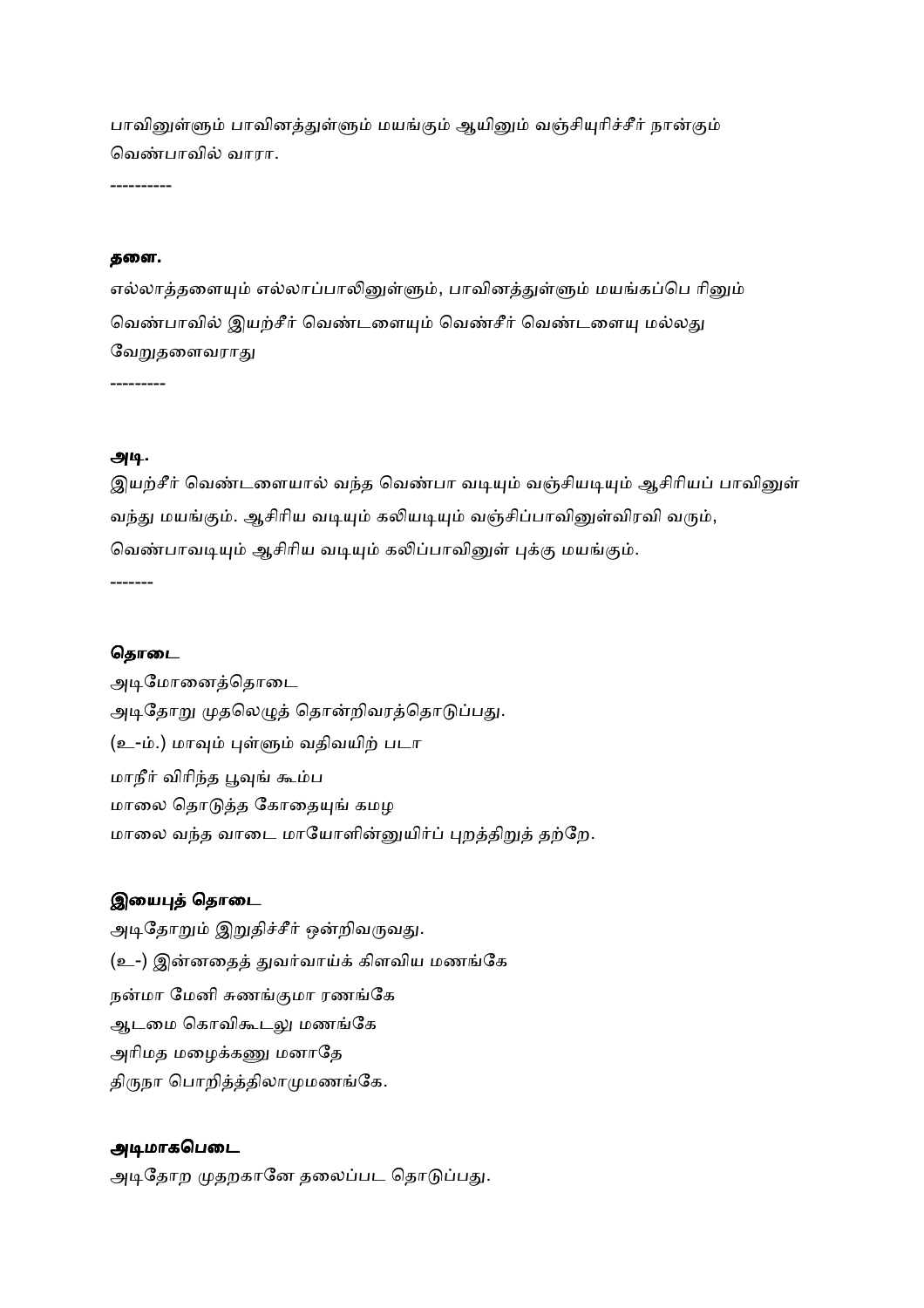பாவினுள்ளும் பாவினத்துள்ளும் மயங்கும் ஆயினும் வஞ்சியுரிச்சீர் நான்கும் வெண்பாவில் வாரா.

----------

**தளை.**

எல்லாத்தளையும் எல்லாப்பாலினுள்ளும், பாவினத்துள்ளும் மயங்கப்பெ றினும் வெண்பாவில் இயற்சீர் வெண்டளையும் வெண்சீர் வெண்டளையு மல்லது வேறுதளைவராது

---------

**அடி.**

இயற்சீர் வெண்டளையால் வந்த வெண்பா வடியும் வஞ்சியடியும் ஆசிரியப் பாவினுள் வந்து மயங்கும். ஆசிரிய வடியும் கலியடியும் வஞ்சிப்பாவினுள்விரவி வரும், வெண்பாவடியும் ஆசிரிய வடியும் கலிப்பாவினுள் புக்கு மயங்கும்.

-------

**தொடை**

அடிமோனைத்தொடை

அடிதோறு முதலெழுத் தொன்றிவரத்தொடுப்பது.

(உ-ம்.) மாவும் புள்ளும் வதிவயிற் படா

மாநீர் விரிந்த பூவுங் கூம்ப

மாலை தொடுத்த கோதையுங் கமழ

மாலை வந்த வாடை மாயோளின்னுயிர்ப் புறத்திறுத் தற்றே.

**இயைபுத் தொடை**

அடிதோறும் இறுதிச்சீர் ஒன்றிவருவது.

(உ-) இன்னதைத் துவர்வாய்க் கிளவிய மணங்கே

நன்மா மேனி சுணங்குமா ரணங்கே

ஆடமை கொவிகூடலு மணங்கே

அரிமத மழைக்கணு மனாதே

திருநா பொறித்திலாமுமணங்கே.

**அடிமாகபெடை**

அடிதோற முதறகானே தலைப்பட தொடுப்பது.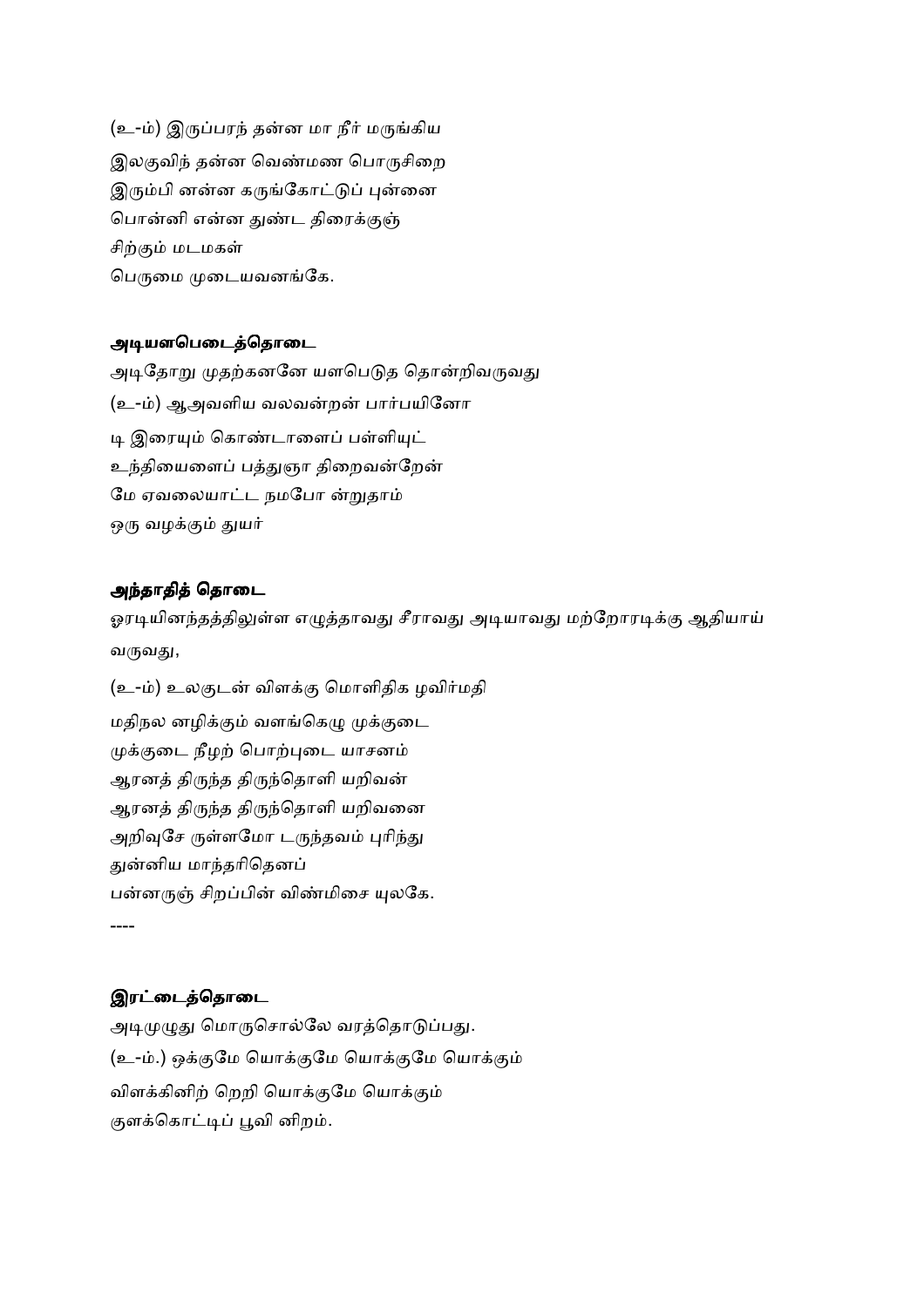(உ-ம்) இருப்பரந் தன்ன மா நீர் மருங்கிய

இலகுவிந் தன்ன வெண்மண பொருசிறை

இரும்பி னன்ன கருங்கோட்டுப் புன்னை

பொன்னி என்ன துண்ட திரைக்குஞ்

சிற்கும் மடமகள்

பெருமை முடையவனங்கே.

**அடியளபெடைத்தொடை**

அடிதோறு முதற்கனனே யளபெடுத தொன்றிவருவது

(உ-ம்) ஆஅவளிய வலவன்றன் பார்பயினோ

டி இரையும் கொண்டாளைப் பள்ளியுட்

உந்தியைளைப் பத்துஞா திறைவன்றேன்

மே ஏவலையாட்ட நமபோ ன்றுதாம்

ஒரு வழக்கும் துயர்

**அந்தாதித் தொடை**

ஓரடியினந்தத்திலுள்ள எழுத்தாவது சீராவது அடியாவது மற்றோரடிக்கு ஆதியாய் வருவது,

(உ-ம்) உலகுடன் விளக்கு மொளிதிக ழவிர்மதி

மதிநல னழிக்கும் வளங்கெழு முக்குடை

முக்குடை நீழற் பொற்புடை யாசனம்

ஆரனத் திருந்த திருந்தொளி யறிவன்

ஆரனத் திருந்த திருந்தொளி யறிவனை

அறிவுசே ருள்ளமோ டருந்தவம் புரிந்து

துன்னிய மாந்தரிதெனப்

பன்னருஞ் சிறப்பின் விண்மிசை யுலகே.

----

**இரட்டைத்தொடை**

அடிமுழுது மொருசொல்லே வரத்தொடுப்பது.

(உ-ம்.) ஒக்குமே யொக்குமே யொக்குமே யொக்கும்

விளக்கினிற் றெறி யொக்குமே யொக்கும்

குளக்கொட்டிப் பூவி னிறம்.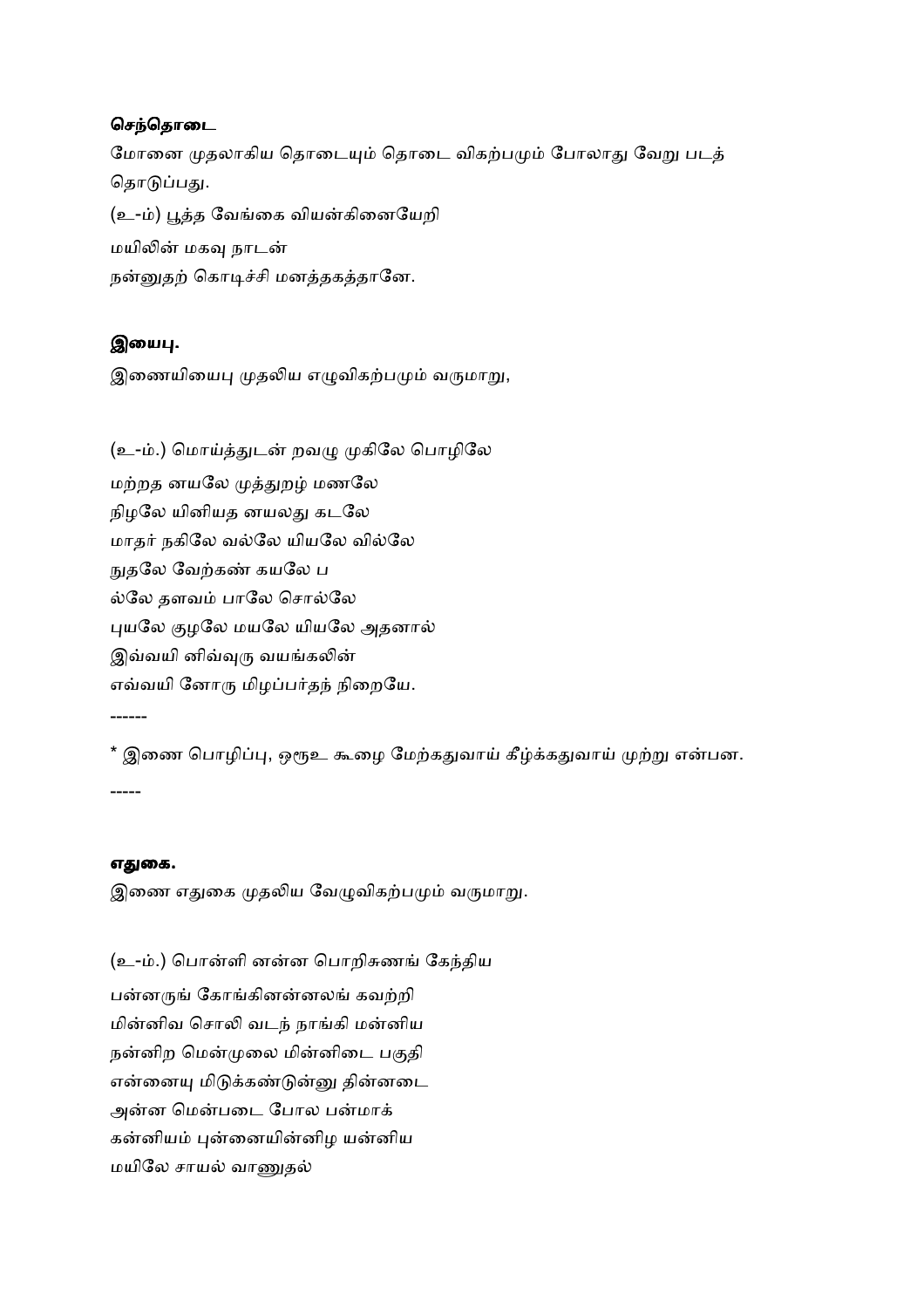**செந்தொடை**

மோனை முதலாகிய தொடையும் தொடை விகற்பமும் போலாது வேறு படத் தொடுப்பது.

(உ-ம்) பூத்த வேங்கை வியன்கினையேறி
மயிலின் மகவு நாடன்
நன்னுதற் கொடிச்சி மனத்தகத்தானே.

**இயைபு.**

இணையியைபு முதலிய எழுவிகற்பமும் வருமாறு,

(உ-ம்.) மொய்த்துடன் றவழு முகிலே பொழிலே
மற்றத னயலே முத்துறழ் மணலே
நிழலே யினியத னயலது கடலே
மாதர் நகிலே வல்லே யியலே வில்லே
நுதலே வேற்கண் கயலே ப
ல்லே தளவம் பாலே சொல்லே
புயலே குழலே மயலே யியலே அதனால்
இவ்வயி னிவ்வுரு வயங்கலின்
எவ்வயி னோரு மிழப்பர்தந் நிறையே.

------

* இணை பொழிப்பு, ஒரூஉ கூழை மேற்கதுவாய் கீழ்க்கதுவாய் முற்று என்பன.

-----

**எதுகை.**

இணை எதுகை முதலிய வேழுவிகற்பமும் வருமாறு.

(உ-ம்.) பொன்ளி னன்ன பொறிசுணங் கேந்திய
பன்னருங் கோங்கினன்னலங் கவற்றி
மின்னிவ சொலி வடந் நாங்கி மன்னிய
நன்னிற மென்முலை மின்னிடை பகுதி
என்னையு மிடுக்கண்டுன்னு தின்னடை
அன்ன மென்படை போல பன்மாக்
கன்னியம் புன்னையின்னிழ யன்னிய
மயிலே சாயல் வாணுதல்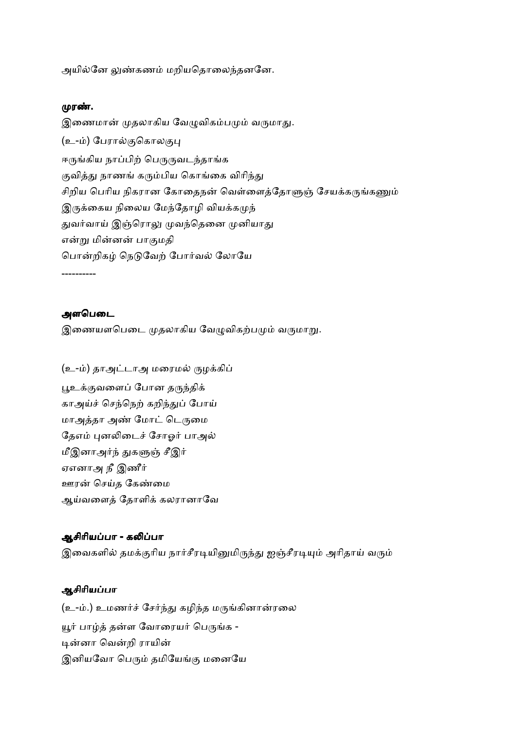அயில்னே லுண்கணம் மறியதொலைந்தனனே.

**முரண்.**

இணைமான் முதலாகிய வேழுவிகம்பமும் வருமாது.

(உ-ம்) பேரால்குகொலகுபு

ஈருங்கிய நாப்பிற் பெருருவடந்தாங்க

குவித்து நாணங் கரும்பிய கொங்கை விரிந்து

சிறிய பெரிய நிகரான கோதைநன் வெள்ளைத்தோளுஞ் சேயக்கருங்கணும்

இருக்கைய நிலைய மேந்தோழி வியக்கமுந்

துவர்வாய் இஞ்ரொலு முவந்தெனை முனியாது

என்று மின்னன் பாகுமதி

பொன்றிகழ் நெடுவேற் போர்வல் லோயே

----------

**அளபெடை**

இணையளபெடை முதலாகிய வேழுவிகற்பமும் வருமாறு.

(உ-ம்) தாஅட்டாஅ மரைமல் ருழக்கிப்

பூஉக்குவளைப் போன தருந்திக்

காஅய்ச் செந்நெற் கறிந்துப் போய்

மாஅத்தா அண் மோட் டெருமை

தேஎம் புனலிடைச் சோஓர் பாஅல்

மீஇனாஅர்ந் துகளுஞ் சீஇர்

ஏஎனாஅ நீ இணீர்

ஊரன் செய்த கேண்மை

ஆய்வளைத் தோளிக் கலரானாவே

**ஆசிரியப்பா - கலிப்பா**

இவைகளில் தமக்குரிய நார்சீரடியினுமிருந்து ஐஞ்சீரடியும் அரிதாய் வரும்

**ஆசிரியப்பா**

(உ-ம்.) உமணர்ச் சேர்ந்து கழிந்த மருங்கினான்ரலை

யூர் பாழ்த் தன்ள வோரையர் பெருங்க -

டின்னா வென்றி ராயின்

இனியவோ பெரும் தமியேங்கு மனையே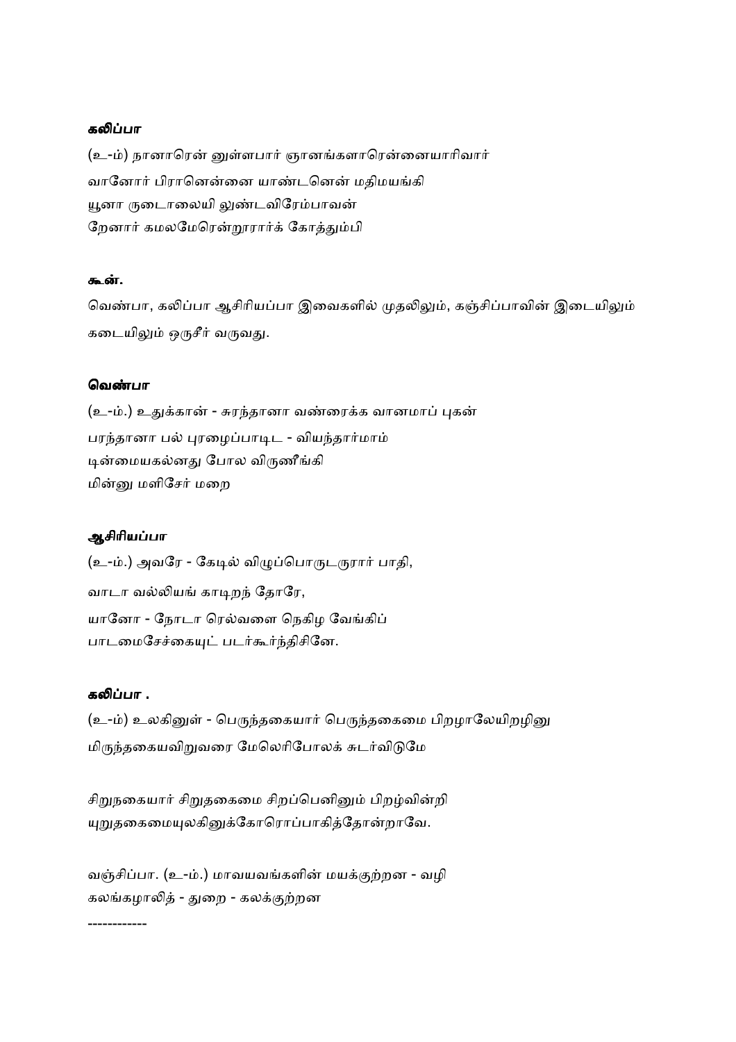#### கலிப்பா

(உ-ம்) நானாரென் னுள்ளபார் ஞானங்களாரென்னையாரிவார்
வானோர் பிரானென்னை யாண்டனென் மதிமயங்கி
யூனா ருடைாலையி லுண்டவிரேம்பாவன்
றேனார் கமலமேரென்றூரார்க் கோத்தும்பி

#### கூன்.

வெண்பா, கலிப்பா ஆசிரியப்பா இவைகளில் முதலிலும், கஞ்சிப்பாவின் இடையிலும் கடையிலும் ஒருசீர் வருவது.

#### வெண்பா

(உ-ம்.) உதுக்கான் - சுரந்தானா வண்ரைக்க வானமாப் புகன்
பரந்தானா பல் புரழைப்பாடிட - வியந்தார்மாம்
டின்மையகல்னது போல விருணீங்கி
மின்னு மளிசேர் மறை

#### ஆசிரியப்பா

(உ-ம்.) அவரே - கேடில் விழுப்பொருடருரார் பாதி,
வாடா வல்லியங் காடிறந் தோரே,
யானோ - நோடா ரெல்வளை நெகிழ வேங்கிப்
பாடமைசேச்கையுட் படர்கூர்ந்திசினே.

#### கலிப்பா .

(உ-ம்) உலகினுள் - பெருந்தகையார் பெருந்தகைமை பிறழாலேயிறழினு
மிருந்தகையவிறுவரை மேலெரிபோலக் சுடர்விடுமே

சிறுநகையார் சிறுதகைமை சிறப்பெனினும் பிறழ்வின்றி
யுறுதகைமையுலகினுக்கோரொப்பாகித்தோன்றாவே.

வஞ்சிப்பா. (உ-ம்.) மாவயவங்களின் மயக்குற்றன - வழி
கலங்கழாலித் - துறை - கலக்குற்றன

------------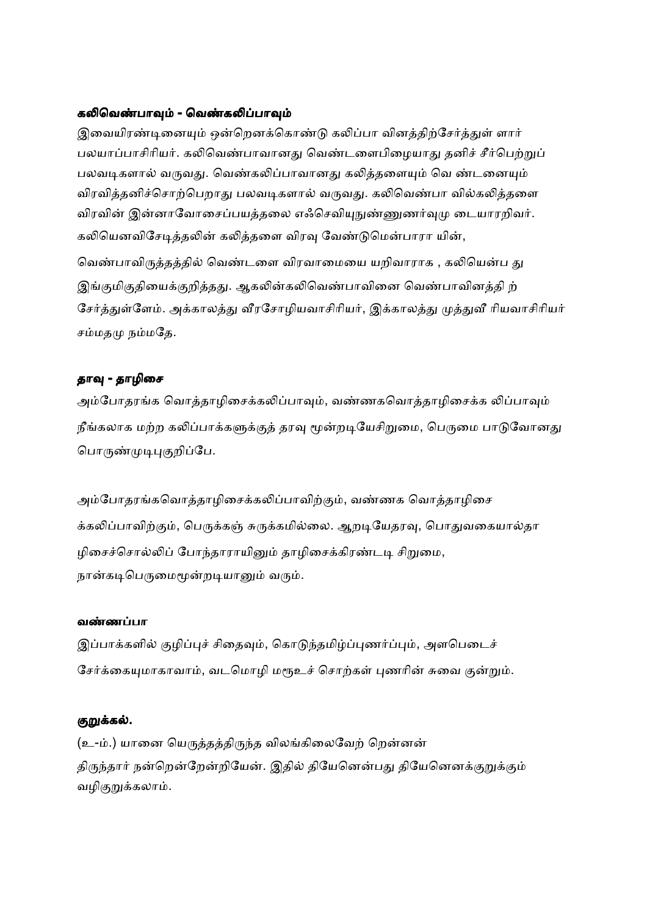**கலிவெண்பாவும் - வெண்கலிப்பாவும்**

இவையிரண்டினையும் ஒன்றெனக்கொண்டு கலிப்பா வினத்திற்சேர்த்துள் ளார் பலயாப்பாசிரியர். கலிவெண்பாவானது வெண்டளைபிழையாது தனிச் சீர்பெற்றுப் பலவடிகளால் வருவது. வெண்கலிப்பாவானது கலித்தளையும் வெ ண்டனையும் விரவித்தனிச்சொற்பெறாது பலவடிகளால் வருவது. கலிவெண்பா வில்கலித்தளை விரவின் இன்னாவோசைப்பயத்தலை எஃசெவியுநுண்ணுணர்வுமு டையாரறிவர். கலியெனவிசேடித்தலின் கலித்தளை விரவு வேண்டுமென்பாரா யின்,

வெண்பாவிருத்தத்தில் வெண்டளை விரவாமையை யறிவாராக , கலியென்ப து இங்குமிகுதியைக்குறித்தது. ஆகலின்கலிவெண்பாவினை வெண்பாவினத்தி ற் சேர்த்துள்ளேம். அக்காலத்து வீரசோழியவாசிரியர், இக்காலத்து முத்துவீ ரியவாசிரியர் சம்மதமு நம்மதே.

**தாவு - தாழிசை**

அம்போதரங்க வொத்தாழிசைக்கலிப்பாவும், வண்ணகவொத்தாழிசைக்க லிப்பாவும் நீங்கலாக மற்ற கலிப்பாக்களுக்குத் தரவு மூன்றடியேசிறுமை, பெருமை பாடுவோனது பொருண்முடிபுகுறிப்பே.

அம்போதரங்கவொத்தாழிசைக்கலிப்பாவிற்கும், வண்ணக வொத்தாழிசை க்கலிப்பாவிற்கும், பெருக்கஞ் சுருக்கமில்லை. ஆறடியேதரவு, பொதுவகையால்தா ழிசைச்சொல்லிப் போந்தாராயினும் தாழிசைக்கிரண்டடி சிறுமை, நான்கடிபெருமைமூன்றடியானும் வரும்.

**வண்ணப்பா**

இப்பாக்களில் குழிப்புச் சிதைவும், கொடுந்தமிழ்ப்புணர்ப்பும், அளபெடைச் சேர்க்கையுமாகாவாம், வடமொழி மரூஉச் சொற்கள் புணரின் சுவை குன்றும்.

**குறுக்கல்.**

(உ-ம்.) யானை யெருத்தத்திருந்த விலங்கிலைவேற் றென்னன் திருந்தார் நன்றென்றேன்றியேன். இதில் தியேனென்பது தியேனெனக்குறுக்கும் வழிகுறுக்கலாம்.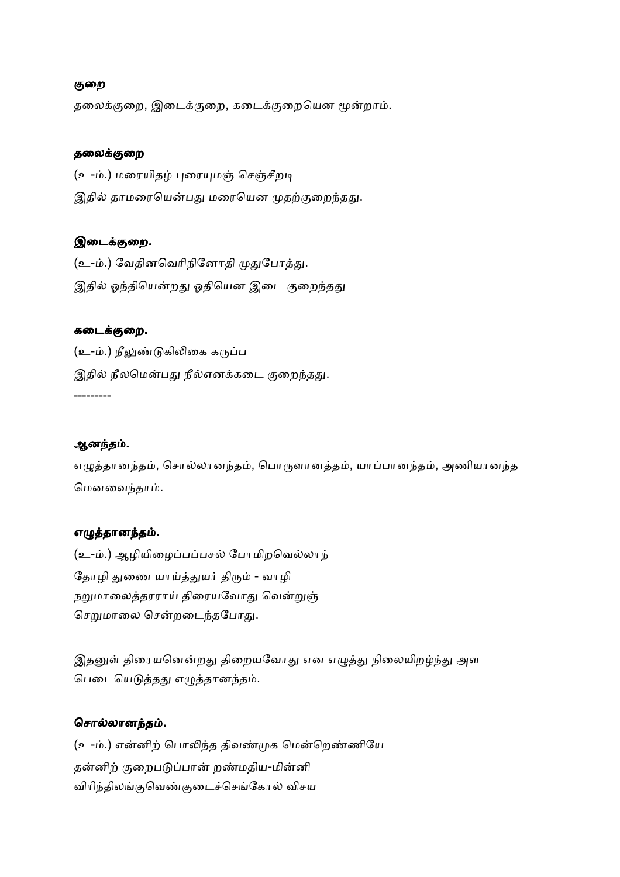**குறை**

தலைக்குறை, இடைக்குறை, கடைக்குறையென மூன்றாம்.

**தலைக்குறை**

(உ-ம்.) மரையிதழ் புரையுமஞ் செஞ்சீறடி

இதில் தாமரையென்பது மரையென முதற்குறைந்தது.

**இடைக்குறை.**

(உ-ம்.) வேதினவெரிநினோதி முதுபோத்து.

இதில் ஓந்தியென்றது ஓதியென இடை குறைந்தது

**கடைக்குறை.**

(உ-ம்.) நீலுண்டுகிலிகை கருப்ப

இதில் நீலமென்பது நீல்எனக்கடை குறைந்தது.

---------

**ஆனந்தம்.**

எழுத்தானந்தம், சொல்லானந்தம், பொருளானத்தம், யாப்பானந்தம், அணியானந்த மெனவைந்தாம்.

**எழுத்தானந்தம்.**

(உ-ம்.) ஆழியிழைப்பப்பசல் போமிறவெல்லாந்  
தோழி துணை யாய்த்துயர் திரும் - வாழி  
நறுமாலைத்தரராய் திரையவோது வென்றுஞ்  
செறுமாலை சென்றடைந்தபோது.

இதனுள் திரையனென்றது திறையவோது என எழுத்து நிலையிறழ்ந்து அள பெடையெடுத்தது எழுத்தானந்தம்.

**சொல்லானந்தம்.**

(உ-ம்.) என்னிற் பொலிந்த திவண்முக மென்றெண்ணியே  
தன்னிற் குறைபடுப்பான் றண்மதிய-மின்னி  
விரிந்திலங்குவெண்குடைச்செங்கோல் விசய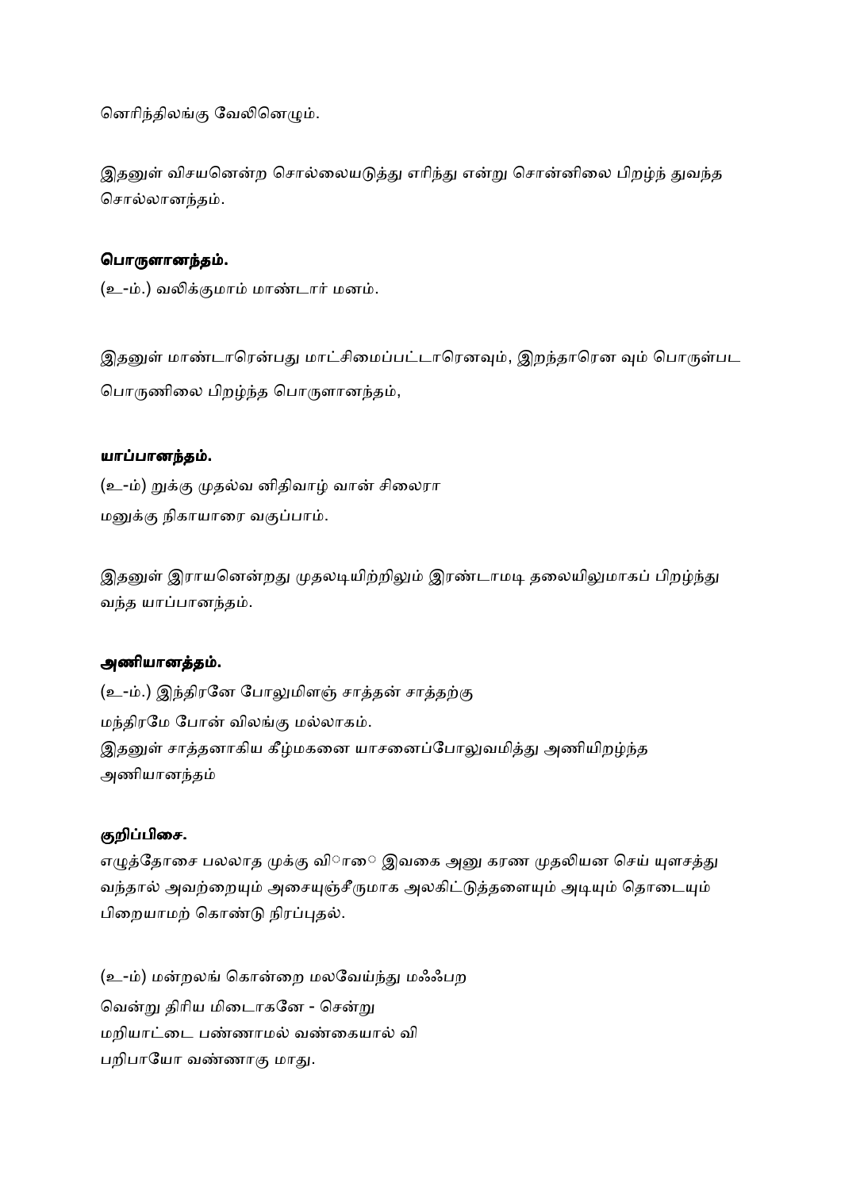னெரிந்திலங்கு வேலினெழும்.

இதனுள் விசயனென்ற சொல்லையடுத்து எரிந்து என்று சொன்னிலை பிறழ்ந் துவந்த சொல்லானந்தம்.

**பொருளானந்தம்.**

(உ-ம்.) வலிக்குமாம் மாண்டார் மனம்.

இதனுள் மாண்டாரென்பது மாட்சிமைப்பட்டாரெனவும், இறந்தாரென வும் பொருள்பட பொருணிலை பிறழ்ந்த பொருளானந்தம்,

**யாப்பானந்தம்.**

(உ-ம்) றுக்கு முதல்வ னிதிவாழ் வான் சிலைரா
மனுக்கு நிகாயாரை வகுப்பாம்.

இதனுள் இராயனென்றது முதலடியிற்றிலும் இரண்டாமடி தலையிலுமாகப் பிறழ்ந்து வந்த யாப்பானந்தம்.

**அணியானத்தம்.**

(உ-ம்.) இந்திரனே போலுமிளஞ் சாத்தன் சாத்தற்கு
மந்திரமே போன் விலங்கு மல்லாகம்.
இதனுள் சாத்தனாகிய கீழ்மகனை யாசனைப்போலுவமித்து அணியிறழ்ந்த அணியானந்தம்

**குறிப்பிசை.**

எழுத்தோசை பலலாத முக்கு வி◌ா◌ ெஇவகை அனு கரண முதலியன செய் யுளசத்து வந்தால் அவற்றையும் அசையுஞ்சீருமாக அலகிட்டுத்தளையும் அடியும் தொடையும் பிறையாமற் கொண்டு நிரப்புதல்.

(உ-ம்) மன்றலங் கொன்றை மலவேய்ந்து மஃஃபற
வென்று திரிய மிடைாகனே - சென்று
மறியாட்டை பண்ணாமல் வண்கையால் வி
பறிபாயோ வண்ணாகு மாது.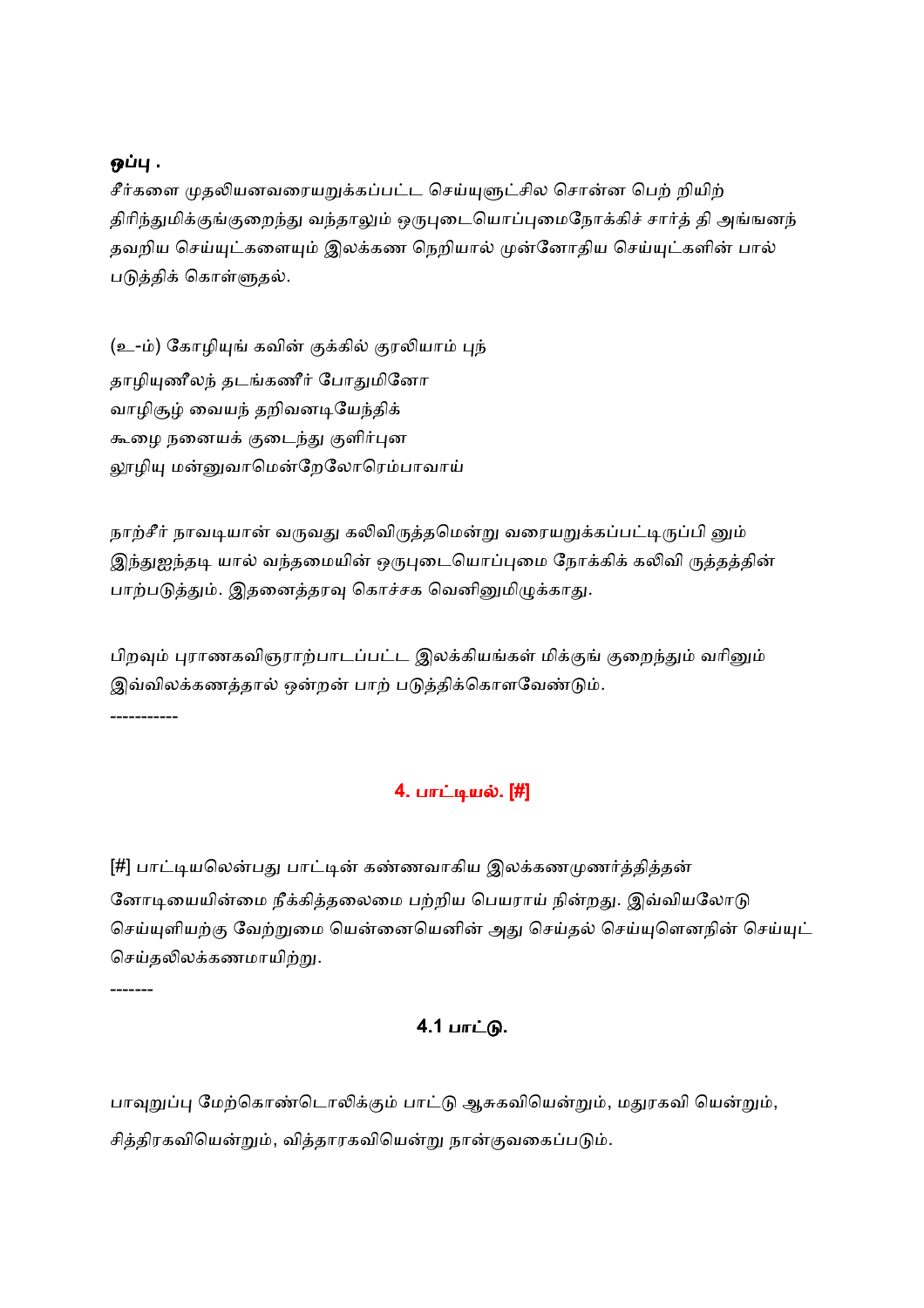**ஒப்பு .**

சீர்களை முதலியனவரையறுக்கப்பட்ட செய்யுளுட்சில சொன்ன பெற் றியிற் திரிந்துமிக்குங்குறைந்து வந்தாலும் ஒருபுடையொப்புமைநோக்கிச் சார்த் தி அங்ஙனந் தவறிய செய்யுட்களையும் இலக்கண நெறியால் முன்னோதிய செய்யுட்களின் பால் படுத்திக் கொள்ளுதல்.

(உ-ம்) கோழியுங் கவின் குக்கில் குரலியாம் புந்
தாழியுணீலந் தடங்கணீர் போதுமினோ
வாழிசூழ் வையந் தறிவனடியேந்திக்
கூழை நனையக் குடைந்து குளிர்புன
லாழியு மன்னுவாமென்றேலோரெம்பாவாய்

நாற்சீர் நாவடியான் வருவது கலிவிருத்தமென்று வரையறுக்கப்பட்டிருப்பி னும் இந்துஐந்தடி யால் வந்தமையின் ஒருபுடையொப்புமை நோக்கிக் கலிவி ருத்தத்தின் பாற்படுத்தும். இதனைத்தரவு கொச்சக வெனினுமிழுக்காது.

பிறவும் புராணகவிஞராற்பாடப்பட்ட இலக்கியங்கள் மிக்குங் குறைந்தும் வரினும் இவ்விலக்கணத்தால் ஒன்றன் பாற் படுத்திக்கொளவேண்டும்.

-----------

## 4. பாட்டியல். [#]

[#] பாட்டியலென்பது பாட்டின் கண்ணவாகிய இலக்கணமுணர்த்தித்தன் னோடியையின்மை நீக்கித்தலைமை பற்றிய பெயராய் நின்றது. இவ்வியலோடு செய்யுளியற்கு வேற்றுமை யென்னையெனின் அது செய்தல் செய்யுளெனநின் செய்யுட் செய்தலிலக்கணமாயிற்று.

-------

### 4.1 பாட்டு.

பாவுறுப்பு மேற்கொண்டொலிக்கும் பாட்டு ஆசுகவியென்றும், மதுரகவி யென்றும், சித்திரகவியென்றும், வித்தாரகவியென்று நான்குவகைப்படும்.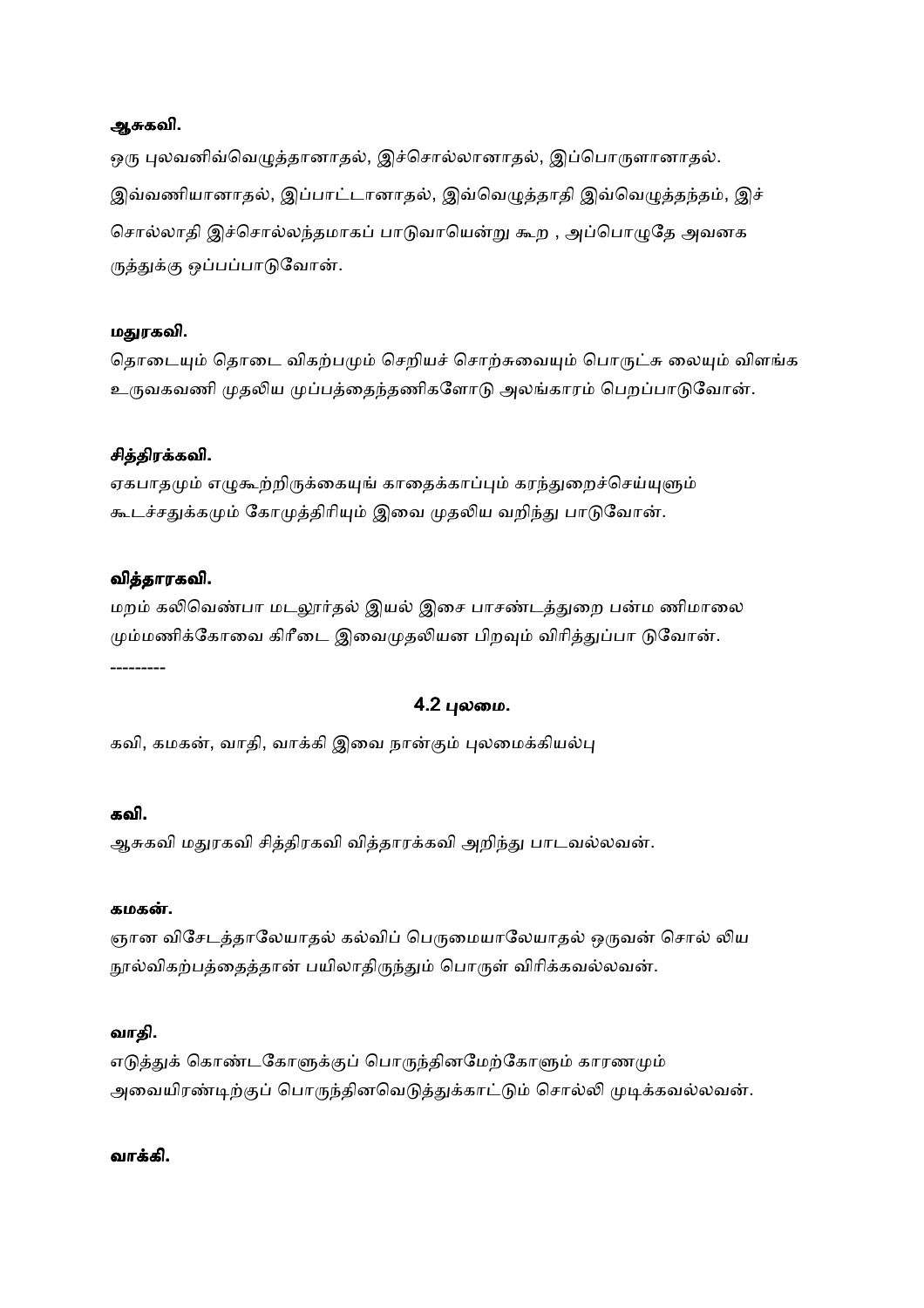**ஆசுகவி.**

ஒரு புலவனிவ்வெழுத்தானாதல், இச்சொல்லானாதல், இப்பொருளானாதல். இவ்வணியானாதல், இப்பாட்டானாதல், இவ்வெழுத்தாதி இவ்வெழுத்தந்தம், இச் சொல்லாதி இச்சொல்லந்தமாகப் பாடுவாயென்று கூற , அப்பொழுதே அவனக ருத்துக்கு ஒப்பப்பாடுவோன்.

**மதுரகவி.**

தொடையும் தொடை விகற்பமும் செறியச் சொற்சுவையும் பொருட்சு லையும் விளங்க உருவகவணி முதலிய முப்பத்தைந்தணிகளோடு அலங்காரம் பெறப்பாடுவோன்.

**சித்திரக்கவி.**

ஏகபாதமும் எழுகூற்றிருக்கையுங் காதைக்காப்பும் கரந்துறைச்செய்யுளும் கூடச்சதுக்கமும் கோமுத்திரியும் இவை முதலிய வறிந்து பாடுவோன்.

**வித்தாரகவி.**

மறம் கலிவெண்பா மடலூர்தல் இயல் இசை பாசண்டத்துறை பன்ம ணிமாலை மும்மணிக்கோவை கிரீடை இவைமுதலியன பிறவும் விரித்துப்பா டுவோன்.

---------

## 4.2 புலமை.

கவி, கமகன், வாதி, வாக்கி இவை நான்கும் புலமைக்கியல்பு

**கவி.**

ஆசுகவி மதுரகவி சித்திரகவி வித்தாரக்கவி அறிந்து பாடவல்லவன்.

**கமகன்.**

ஞான விசேடத்தாலேயாதல் கல்விப் பெருமையாலேயாதல் ஒருவன் சொல் லிய நூல்விகற்பத்தைத்தான் பயிலாதிருந்தும் பொருள் விரிக்கவல்லவன்.

**வாதி.**

எடுத்துக் கொண்டகோளுக்குப் பொருந்தினமேற்கோளும் காரணமும் அவையிரண்டிற்குப் பொருந்தினவெடுத்துக்காட்டும் சொல்லி முடிக்கவல்லவன்.

**வாக்கி.**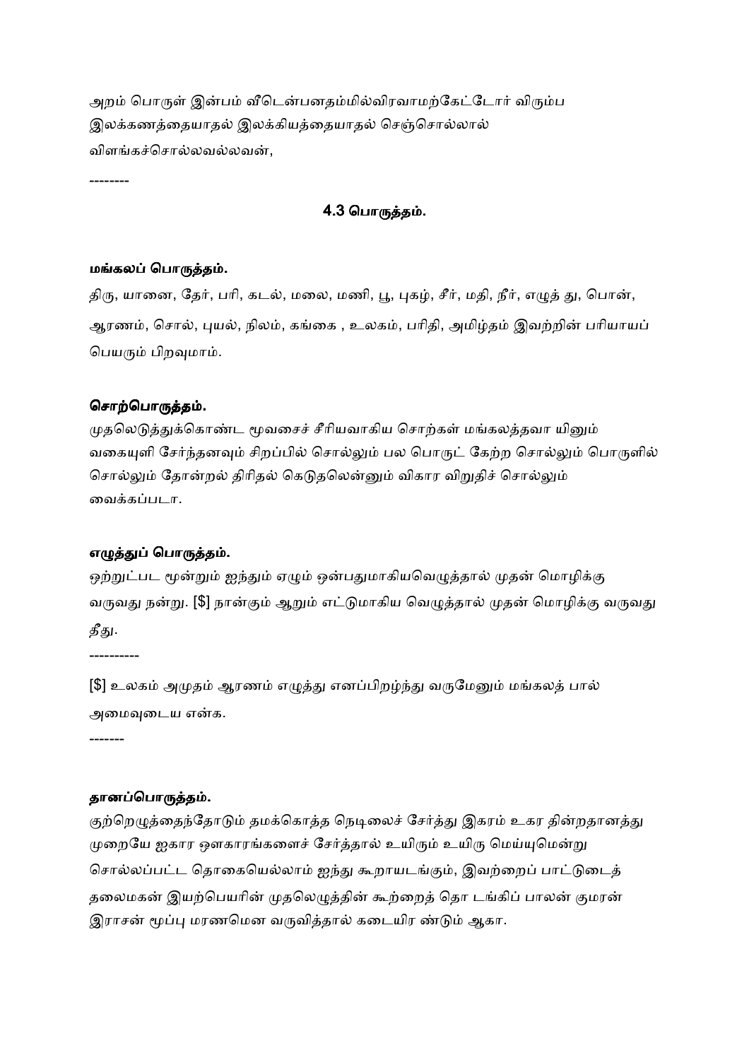அறம் பொருள் இன்பம் வீடென்பனதம்மில்விரவாமற்கேட்டோர் விரும்ப இலக்கணத்தையாதல் இலக்கியத்தையாதல் செஞ்சொல்லால் விளங்கச்சொல்லவல்லவன்,

--------

### 4.3 பொருத்தம்.

**மங்கலப் பொருத்தம்.**

திரு, யானை, தேர், பரி, கடல், மலை, மணி, பூ, புகழ், சீர், மதி, நீர், எழுத் து, பொன், ஆரணம், சொல், புயல், நிலம், கங்கை , உலகம், பரிதி, அமிழ்தம் இவற்றின் பரியாயப் பெயரும் பிறவுமாம்.

**சொற்பொருத்தம்.**

முதலெடுத்துக்கொண்ட மூவசைச் சீரியவாகிய சொற்கள் மங்கலத்தவா யினும் வகையுளி சேர்ந்தனவும் சிறப்பில் சொல்லும் பல பொருட் கேற்ற சொல்லும் பொருளில் சொல்லும் தோன்றல் திரிதல் கெடுதலென்னும் விகார விறுதிச் சொல்லும் வைக்கப்படா.

**எழுத்துப் பொருத்தம்.**

ஒற்றுட்பட மூன்றும் ஐந்தும் ஏழும் ஒன்பதுமாகியவெழுத்தால் முதன் மொழிக்கு வருவது நன்று. [$] நான்கும் ஆறும் எட்டுமாகிய வெழுத்தால் முதன் மொழிக்கு வருவது தீது.

----------

[$] உலகம் அமுதம் ஆரணம் எழுத்து எனப்பிறழ்ந்து வருமேனும் மங்கலத் பால் அமைவுடைய என்க.

-------

**தானப்பொருத்தம்.**

குற்றெழுத்தைந்தோடும் தமக்கொத்த நெடிலைச் சேர்த்து இகரம் உகர தின்றதானத்து முறையே ஐகார ஔகாரங்களைச் சேர்த்தால் உயிரும் உயிரு மெய்யுமென்று சொல்லப்பட்ட தொகையெல்லாம் ஐந்து கூறாயடங்கும், இவற்றைப் பாட்டுடைத் தலைமகன் இயற்பெயரின் முதலெழுத்தின் கூற்றைத் தொ டங்கிப் பாலன் குமரன் இராசன் மூப்பு மரணமென வருவித்தால் கடையிர ண்டும் ஆகா.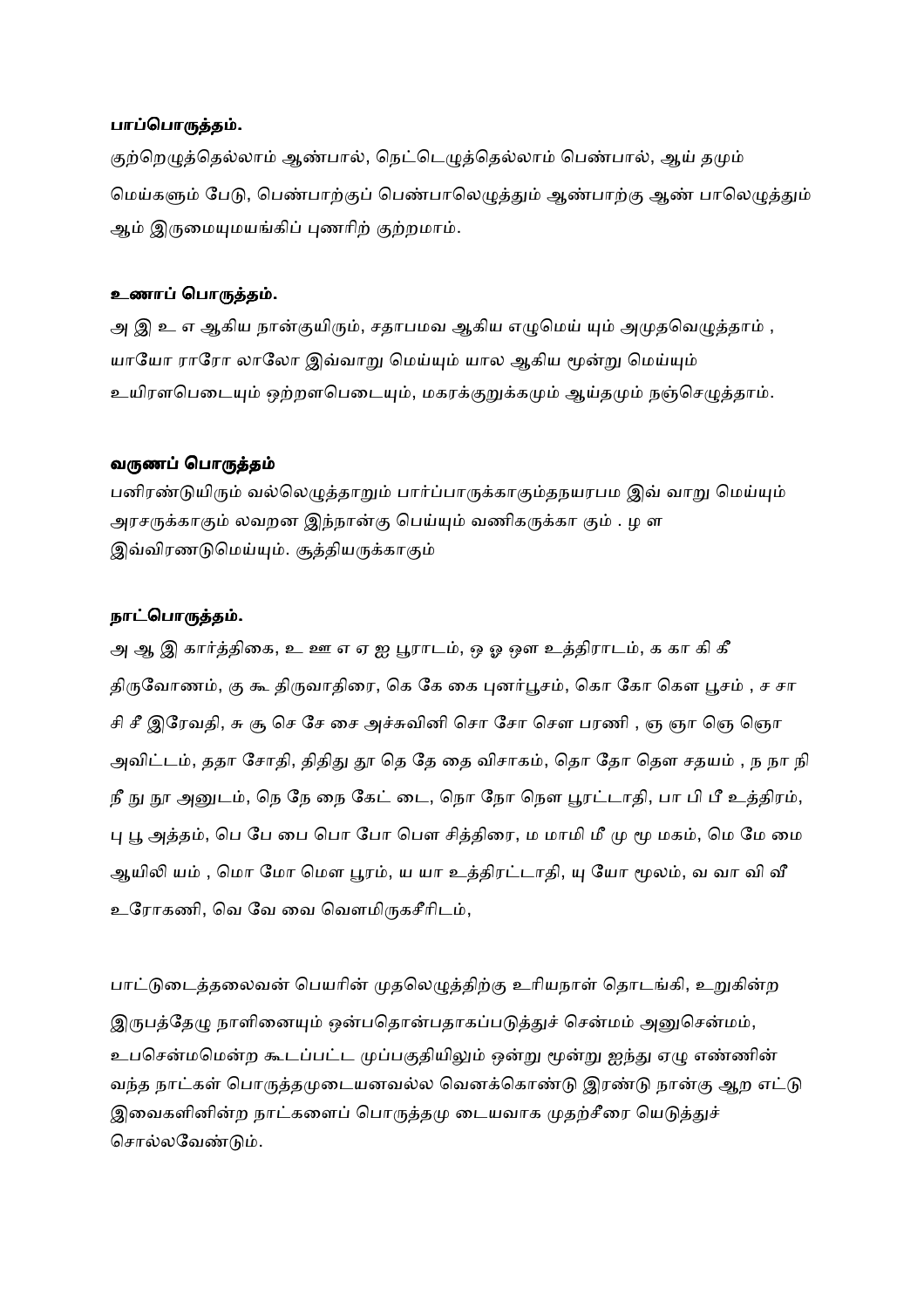**பாப்பொருத்தம்.**

குற்றெழுத்தெல்லாம் ஆண்பால், நெட்டெழுத்தெல்லாம் பெண்பால், ஆய் தமும் மெய்களும் பேடு, பெண்பாற்குப் பெண்பாலெழுத்தும் ஆண்பாற்கு ஆண் பாலெழுத்தும் ஆம் இருமையுமயங்கிப் புணரிற் குற்றமாம்.

**உணாப் பொருத்தம்.**

அ இ உ எ ஆகிய நான்குயிரும், சதாபமவ ஆகிய எழுமெய் யும் அமுதவெழுத்தாம் , யாயோ ராரோ லாலோ இவ்வாறு மெய்யும் யால ஆகிய மூன்று மெய்யும் உயிரளபெடையும் ஒற்றளபெடையும், மகரக்குறுக்கமும் ஆய்தமும் நஞ்செழுத்தாம்.

**வருணப் பொருத்தம்**

பனிரண்டுயிரும் வல்லெழுத்தாறும் பார்ப்பாருக்காகும்தநயரபம இவ் வாறு மெய்யும் அரசருக்காகும் லவறன இந்நான்கு பெய்யும் வணிகருக்கா கும் . ழ ள இவ்விரணடுமெய்யும். சூத்தியருக்காகும்

**நாட்பொருத்தம்.**

அ ஆ இ கார்த்திகை, உ ஊ எ ஏ ஐ பூராடம், ஒ ஓ ஔ உத்திராடம், க கா கி கீ திருவோணம், கு கூ திருவாதிரை, கெ கே கை புனர்பூசம், கொ கோ கௌ பூசம் , ச சா சி சீ இரேவதி, சு சூ செ சே சை அச்சுவினி சொ சோ சௌ பரணி , ஞ ஞா ஞெ ஞொ அவிட்டம், ததா சோதி, திதிது தூ தெ தே தை விசாகம், தொ தோ தௌ சதயம் , ந நா நி நீ நு நூ அனுடம், நெ நே நை கேட் டை, நொ நோ நௌ பூரட்டாதி, பா பி பீ உத்திரம், பு பூ அத்தம், பெ பே பை பொ போ பௌ சித்திரை, ம மாமி மீ மு மூ மகம், மெ மே மை ஆயிலி யம் , மொ மோ மௌ பூரம், ய யா உத்திரட்டாதி, யு யோ மூலம், வ வா வி வீ உரோகணி, வெ வே வை வௌமிருகசீரிடம்,

பாட்டுடைத்தலைவன் பெயரின் முதலெழுத்திற்கு உரியநாள் தொடங்கி, உறுகின்ற இருபத்தேழு நாளினையும் ஒன்பதொன்பதாகப்படுத்துச் சென்மம் அனுசென்மம், உபசென்மமென்ற கூடப்பட்ட முப்பகுதியிலும் ஒன்று மூன்று ஐந்து ஏழு எண்ணின் வந்த நாட்கள் பொருத்தமுடையனவல்ல வெனக்கொண்டு இரண்டு நான்கு ஆற எட்டு இவைகளினின்ற நாட்களைப் பொருத்தமு டையவாக முதற்சீரை யெடுத்துச் சொல்லவேண்டும்.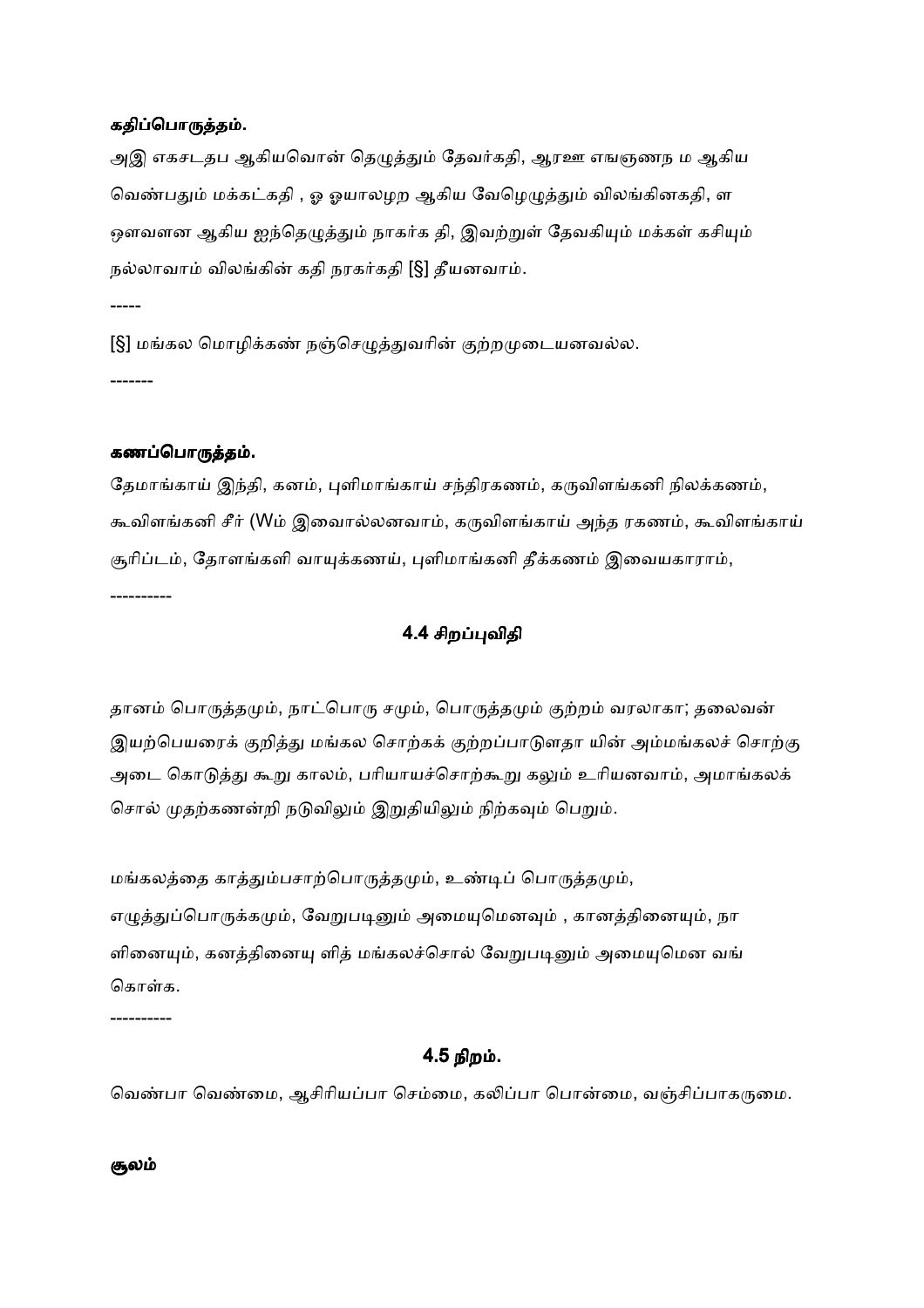**கதிப்பொருத்தம்.**

அஇ எகசடதப ஆகியவொன் தெழுத்தும் தேவர்கதி, ஆரஊ எஙஞணந ம ஆகிய வெண்பதும் மக்கட்கதி , ஓ ஓயாலழற ஆகிய வேழெழுத்தும் விலங்கினகதி, ள ஔவளன ஆகிய ஐந்தெழுத்தும் நாகர்க தி, இவற்றுள் தேவகியும் மக்கள் கசியும் நல்லாவாம் விலங்கின் கதி நரகர்கதி [§] தீயனவாம்.

-----

[§] மங்கல மொழிக்கண் நஞ்செழுத்துவரின் குற்றமுடையனவல்ல.

-------

**கணப்பொருத்தம்.**

தேமாங்காய் இந்தி, கனம், புளிமாங்காய் சந்திரகணம், கருவிளங்கனி நிலக்கணம், கூவிளங்கனி சீர் (Wம் இவைால்லனவாம், கருவிளங்காய் அந்த ரகணம், கூவிளங்காய் சூரிப்டம், தோளங்களி வாயுக்கணய், புளிமாங்கனி தீக்கணம் இவையகாராம்,

----------

### 4.4 சிறப்புவிதி

தானம் பொருத்தமும், நாட்பொரு சமும், பொருத்தமும் குற்றம் வரலாகா; தலைவன் இயற்பெயரைக் குறித்து மங்கல சொற்கக் குற்றப்பாடுளதா யின் அம்மங்கலச் சொற்கு அடை கொடுத்து கூறு காலம், பரியாயச்சொற்கூறு கலும் உரியனவாம், அமாங்கலக் சொல் முதற்கணன்றி நடுவிலும் இறுதியிலும் நிற்கவும் பெறும்.

மங்கலத்தை காத்தும்பசாற்பொருத்தமும், உண்டிப் பொருத்தமும், எழுத்துப்பொருக்கமும், வேறுபடினும் அமையுமெனவும் , கானத்தினையும், நா ளினையும், கனத்தினையு ளித் மங்கலச்சொல் வேறுபடினும் அமையுமென வங் கொள்க.

----------

### 4.5 நிறம்.

வெண்பா வெண்மை, ஆசிரியப்பா செம்மை, கலிப்பா பொன்மை, வஞ்சிப்பாகருமை.

**சூலம்**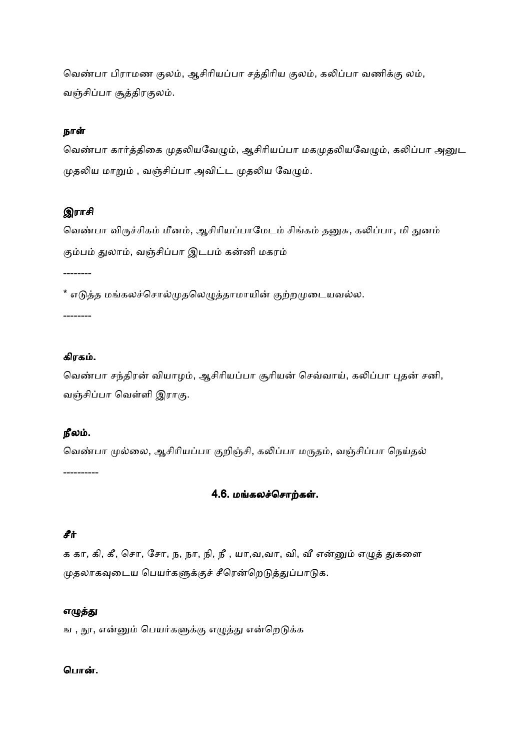வெண்பா பிராமண குலம், ஆசிரியப்பா சத்திரிய குலம், கலிப்பா வணிக்கு லம், வஞ்சிப்பா சூத்திரகுலம்.

**நாள்**

வெண்பா கார்த்திகை முதலியவேழும், ஆசிரியப்பா மகமுதலியவேழும், கலிப்பா அனுட முதலிய மாறும் , வஞ்சிப்பா அவிட்ட முதலிய வேழும்.

**இராசி**

வெண்பா விருச்சிகம் மீனம், ஆசிரியப்பாமேடம் சிங்கம் தனுசு, கலிப்பா, மி துனம் கும்பம் துலாம், வஞ்சிப்பா இடபம் கன்னி மகரம்

--------

* எடுத்த மங்கலச்சொல்முதலெழுத்தாமாயின் குற்றமுடையவல்ல.

--------

**கிரகம்.**

வெண்பா சந்திரன் வியாழம், ஆசிரியப்பா சூரியன் செவ்வாய், கலிப்பா புதன் சனி, வஞ்சிப்பா வெள்ளி இராகு.

**நீலம்.**

வெண்பா முல்லை, ஆசிரியப்பா குறிஞ்சி, கலிப்பா மருதம், வஞ்சிப்பா நெய்தல்

----------

## 4.6. மங்கலச்சொற்கள்.

**சீர்**

க கா, கி, கீ, சொ, சோ, ந, நா, நி, நீ , யா,வ,வா, வி, வீ என்னும் எழுத் துகளை முதலாகவுடைய பெயர்களுக்குச் சீரென்றெடுத்துப்பாடுக.

**எழுத்து**

ஙு , நூ, என்னும் பெயர்களுக்கு எழுத்து என்றெடுக்க

**பொன்.**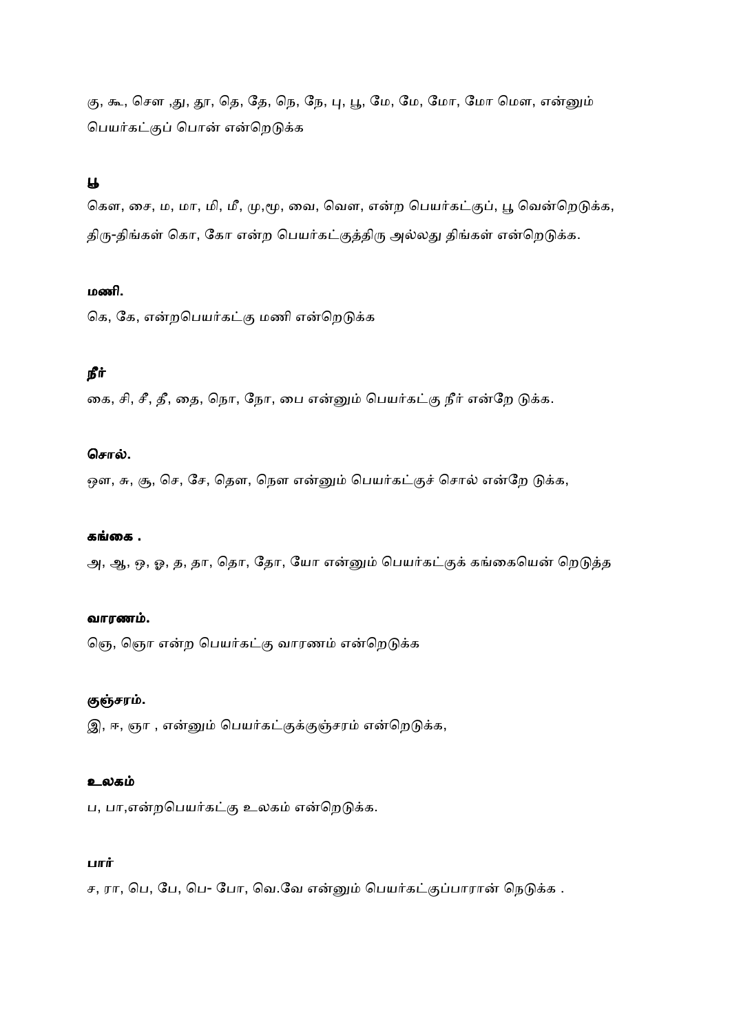கு, கூ, சௌ ,து, தூ, தெ, தே, நெ, நே, பு, பூ, மே, மே, மோ, மோ மௌ, என்னும் பெயர்கட்குப் பொன் என்றெடுக்க

### பூ

கௌ, சை, ம, மா, மி, மீ, மு,மூ, வை, வௌ, என்ற பெயர்கட்குப், பூ வென்றெடுக்க, திரு-திங்கள் கொ, கோ என்ற பெயர்கட்குத்திரு அல்லது திங்கள் என்றெடுக்க.

### மணி.

கெ, கே, என்றபெயர்கட்கு மணி என்றெடுக்க

### நீர்

கை, சி, சீ, தீ, தை, நொ, நோ, பை என்னும் பெயர்கட்கு நீர் என்றே டுக்க.

### சொல்.

ஔ, சு, சூ, செ, சே, தௌ, நௌ என்னும் பெயர்கட்குச் சொல் என்றே டுக்க,

### கங்கை .

அ, ஆ, ஒ, ஓ, த, தா, தொ, தோ, யோ என்னும் பெயர்கட்குக் கங்கையென் றெடுத்த

### வாரணம்.

ஞெ, ஞொ என்ற பெயர்கட்கு வாரணம் என்றெடுக்க

### குஞ்சரம்.

இ, ஈ, ஞா , என்னும் பெயர்கட்குக்குஞ்சரம் என்றெடுக்க,

### உலகம்

ப, பா,என்றபெயர்கட்கு உலகம் என்றெடுக்க.

### பார்

ச, ரா, பெ, பே, பெ- போ, வெ.வே என்னும் பெயர்கட்குப்பாரான் நெடுக்க .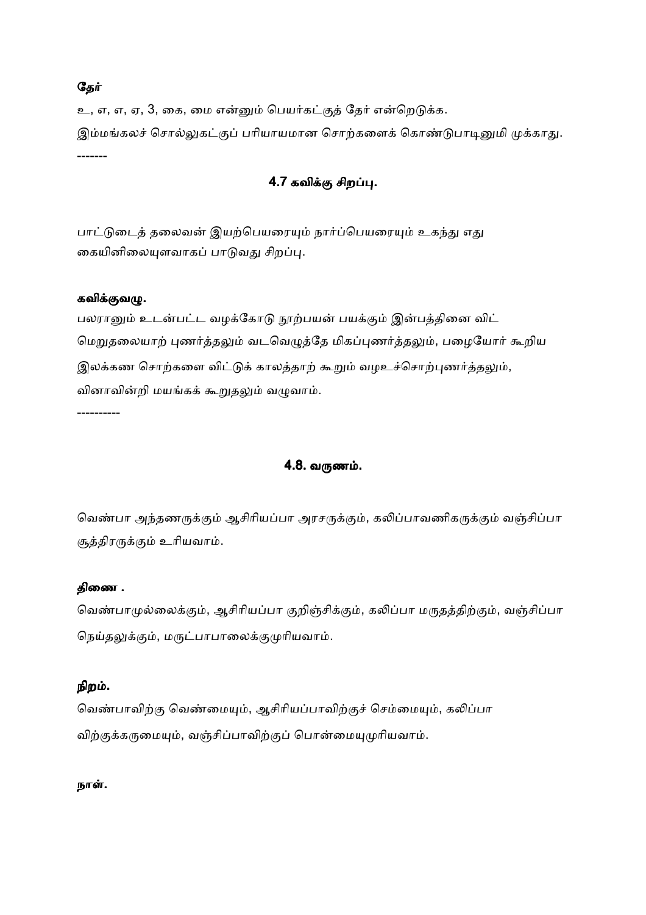**தேர்**

உ, எ, எ, ஏ, 3, கை, மை என்னும் பெயர்கட்குத் தேர் என்றெடுக்க.

இம்மங்கலச் சொல்லுகட்குப் பரியாயமான சொற்களைக் கொண்டுபாடினுமி முக்காது.

-------

### 4.7 கவிக்கு சிறப்பு.

பாட்டுடைத் தலைவன் இயற்பெயரையும் நார்ப்பெயரையும் உகந்து எது கையினிலையுளவாகப் பாடுவது சிறப்பு.

**கவிக்குவழு.**

பலரானும் உடன்பட்ட வழக்கோடு நூற்பயன் பயக்கும் இன்பத்தினை விட் மெறுதலையாற் புணர்த்தலும் வடவெழுத்தே மிகப்புணர்த்தலும், பழையோர் கூறிய இலக்கண சொற்களை விட்டுக் காலத்தாற் கூறும் வழஉச்சொற்புணர்த்தலும், வினாவின்றி மயங்கக் கூறுதலும் வழுவாம்.

----------

### 4.8. வருணம்.

வெண்பா அந்தணருக்கும் ஆசிரியப்பா அரசருக்கும், கலிப்பாவணிகருக்கும் வஞ்சிப்பா சூத்திரருக்கும் உரியவாம்.

**திணை .**

வெண்பாமுல்லைக்கும், ஆசிரியப்பா குறிஞ்சிக்கும், கலிப்பா மருதத்திற்கும், வஞ்சிப்பா நெய்தலுக்கும், மருட்பாபாலைக்குமுரியவாம்.

**நிறம்.**

வெண்பாவிற்கு வெண்மையும், ஆசிரியப்பாவிற்குச் செம்மையும், கலிப்பா விற்குக்கருமையும், வஞ்சிப்பாவிற்குப் பொன்மையுமுரியவாம்.

**நாள்.**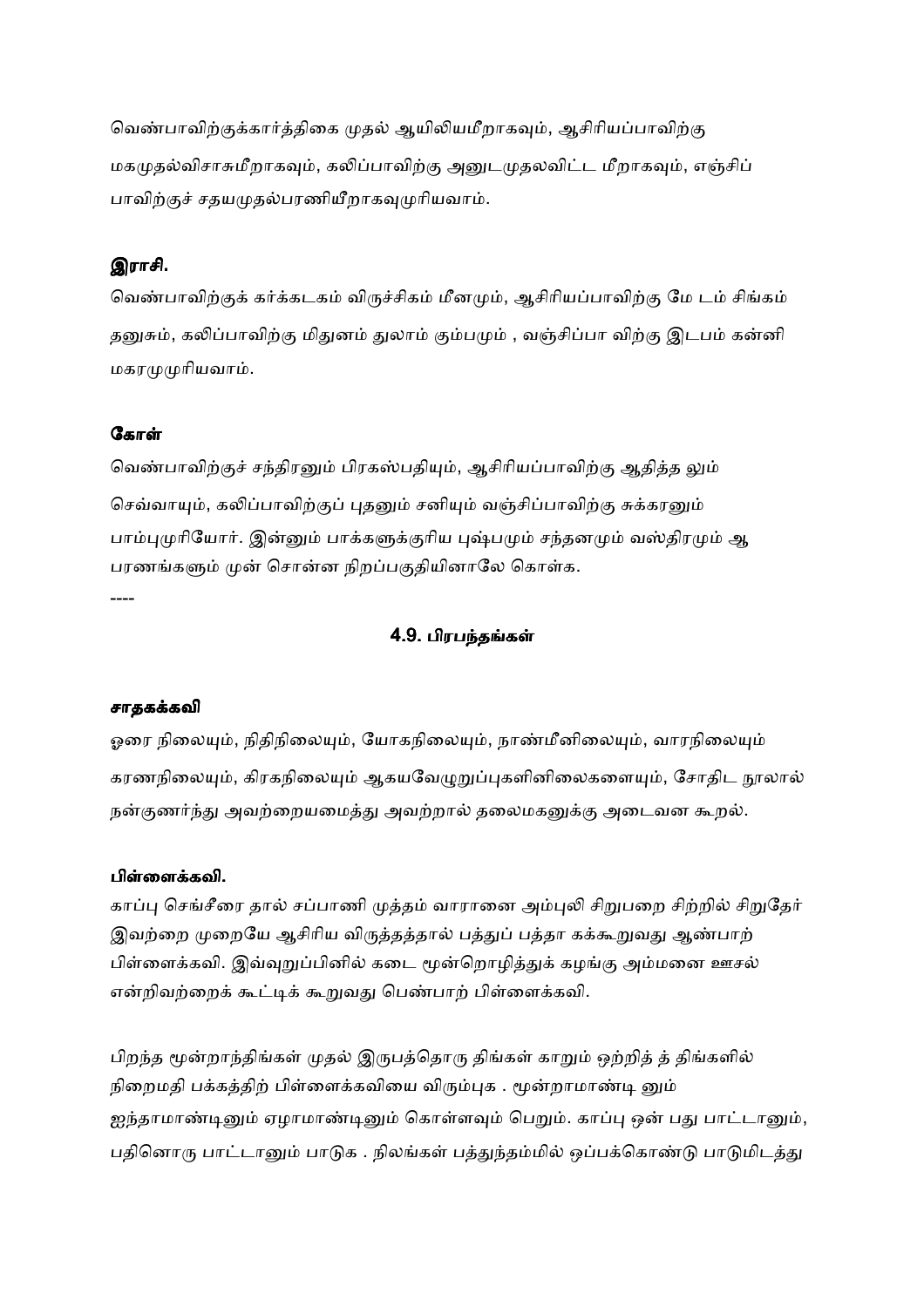வெண்பாவிற்குக்கார்த்திகை முதல் ஆயிலியமீறாகவும், ஆசிரியப்பாவிற்கு மகமுதல்விசாகமீறாகவும், கலிப்பாவிற்கு அனுடமுதலவிட்ட மீறாகவும், எஞ்சிப் பாவிற்குச் சதயமுதல்பரணியீறாகவுமுரியவாம்.

### இராசி.

வெண்பாவிற்குக் கர்க்கடகம் விருச்சிகம் மீனமும், ஆசிரியப்பாவிற்கு மே டம் சிங்கம் தனுசும், கலிப்பாவிற்கு மிதுனம் துலாம் கும்பமும் , வஞ்சிப்பா விற்கு இடபம் கன்னி மகரமுமுரியவாம்.

### கோள்

வெண்பாவிற்குச் சந்திரனும் பிரகஸ்பதியும், ஆசிரியப்பாவிற்கு ஆதித்த லும் செவ்வாயும், கலிப்பாவிற்குப் புதனும் சனியும் வஞ்சிப்பாவிற்கு சுக்கரனும் பாம்புமுரியோர். இன்னும் பாக்களுக்குரிய புஷ்பமும் சந்தனமும் வஸ்திரமும் ஆ பரணங்களும் முன் சொன்ன நிறப்பகுதியினாலே கொள்க.

----

## 4.9. பிரபந்தங்கள்

### சாதகக்கவி

ஓரை நிலையும், நிதிநிலையும், யோகநிலையும், நாண்மீனிலையும், வாரநிலையும் கரணநிலையும், கிரகநிலையும் ஆகயவேழுறுப்புகளினிலைகளையும், சோதிட நூலால் நன்குணர்ந்து அவற்றையமைத்து அவற்றால் தலைமகனுக்கு அடைவன கூறல்.

### பிள்ளைக்கவி.

காப்பு செங்கீரை தால் சப்பாணி முத்தம் வாரானை அம்புலி சிறுபறை சிற்றில் சிறுதேர் இவற்றை முறையே ஆசிரிய விருத்தத்தால் பத்துப் பத்தா கக்கூறுவது ஆண்பாற் பிள்ளைக்கவி. இவ்வுறுப்பினில் கடை மூன்றொழித்துக் கழங்கு அம்மனை ஊசல் என்றிவற்றைக் கூட்டிக் கூறுவது பெண்பாற் பிள்ளைக்கவி.

பிறந்த மூன்றாந்திங்கள் முதல் இருபத்தொரு திங்கள் காறும் ஒற்றித் த் திங்களில் நிறைமதி பக்கத்திற் பிள்ளைக்கவியை விரும்புக . மூன்றாமாண்டி னும் ஐந்தாமாண்டினும் ஏழாமாண்டினும் கொள்ளவும் பெறும். காப்பு ஒன் பது பாட்டானும், பதினொரு பாட்டானும் பாடுக . நிலங்கள் பத்துந்தம்மில் ஒப்பக்கொண்டு பாடுமிடத்து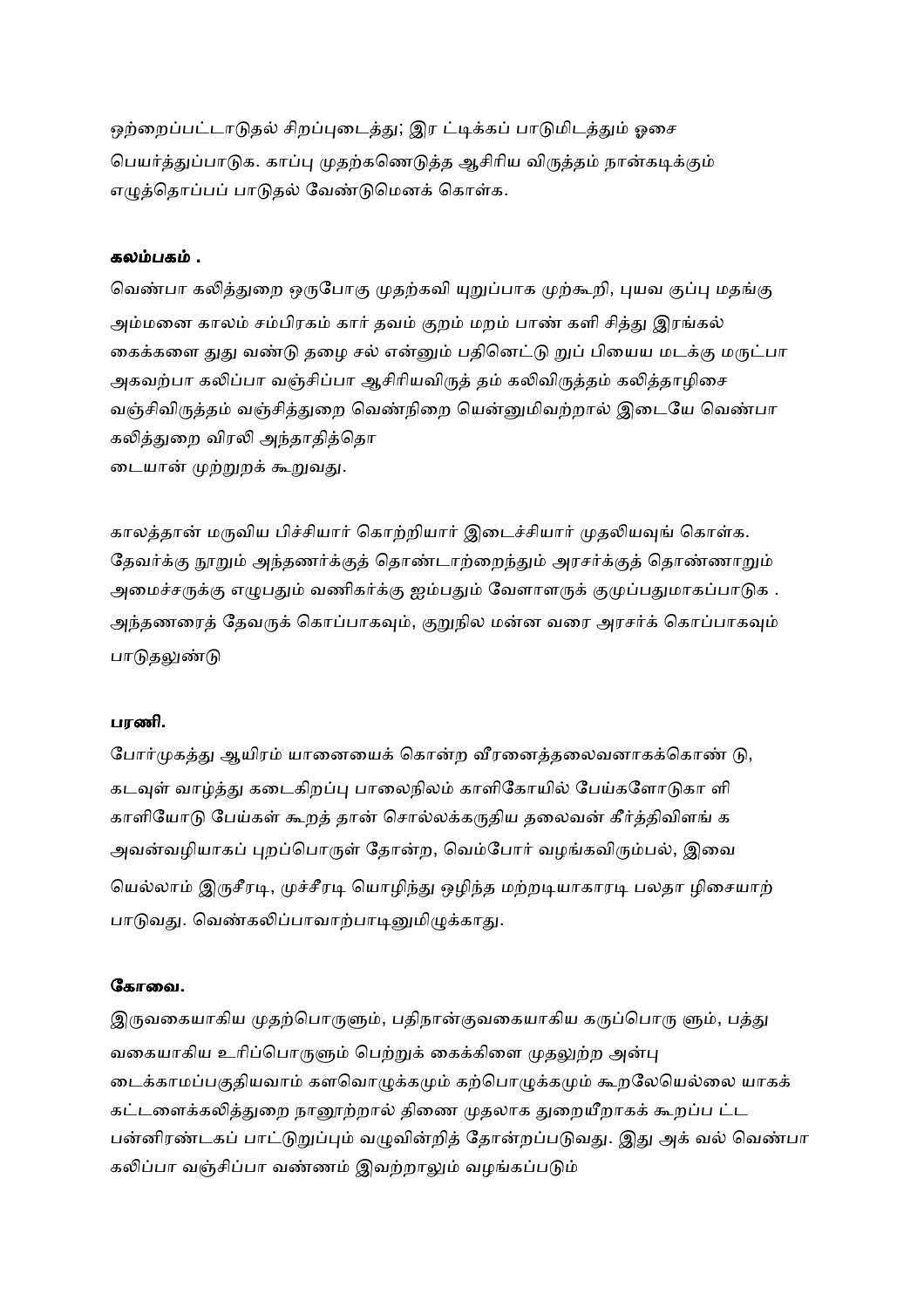ஒற்றைப்பட்டாடுதல் சிறப்புடைத்து; இர ட்டிக்கப் பாடுமிடத்தும் ஓசை பெயர்த்துப்பாடுக. காப்பு முதற்கணெடுத்த ஆசிரிய விருத்தம் நான்கடிக்கும் எழுத்தொப்பப் பாடுதல் வேண்டுமெனக் கொள்க.

**கலம்பகம் .**

வெண்பா கலித்துறை ஒருபோகு முதற்கவி யுறுப்பாக முற்கூறி, புயவ குப்பு மதங்கு அம்மனை காலம் சம்பிரகம் கார் தவம் குறம் மறம் பாண் களி சித்து இரங்கல் கைக்களை துது வண்டு தழை சல் என்னும் பதினெட்டு றுப் பியைய மடக்கு மருட்பா அகவற்பா கலிப்பா வஞ்சிப்பா ஆசிரியவிருத் தம் கலிவிருத்தம் கலித்தாழிசை வஞ்சிவிருத்தம் வஞ்சித்துறை வெண்நிறை யென்னுமிவற்றால் இடையே வெண்பா கலித்துறை விரலி அந்தாதித்தொ
டையான் முற்றுறக் கூறுவது.

காலத்தான் மருவிய பிச்சியார் கொற்றியார் இடைச்சியார் முதலியவுங் கொள்க. தேவர்க்கு நூறும் அந்தணர்க்குத் தொண்டாற்றைந்தும் அரசர்க்குத் தொண்ணாறும் அமைச்சருக்கு எழுபதும் வணிகர்க்கு ஐம்பதும் வேளாளருக் குமுப்பதுமாகப்பாடுக . அந்தணரைத் தேவருக் கொப்பாகவும், குறுநில மன்ன வரை அரசர்க் கொப்பாகவும் பாடுதலுண்டு

**பரணி.**

போர்முகத்து ஆயிரம் யானையைக் கொன்ற வீரனைத்தலைவனாகக்கொண் டு, கடவுள் வாழ்த்து கடைகிறப்பு பாலைநிலம் காளிகோயில் பேய்களோடுகா ளி காளியோடு பேய்கள் கூறத் தான் சொல்லக்கருதிய தலைவன் கீர்த்திவிளங் க அவன்வழியாகப் புறப்பொருள் தோன்ற, வெம்போர் வழங்கவிரும்பல், இவை யெல்லாம் இருசீரடி, முச்சீரடி யொழிந்து ஒழிந்த மற்றடியாகாரடி பலதா ழிசையாற் பாடுவது. வெண்கலிப்பாவாற்பாடினுமிழுக்காது.

**கோவை.**

இருவகையாகிய முதற்பொருளும், பதிநான்குவகையாகிய கருப்பொரு ளும், பத்து வகையாகிய உரிப்பொருளும் பெற்றுக் கைக்கிளை முதலுற்ற அன்பு டைக்காமப்பகுதியவாம் களவொழுக்கமும் கற்பொழுக்கமும் கூறலேயெல்லை யாகக் கட்டளைக்கலித்துறை நானூற்றால் திணை முதலாக துறையீறாகக் கூறப்ப ட்ட பன்னிரண்டகப் பாட்டுறுப்பும் வழுவின்றித் தோன்றப்படுவது. இது அக் வல் வெண்பா கலிப்பா வஞ்சிப்பா வண்ணம் இவற்றாலும் வழங்கப்படும்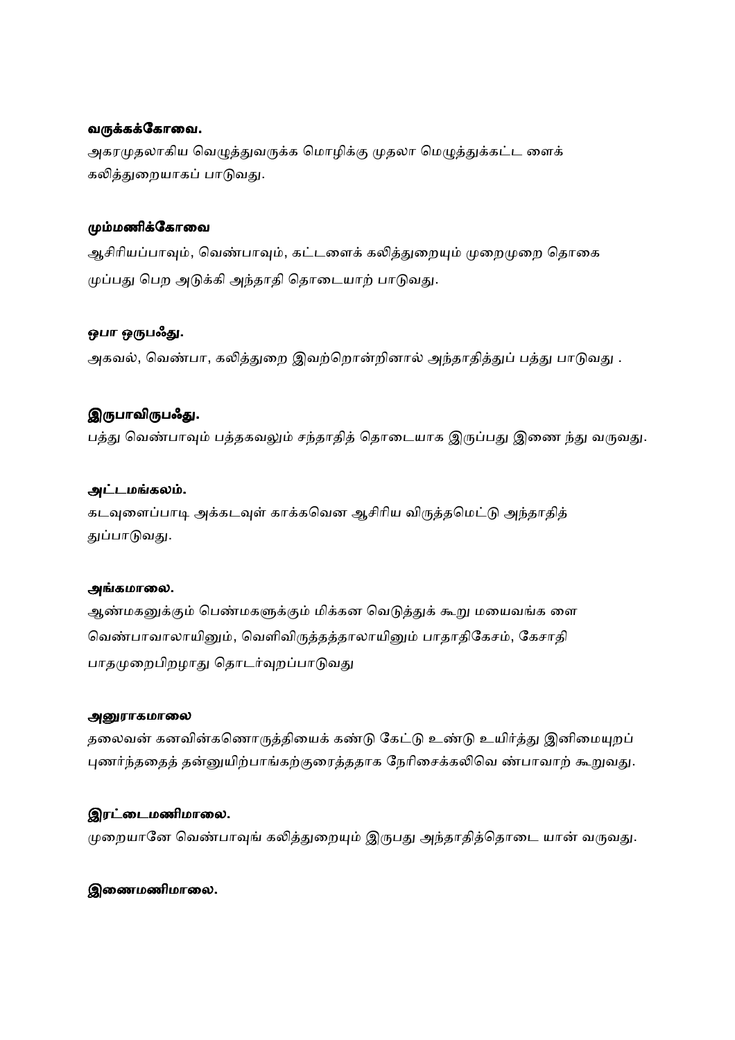**வருக்கக்கோவை.**

அகரமுதலாகிய வெழுத்துவருக்க மொழிக்கு முதலா மெழுத்துக்கட்ட ளைக் கலித்துறையாகப் பாடுவது.

**மும்மணிக்கோவை**

ஆசிரியப்பாவும், வெண்பாவும், கட்டளைக் கலித்துறையும் முறைமுறை தொகை முப்பது பெற அடுக்கி அந்தாதி தொடையாற் பாடுவது.

**ஒபா ஒருபஃது.**

அகவல், வெண்பா, கலித்துறை இவற்றொன்றினால் அந்தாதித்துப் பத்து பாடுவது .

**இருபாவிருபஃது.**

பத்து வெண்பாவும் பத்தகவலும் சந்தாதித் தொடையாக இருப்பது இணை ந்து வருவது.

**அட்டமங்கலம்.**

கடவுளைப்பாடி அக்கடவுள் காக்கவென ஆசிரிய விருத்தமெட்டு அந்தாதித் துப்பாடுவது.

**அங்கமாலை.**

ஆண்மகனுக்கும் பெண்மகளுக்கும் மிக்கன வெடுத்துக் கூறு மயைவங்க ளை வெண்பாவாலாயினும், வெளிவிருத்தத்தாலாயினும் பாதாதிகேசம், கேசாதி பாதமுறைபிறழாது தொடர்வுறப்பாடுவது

**அனுராகமாலை**

தலைவன் கனவின்கணொருத்தியைக் கண்டு கேட்டு உண்டு உயிர்த்து இனிமையுறப் புணர்ந்ததைத் தன்னுயிற்பாங்கற்குரைத்ததாக நேரிசைக்கலிவெ ண்பாவாற் கூறுவது.

**இரட்டைமணிமாலை.**

முறையானே வெண்பாவுங் கலித்துறையும் இருபது அந்தாதித்தொடை யான் வருவது.

**இணைமணிமாலை.**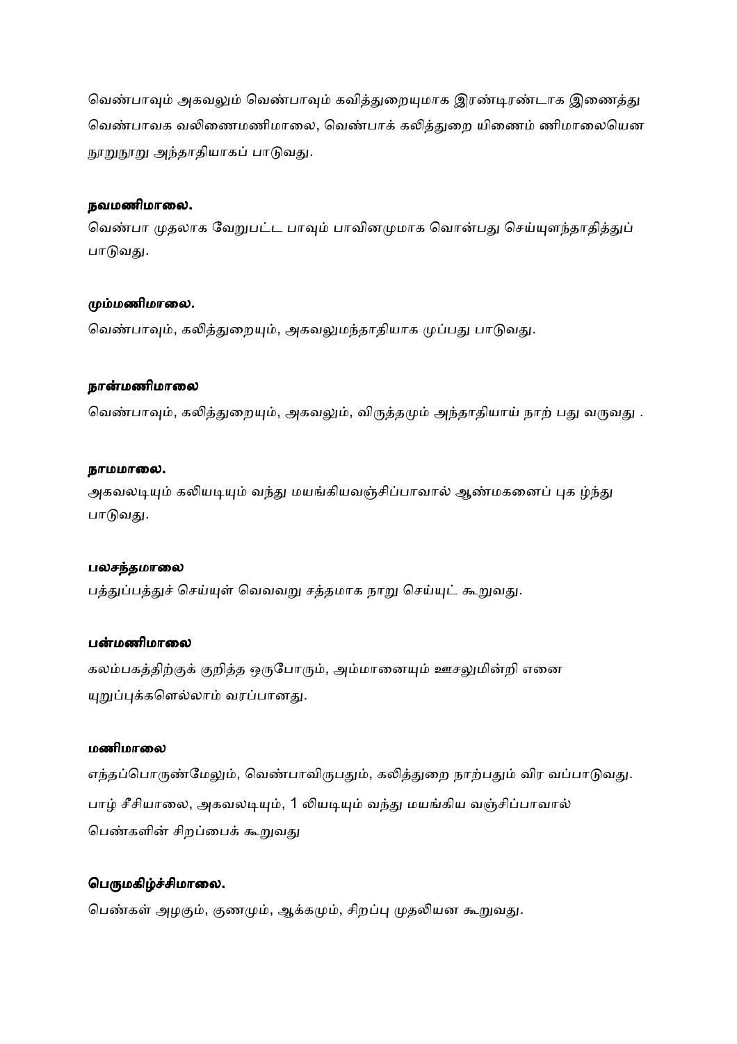வெண்பாவும் அகவலும் வெண்பாவும் கவித்துறையுமாக இரண்டிரண்டாக இணைத்து வெண்பாவக வலிணைமணிமாலை, வெண்பாக் கலித்துறை யிணைம் ணிமாலையென நூறுநூறு அந்தாதியாகப் பாடுவது.

**நவமணிமாலை.**

வெண்பா முதலாக வேறுபட்ட பாவும் பாவினமுமாக வொன்பது செய்யுளந்தாதித்துப் பாடுவது.

**மும்மணிமாலை.**

வெண்பாவும், கலித்துறையும், அகவலுமந்தாதியாக முப்பது பாடுவது.

**நான்மணிமாலை**

வெண்பாவும், கலித்துறையும், அகவலும், விருத்தமும் அந்தாதியாய் நாற் பது வருவது .

**நாமமாலை.**

அகவலடியும் கலியடியும் வந்து மயங்கியவஞ்சிப்பாவால் ஆண்மகனைப் புக ழ்ந்து பாடுவது.

**பலசந்தமாலை**

பத்துப்பத்துச் செய்யுள் வெவவறு சத்தமாக நாறு செய்யுட் கூறுவது.

**பன்மணிமாலை**

கலம்பகத்திற்குக் குறித்த ஒருபோரும், அம்மானையும் ஊசலுமின்றி எனை யுறுப்புக்களெல்லாம் வரப்பானது.

**மணிமாலை**

எந்தப்பொருண்மேலும், வெண்பாவிருபதும், கலித்துறை நாற்பதும் விர வப்பாடுவது.

பாழ் சீசியாலை, அகவலடியும், 1 லியடியும் வந்து மயங்கிய வஞ்சிப்பாவால் பெண்களின் சிறப்பைக் கூறுவது

**பெருமகிழ்ச்சிமாலை.**

பெண்கள் அழகும், குணமும், ஆக்கமும், சிறப்பு முதலியன கூறுவது.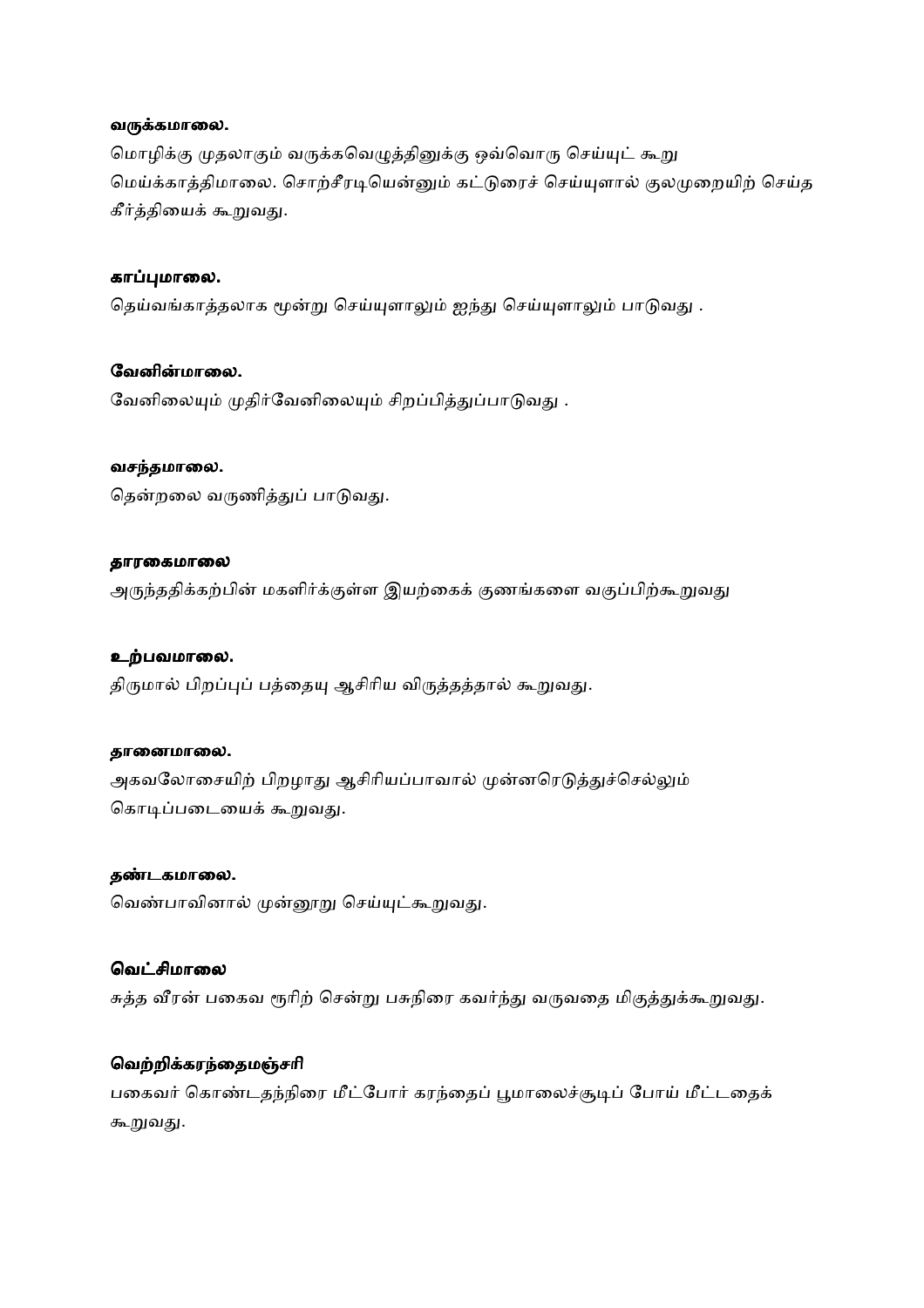**வருக்கமாலை.**

மொழிக்கு முதலாகும் வருக்கவெழுத்தினுக்கு ஒவ்வொரு செய்யுட் கூறு மெய்க்காத்திமாலை. சொற்சீரடியென்னும் கட்டுரைச் செய்யுளால் குலமுறையிற் செய்த கீர்த்தியைக் கூறுவது.

**காப்புமாலை.**

தெய்வங்காத்தலாக மூன்று செய்யுளாலும் ஐந்து செய்யுளாலும் பாடுவது .

**வேனின்மாலை.**

வேனிலையும் முதிர்வேனிலையும் சிறப்பித்துப்பாடுவது .

**வசந்தமாலை.**

தென்றலை வருணித்துப் பாடுவது.

**தாரகைமாலை**

அருந்ததிக்கற்பின் மகளிர்க்குள்ள இயற்கைக் குணங்களை வகுப்பிற்கூறுவது

**உற்பவமாலை.**

திருமால் பிறப்புப் பத்தையு ஆசிரிய விருத்தத்தால் கூறுவது.

**தானைமாலை.**

அகவலோசையிற் பிறழாது ஆசிரியப்பாவால் முன்னரெடுத்துச்செல்லும் கொடிப்படையைக் கூறுவது.

**தண்டகமாலை.**

வெண்பாவினால் முன்னூறு செய்யுட்கூறுவது.

**வெட்சிமாலை**

சுத்த வீரன் பகைவ ரூரிற் சென்று பசுநிரை கவர்ந்து வருவதை மிகுத்துக்கூறுவது.

**வெற்றிக்கரந்தைமஞ்சரி**

பகைவர் கொண்டதந்நிரை மீட்போர் கரந்தைப் பூமாலைச்சூடிப் போய் மீட்டதைக் கூறுவது.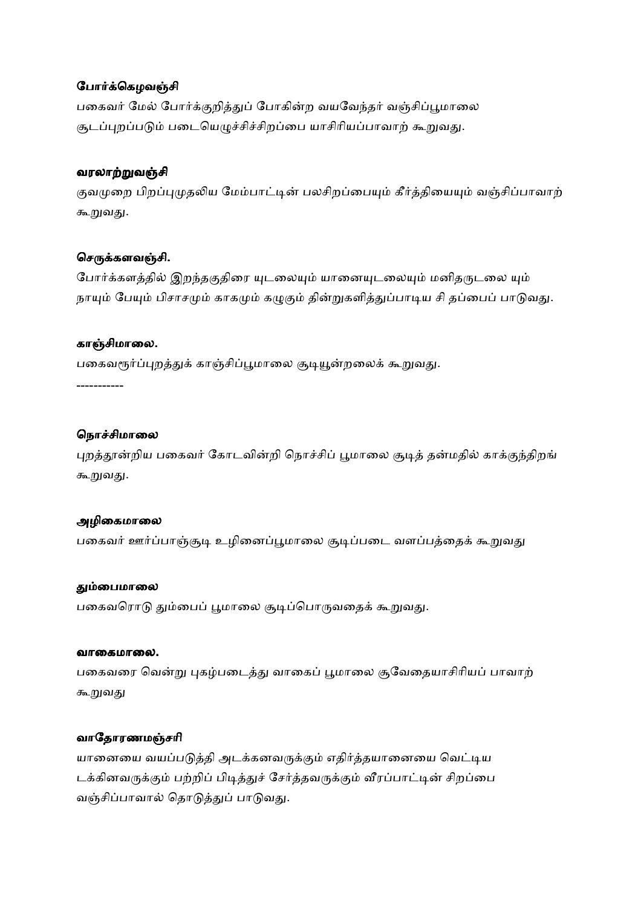**போர்க்கெழவஞ்சி**

பகைவர் மேல் போர்க்குறித்துப் போகின்ற வயவேந்தர் வஞ்சிப்பூமாலை சூடப்புறப்படும் படையெழுச்சிச்சிறப்பை யாசிரியப்பாவாற் கூறுவது.

**வரலாற்றுவஞ்சி**

குவமுறை பிறப்புமுதலிய மேம்பாட்டின் பலசிறப்பையும் கீர்த்தியையும் வஞ்சிப்பாவாற் கூறுவது.

**செருக்களவஞ்சி.**

போர்க்களத்தில் இறந்தகுதிரை யுடலையும் யானையுடலையும் மனிதருடலை யும் நாயும் பேயும் பிசாசமும் காகமும் கழுகும் தின்றுகளித்துப்பாடிய சி தப்பைப் பாடுவது.

**காஞ்சிமாலை.**

பகைவரூர்ப்புறத்துக் காஞ்சிப்பூமாலை சூடியூன்றலைக் கூறுவது.

-----------

**நொச்சிமாலை**

புறத்தூன்றிய பகைவர் கோடவின்றி நொச்சிப் பூமாலை சூடித் தன்மதில் காக்குந்திறங் கூறுவது.

**அழிகைமாலை**

பகைவர் ஊர்ப்பாஞ்சூடி உழினைப்பூமாலை சூடிப்படை வளப்பத்தைக் கூறுவது

**தும்பைமாலை**

பகைவரொடு தும்பைப் பூமாலை சூடிப்பொருவதைக் கூறுவது.

**வாகைமாலை.**

பகைவரை வென்று புகழ்படைத்து வாகைப் பூமாலை சூவேதையாசிரியப் பாவாற் கூறுவது

**வாதோரணமஞ்சரி**

யானையை வயப்படுத்தி அடக்கனவருக்கும் எதிர்த்தயானையை வெட்டிய டக்கினவருக்கும் பற்றிப் பிடித்துச் சேர்த்தவருக்கும் வீரப்பாட்டின் சிறப்பை வஞ்சிப்பாவால் தொடுத்துப் பாடுவது.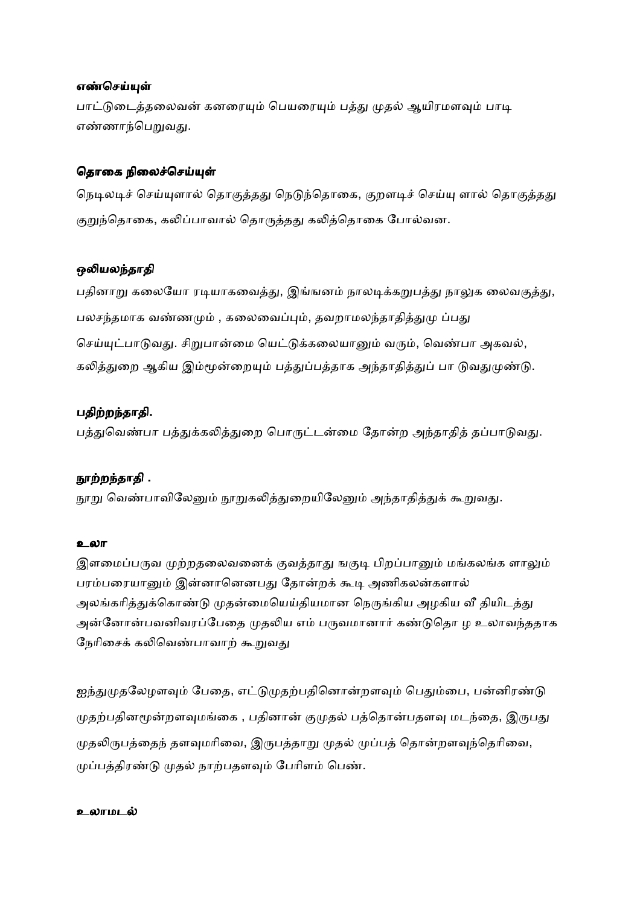**எண்செய்யுள்**

பாட்டுடைத்தலைவன் கனரையும் பெயரையும் பத்து முதல் ஆயிரமளவும் பாடி எண்ணாந்பெறுவது.

**தொகை நிலைச்செய்யுள்**

நெடிலடிச் செய்யுளால் தொகுத்தது நெடுந்தொகை, குறளடிச் செய்யு ளால் தொகுத்தது குறுந்தொகை, கலிப்பாவால் தொருத்தது கலித்தொகை போல்வன.

**ஒலியலந்தாதி**

பதினாறு கலையோ ரடியாகவைத்து, இங்ஙனம் நாலடிக்கறுபத்து நாலுக லைவகுத்து, பலசந்தமாக வண்ணமும் , கலைவைப்பும், தவறாமலந்தாதித்துமு ப்பது செய்யுட்பாடுவது. சிறுபான்மை யெட்டுக்கலையானும் வரும், வெண்பா அகவல், கலித்துறை ஆகிய இம்மூன்றையும் பத்துப்பத்தாக அந்தாதித்துப் பா டுவதுமுண்டு.

**பதிற்றந்தாதி.**

பத்துவெண்பா பத்துக்கலித்துறை பொருட்டன்மை தோன்ற அந்தாதித் தப்பாடுவது.

**நூற்றந்தாதி .**

நூறு வெண்பாவிலேனும் நூறுகலித்துறையிலேனும் அந்தாதித்துக் கூறுவது.

**உலா**

இளமைப்பருவ முற்றதலைவனைக் குவத்தாது ஙகுடி பிறப்பானும் மங்கலங்க ளாலும் பரம்பரையானும் இன்னானெனபது தோன்றக் கூடி அணிகலன்களால் அலங்கரித்துக்கொண்டு முதன்மையெய்தியமான நெருங்கிய அழகிய வீ தியிடத்து அன்னோன்பவனிவரப்பேதை முதலிய எம் பருவமானார் கண்டுதொ ழ உலாவந்ததாக நேரிசைக் கலிவெண்பாவாற் கூறுவது

ஐந்துமுதலேழளவும் பேதை, எட்டுமுதற்பதினொன்றளவும் பெதும்பை, பன்னிரண்டு முதற்பதினமூன்றளவுமங்கை , பதினான் குமுதல் பத்தொன்பதளவு மடந்தை, இருபது முதலிருபத்தைந் தளவுமரிவை, இருபத்தாறு முதல் முப்பத் தொன்றளவுந்தெரிவை, முப்பத்திரண்டு முதல் நாற்பதளவும் பேரிளம் பெண்.

**உலாமடல்**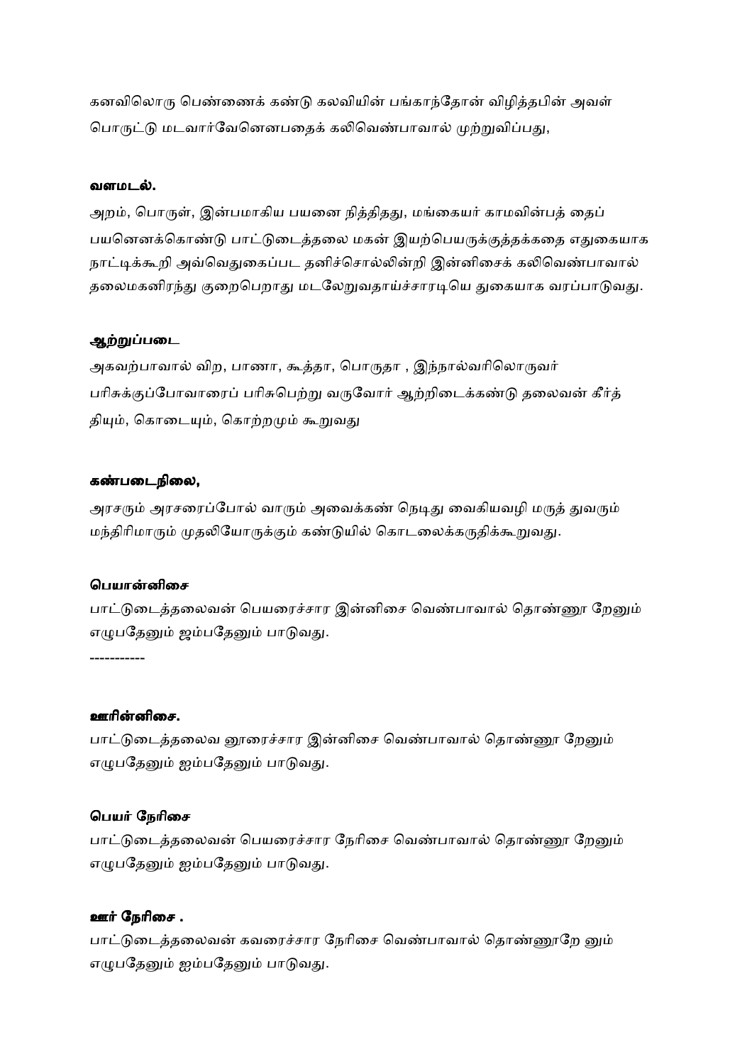கனவிலொரு பெண்ணைக் கண்டு கலவியின் பங்காந்தோன் விழித்தபின் அவள் பொருட்டு மடவார்வேனெனபதைக் கலிவெண்பாவால் முற்றுவிப்பது,

**வளமடல்.**

அறம், பொருள், இன்பமாகிய பயனை நித்திதது, மங்கையர் காமவின்பத் தைப் பயனெனக்கொண்டு பாட்டுடைத்தலை மகன் இயற்பெயருக்குத்தக்கதை எதுகையாக நாட்டிக்கூறி அவ்வெதுகைப்பட தனிச்சொல்லின்றி இன்னிசைக் கலிவெண்பாவால் தலைமகனிரந்து குறைபெறாது மடலேறுவதாய்ச்சாரடியெ துகையாக வரப்பாடுவது.

**ஆற்றுப்படை**

அகவற்பாவால் விற, பாணா, கூத்தா, பொருதா , இந்நால்வரிலொருவர் பரிசுக்குப்போவாரைப் பரிசுபெற்று வருவோர் ஆற்றிடைக்கண்டு தலைவன் கீர்த் தியும், கொடையும், கொற்றமும் கூறுவது

**கண்படைநிலை,**

அரசரும் அரசரைப்போல் வாரும் அவைக்கண் நெடிது வைகியவழி மருத் துவரும் மந்திரிமாரும் முதலியோருக்கும் கண்டுயில் கொடலைக்கருதிக்கூறுவது.

**பெயான்னிசை**

பாட்டுடைத்தலைவன் பெயரைச்சார இன்னிசை வெண்பாவால் தொண்ணூ றேனும் எழுபதேனும் ஐம்பதேனும் பாடுவது.

----------

**ஊரின்னிசை.**

பாட்டுடைத்தலைவ னூரைச்சார இன்னிசை வெண்பாவால் தொண்ணூ றேனும் எழுபதேனும் ஐம்பதேனும் பாடுவது.

**பெயர் நேரிசை**

பாட்டுடைத்தலைவன் பெயரைச்சார நேரிசை வெண்பாவால் தொண்ணூ றேனும் எழுபதேனும் ஐம்பதேனும் பாடுவது.

**ஊர் நேரிசை .**

பாட்டுடைத்தலைவன் கவரைச்சார நேரிசை வெண்பாவால் தொண்ணூறே னும் எழுபதேனும் ஐம்பதேனும் பாடுவது.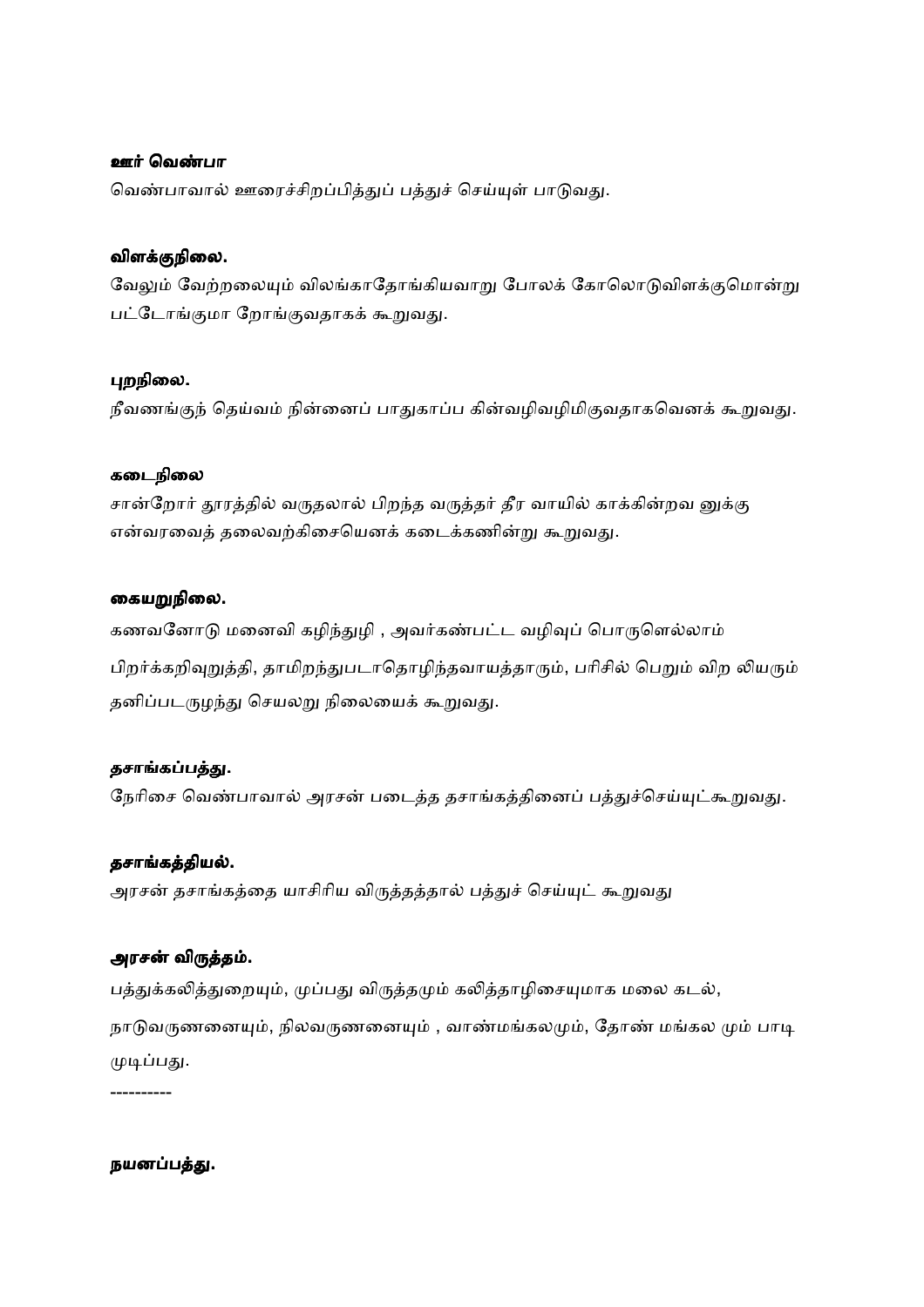**ஊர் வெண்பா**

வெண்பாவால் ஊரைச்சிறப்பித்துப் பத்துச் செய்யுள் பாடுவது.

**விளக்குநிலை.**

வேலும் வேற்றலையும் விலங்காதோங்கியவாறு போலக் கோலொடுவிளக்குமொன்று பட்டோங்குமா றோங்குவதாகக் கூறுவது.

**புறநிலை.**

நீவணங்குந் தெய்வம் நின்னைப் பாதுகாப்ப கின்வழிவழிமிகுவதாகவெனக் கூறுவது.

**கடைநிலை**

சான்றோர் தூரத்தில் வருதலால் பிறந்த வருத்தர் தீர வாயில் காக்கின்றவ னுக்கு என்வரவைத் தலைவற்கிசையெனக் கடைக்கணின்று கூறுவது.

**கையறுநிலை.**

கணவனோடு மனைவி கழிந்துழி , அவர்கண்பட்ட வழிவுப் பொருளெல்லாம் பிறர்க்கறிவுறுத்தி, தாமிறந்துபடாதொழிந்தவாயத்தாரும், பரிசில் பெறும் விற லியரும் தனிப்படருழந்து செயலறு நிலையைக் கூறுவது.

**தசாங்கப்பத்து.**

நேரிசை வெண்பாவால் அரசன் படைத்த தசாங்கத்தினைப் பத்துச்செய்யுட்கூறுவது.

**தசாங்கத்தியல்.**

அரசன் தசாங்கத்தை யாசிரிய விருத்தத்தால் பத்துச் செய்யுட் கூறுவது

**அரசன் விருத்தம்.**

பத்துக்கலித்துறையும், முப்பது விருத்தமும் கலித்தாழிசையுமாக மலை கடல், நாடுவருணனையும், நிலவருணனையும் , வாண்மங்கலமும், தோண் மங்கல மும் பாடி முடிப்பது.

----------

**நயனப்பத்து.**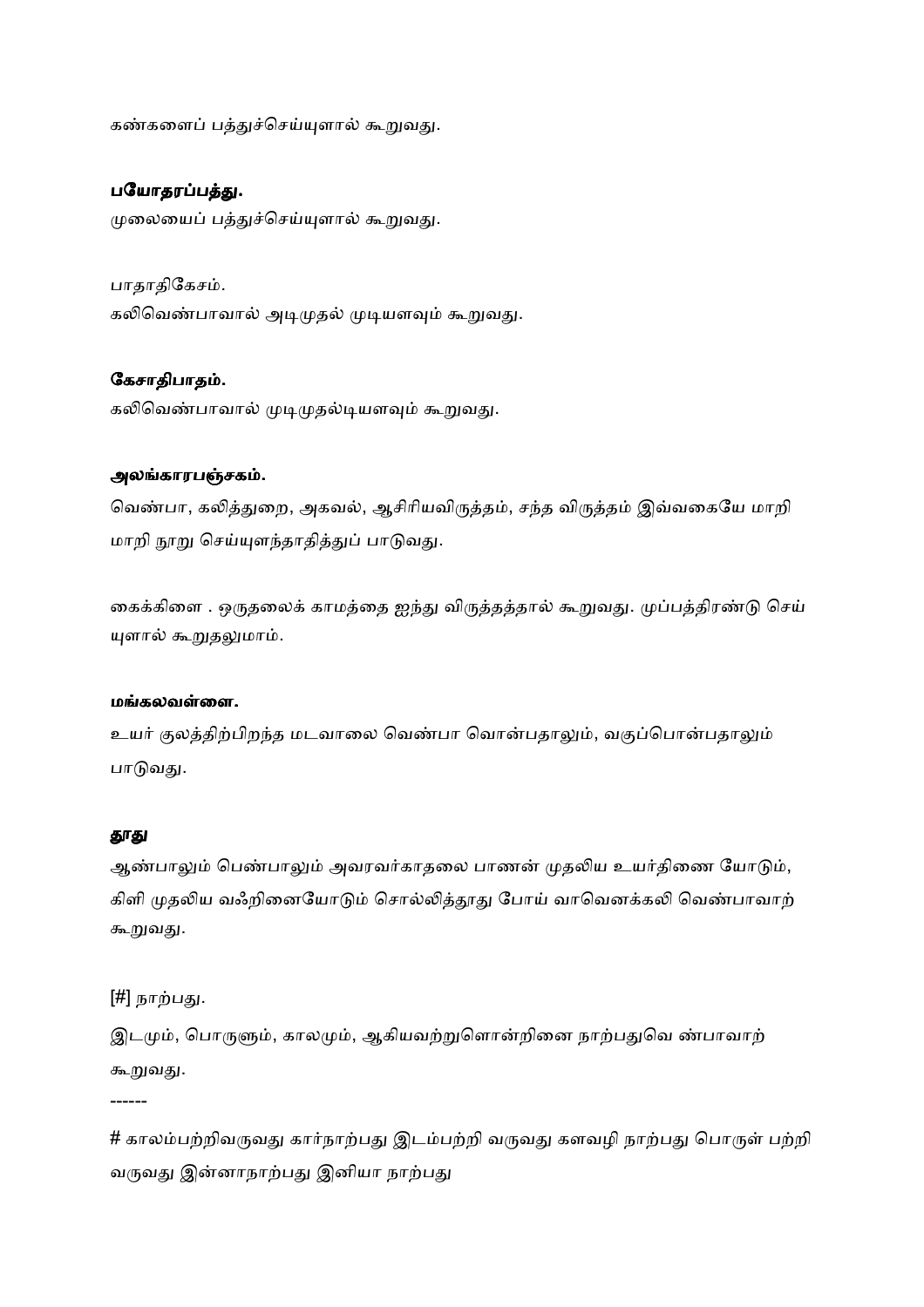கண்களைப் பத்துச்செய்யுளால் கூறுவது.

**பயோதரப்பத்து.**

முலையைப் பத்துச்செய்யுளால் கூறுவது.

பாதாதிகேசம்.

கலிவெண்பாவால் அடிமுதல் முடியளவும் கூறுவது.

**கேசாதிபாதம்.**

கலிவெண்பாவால் முடிமுதல்டியளவும் கூறுவது.

**அலங்காரபஞ்சகம்.**

வெண்பா, கலித்துறை, அகவல், ஆசிரியவிருத்தம், சந்த விருத்தம் இவ்வகையே மாறி மாறி நூறு செய்யுளந்தாதித்துப் பாடுவது.

கைக்கிளை . ஒருதலைக் காமத்தை ஐந்து விருத்தத்தால் கூறுவது. முப்பத்திரண்டு செய் யுளால் கூறுதலுமாம்.

**மங்கலவள்ளை.**

உயர் குலத்திற்பிறந்த மடவாலை வெண்பா வொன்பதாலும், வகுப்பொன்பதாலும் பாடுவது.

**தூது**

ஆண்பாலும் பெண்பாலும் அவரவர்காதலை பாணன் முதலிய உயர்திணை யோடும், கிளி முதலிய வஃறினையோடும் சொல்லித்தூது போய் வாவெனக்கலி வெண்பாவாற் கூறுவது.

[#] நாற்பது.

இடமும், பொருளும், காலமும், ஆகியவற்றுளொன்றினை நாற்பதுவெ ண்பாவாற் கூறுவது.

------

# காலம்பற்றிவருவது கார்நாற்பது இடம்பற்றி வருவது களவழி நாற்பது பொருள் பற்றி வருவது இன்னாநாற்பது இனியா நாற்பது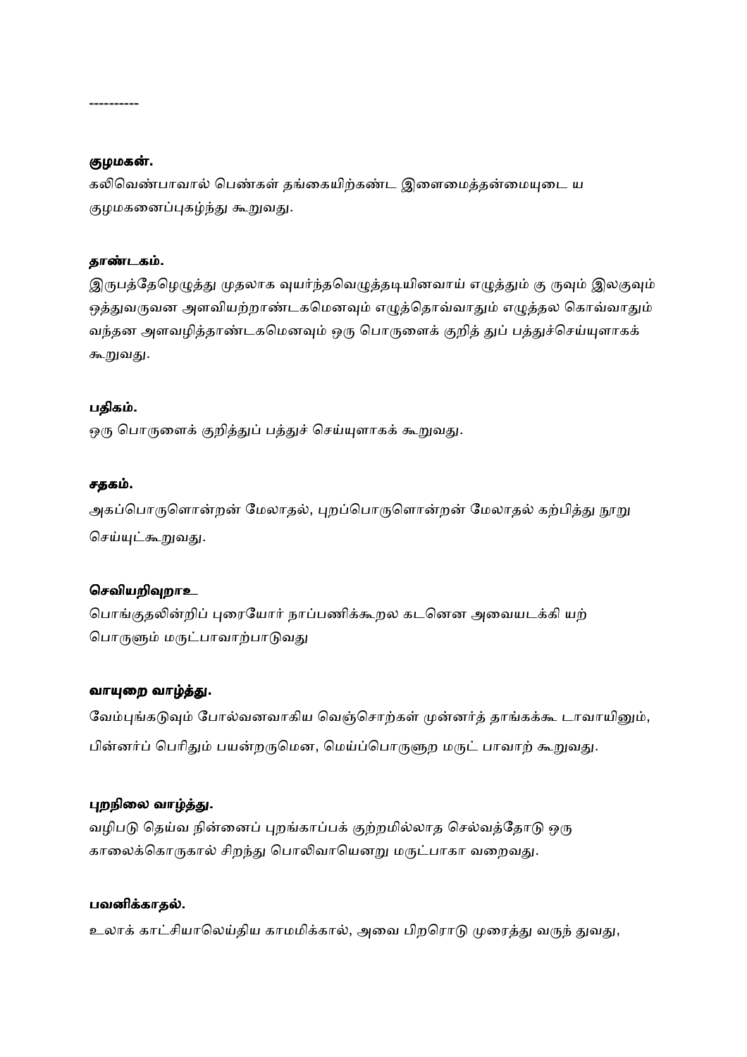----------

**குழமகன்.**

கலிவெண்பாவால் பெண்கள் தங்கையிற்கண்ட இளைமைத்தன்மையுடை ய குழமகனைப்புகழ்ந்து கூறுவது.

**தாண்டகம்.**

இருபத்தேழெழுத்து முதலாக வுயர்ந்தவெழுத்தடியினவாய் எழுத்தும் கு ருவும் இலகுவும் ஒத்துவருவன அளவியற்றாண்டகமெனவும் எழுத்தொவ்வாதும் எழுத்தல கொவ்வாதும் வந்தன அளவழித்தாண்டகமெனவும் ஒரு பொருளைக் குறித் துப் பத்துச்செய்யுளாகக் கூறுவது.

**பதிகம்.**

ஒரு பொருளைக் குறித்துப் பத்துச் செய்யுளாகக் கூறுவது.

**சதகம்.**

அகப்பொருளொன்றன் மேலாதல், புறப்பொருளொன்றன் மேலாதல் கற்பித்து நூறு செய்யுட்கூறுவது.

**செவியறிவுறாஉ**

பொங்குதலின்றிப் புரையோர் நாப்பணிக்கூறல கடனென அவையடக்கி யற் பொருளும் மருட்பாவாற்பாடுவது

**வாயுறை வாழ்த்து.**

வேம்புங்கடுவும் போல்வனவாகிய வெஞ்சொற்கள் முன்னர்த் தாங்கக்கூ டாவாயினும், பின்னர்ப் பெரிதும் பயன்றருமென, மெய்ப்பொருளுற மருட் பாவாற் கூறுவது.

**புறநிலை வாழ்த்து.**

வழிபடு தெய்வ நின்னைப் புறங்காப்பக் குற்றமில்லாத செல்வத்தோடு ஒரு காலைக்கொருகால் சிறந்து பொலிவாயெனறு மருட்பாகா வறைவது.

**பவனிக்காதல்.**

உலாக் காட்சியாலெய்திய காமமிக்கால், அவை பிறரொடு முரைத்து வருந் துவது,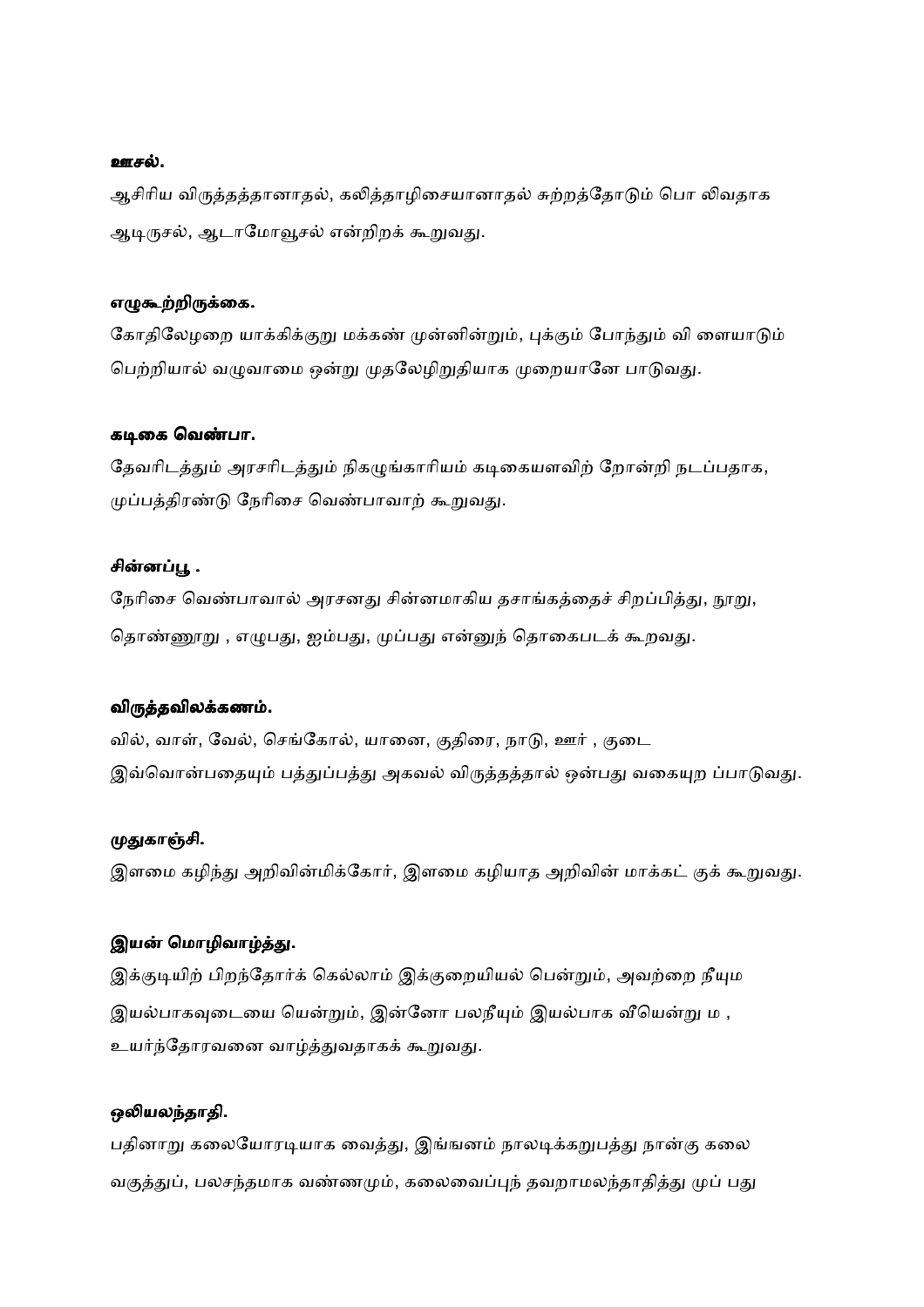**ஊசல்.**

ஆசிரிய விருத்தத்தானாதல், கலித்தாழிசையானாதல் சுற்றத்தோடும் பொ லிவதாக ஆடிருசல், ஆடாமோவூசல் என்றிறக் கூறுவது.

**எழுகூற்றிருக்கை.**

கோதிலேழறை யாக்கிக்குறு மக்கண் முன்னின்றும், புக்கும் போந்தும் வி ளையாடும் பெற்றியால் வழுவாமை ஒன்று முதலேழிறுதியாக முறையானே பாடுவது.

**கடிகை வெண்பா.**

தேவரிடத்தும் அரசரிடத்தும் நிகழுங்காரியம் கடிகையளவிற் றோன்றி நடப்பதாக, முப்பத்திரண்டு நேரிசை வெண்பாவாற் கூறுவது.

**சின்னப்பூ .**

நேரிசை வெண்பாவால் அரசனது சின்னமாகிய தசாங்கத்தைச் சிறப்பித்து, நூறு, தொண்ணூறு , எழுபது, ஐம்பது, முப்பது என்னுந் தொகைபடக் கூறவது.

**விருத்தவிலக்கணம்.**

வில், வாள், வேல், செங்கோல், யானை, குதிரை, நாடு, ஊர் , குடை இவ்வொன்பதையும் பத்துப்பத்து அகவல் விருத்தத்தால் ஒன்பது வகையுற ப்பாடுவது.

**முதுகாஞ்சி.**

இளமை கழிந்து அறிவின்மிக்கோர், இளமை கழியாத அறிவின் மாக்கட் குக் கூறுவது.

**இயன் மொழிவாழ்த்து.**

இக்குடியிற் பிறந்தோர்க் கெல்லாம் இக்குறையியல் பென்றும், அவற்றை நீயும இயல்பாகவுடையை யென்றும், இன்னோ பலநீயும் இயல்பாக வீயென்று ம , உயர்ந்தோரவனை வாழ்த்துவதாகக் கூறுவது.

**ஒலியலந்தாதி.**

பதினாறு கலையோரடியாக வைத்து, இங்ஙனம் நாலடிக்கறுபத்து நான்கு கலை வகுத்துப், பலசந்தமாக வண்ணமும், கலைவைப்புந் தவறாமலந்தாதித்து முப் பது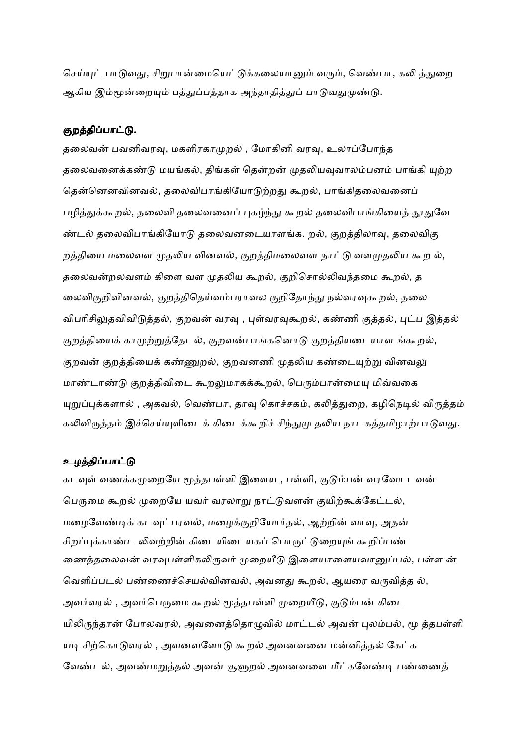செய்யுட் பாடுவது, சிறுபான்மையெட்டுக்கலையானும் வரும், வெண்பா, கலி த்துறை ஆகிய இம்மூன்றையும் பத்துப்பத்தாக அந்தாதித்துப் பாடுவதுமுண்டு.

**குறத்திப்பாட்டு.**

தலைவன் பவனிவரவு, மகளிரகாமுறல் , மோகினி வரவு, உலாப்போந்த தலைவனைக்கண்டு மயங்கல், திங்கள் தென்றன் முதலியவுவாலம்பனம் பாங்கி யுற்ற தென்னெனவினவல், தலைவிபாங்கியோடுற்றது கூறல், பாங்கிதலைவனைப் பழித்துக்கூறல், தலைவி தலைவனைப் புகழ்ந்து கூறல் தலைவிபாங்கியைத் தூதுவே ண்டல் தலைவிபாங்கியோடு தலைவனடையாளங்க. றல், குறத்திலாவு, தலைவிகு றத்தியை மலைவள முதலிய வினவல், குறத்திமலைவள நாட்டு வளமுதலிய கூற ல், தலைவன்றலவளம் கிளை வள முதலிய கூறல், குறிசொல்லிவந்தமை கூறல், த லைவிகுறிவினவல், குறத்திதெய்வம்பராவல குறிதோந்து நல்வரவுகூறல், தலை விபரிசிலுதவிவிடுத்தல், குறவன் வரவு , புள்வரவுகூறல், கண்ணி குத்தல், புட்ப இத்தல் குறத்தியைக் காமுற்றுத்தேடல், குறவன்பாங்கனொடு குறத்தியடையாள ங்கூறல், குறவன் குறத்தியைக் கண்ணுறல், குறவனணி முதலிய கண்டையுற்று வினவலு மாண்டாண்டு குறத்திவிடை கூறலுமாகக்கூறல், பெரும்பான்மையு மிவ்வகை யுறுப்புக்களால் , அகவல், வெண்பா, தாவு கொச்சகம், கலித்துறை, கழிநெடில் விருத்தம் கலிவிருத்தம் இச்செய்யுளிடைக் கிடைக்கூறிச் சிந்துமு தலிய நாடகத்தமிழாற்பாடுவது.

**உழத்திப்பாட்டு**

கடவுள் வணக்கமுறையே மூத்தபள்ளி இளைய , பள்ளி, குடும்பன் வரவோ டவன் பெருமை கூறல் முறையே யவர் வரலாறு நாட்டுவளன் குயிற்கூக்கேட்டல், மழைவேண்டிக் கடவுட்பரவல், மழைக்குறியோர்தல், ஆற்றின் வாவு, அதன் சிறப்புக்காண்ட லிவற்றின் கிடையிடையகப் பொருட்டுறையுங் கூறிப்பண் ணைத்தலைவன் வரவுபள்ளிகலிருவர் முறையீடு இளையாளையவனுப்பல், பள்ள ன் வெளிப்படல் பண்ணைச்செயல்வினவல், அவனது கூறல், ஆயரை வருவித்த ல், அவர்வரல் , அவர்பெருமை கூறல் மூத்தபள்ளி முறையீடு, குடும்பன் கிடை யிலிருந்தான் போலவரல், அவனைத்தொழுவில் மாட்டல் அவன் புலம்பல், மூ த்தபள்ளி யடி சிற்கொடுவரல் , அவனவளோடு கூறல் அவனவனை மன்னித்தல் கேட்க வேண்டல், அவண்மறுத்தல் அவன் சூளுறல் அவனவளை மீட்கவேண்டி பண்ணைத்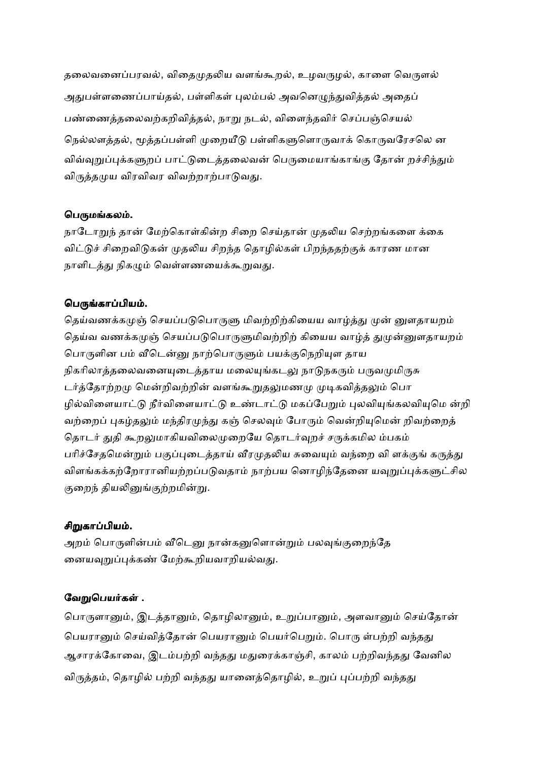தலைவனைப்பரவல், விதைமுதலிய வளங்கூறல், உழவருழல், காளை வெருளல் அதுபள்ளணைப்பாய்தல், பள்ளிகள் புலம்பல் அவனெழுந்துவித்தல் அதைப் பண்ணைத்தலைவற்கறிவித்தல், நாறு நடல், விளைந்தவிர் செப்பஞ்செயல் நெல்லளத்தல், மூத்தப்பள்ளி முறையீடு பள்ளிகளுளொருவாக் கொருவரேசலெ ன விவ்வுறுப்புக்களுறப் பாட்டுடைத்தலைவன் பெருமையாங்காங்கு தோன் றச்சிந்தும் விருத்தமுய விரவிவர விவற்றாற்பாடுவது.

### பெருமங்கலம்.

நாடோறுந் தான் மேற்கொள்கின்ற சிறை செய்தான் முதலிய செற்றங்களை க்கை விட்டுச் சிறைவிடுகன் முதலிய சிறந்த தொழில்கள் பிறந்ததற்குக் காரண மான நாளிடத்து நிகழும் வெள்ளணயைக்கூறுவது.

### பெருங்காப்பியம்.

தெய்வணக்கமுஞ் செயப்படுபொருளு மிவற்றிற்கியைய வாழ்த்து முன் னுளதாயறம் தெய்வ வணக்கமுஞ் செயப்படுபொருளுமிவற்றிற் கியைய வாழ்த் துமுன்னுளதாயறம் பொருளின பம் வீடென்னு நாற்பொருளும் பயக்குநெறியுள தாய நிகரிலாத்தலைவனையுடைத்தாய மலையுங்கடலு நாடுநகரும் பருவமுமிருசு டர்த்தோற்றமு மென்றிவற்றின் வளங்கூறுதலுமணமு முடிகவித்தலும் பொ ழில்விளையாட்டு நீர்விளையாட்டு உண்டாட்டு மகப்பேறும் புலவியுங்கலவியுமெ ன்றி வற்றைப் புகழ்தலும் மந்திரமுந்து கஞ் செலவும் போரும் வென்றியுமென் றிவற்றைத் தொடர் துதி கூறலுமாகியவிலைமுறையே தொடர்வுறச் சருக்கமில ம்பகம் பரிச்சேதமென்றும் பகுப்புடைத்தாய் வீரமுதலிய சுவையும் வந்றை வி ளக்குங் கருத்து விளங்கக்கற்றோரானியற்றப்படுவதாம் நாற்பய னொழிந்தேனை யவுறுப்புக்களுட்சில குறைந் தியலினுங்குற்றமின்று.

### சிறுகாப்பியம்.

அறம் பொருளின்பம் வீடெனு நான்கனுளொன்றும் பலவுங்குறைந்தே னையவுறுப்புக்கண் மேற்கூறியவாறியல்வது.

### வேறுபெயர்கள் .

பொருளானும், இடத்தானும், தொழிலானும், உறுப்பானும், அளவானும் செய்தோன் பெயரானும் செய்வித்தோன் பெயரானும் பெயர்பெறும். பொரு ள்பற்றி வந்தது ஆசாரக்கோவை, இடம்பற்றி வந்தது மதுரைக்காஞ்சி, காலம் பற்றிவந்தது வேனில விருத்தம், தொழில் பற்றி வந்தது யானைத்தொழில், உறுப் புப்பற்றி வந்தது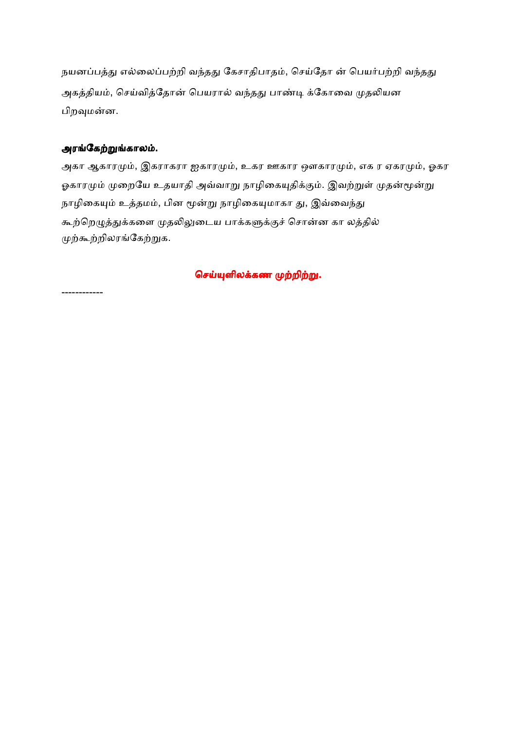நயனப்பத்து எல்லைப்பற்றி வந்தது கேசாதிபாதம், செய்தோ ன் பெயர்பற்றி வந்தது அகத்தியம், செய்வித்தோன் பெயரால் வந்தது பாண்டி க்கோவை முதலியன பிறவுமன்ன.

**அரங்கேற்றுங்காலம்.**

அகா ஆகாரமும், இகராகரா ஐகாரமும், உகர ஊகார ஔகாரமும், எக ர ஏகரமும், ஒகர ஓகாரமும் முறையே உதயாதி அவ்வாறு நாழிகையுதிக்கும். இவற்றுள் முதன்மூன்று நாழிகையும் உத்தமம், பின மூன்று நாழிகையுமாகா து, இவ்வைந்து கூற்றெழுத்துக்களை முதலிலுடைய பாக்களுக்குச் சொன்ன கா லத்தில் முற்கூற்றிலரங்கேற்றுக.

**செய்யுளிலக்கண முற்றிற்று.**

------------